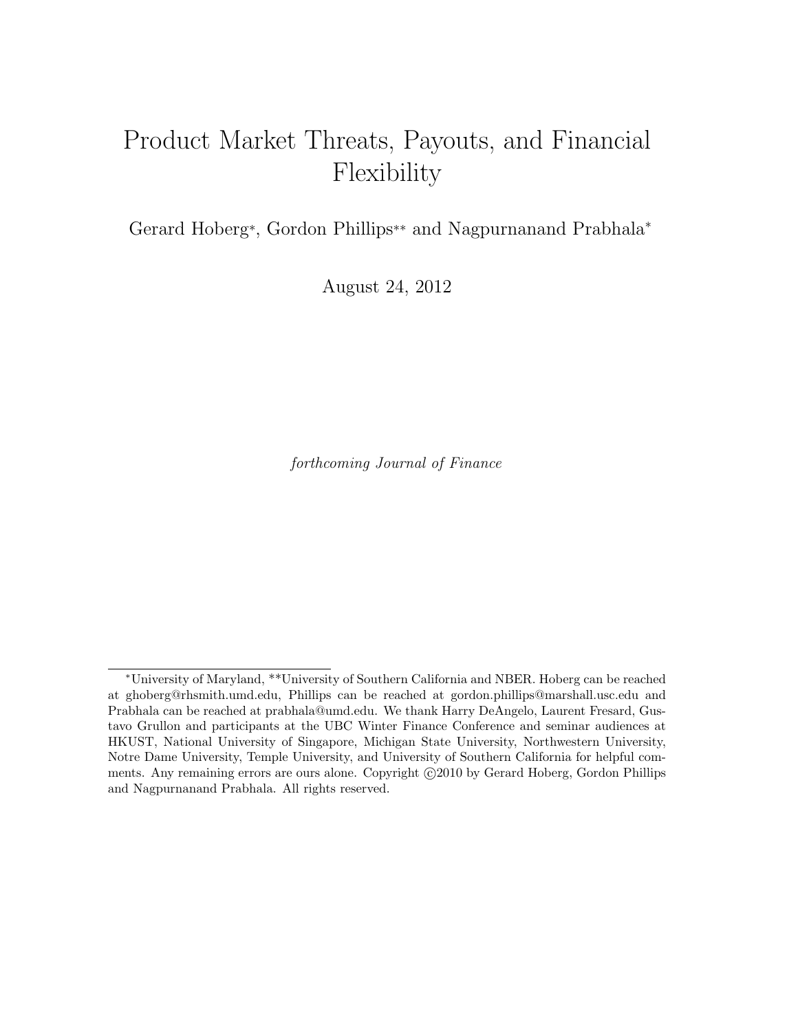# Product Market Threats, Payouts, and Financial Flexibility

Gerard Hoberg*, Gordon Phillips** and Nagpurnanand Prabhala*

August 24, 2012

*forthcoming Journal of Finance*

---

*University of Maryland, **University of Southern California and NBER. Hoberg can be reached at ghoberg@rhsmith.umd.edu, Phillips can be reached at gordon.phillips@marshall.usc.edu and Prabhala can be reached at prabhala@umd.edu. We thank Harry DeAngelo, Laurent Fresard, Gustavo Grullon and participants at the UBC Winter Finance Conference and seminar audiences at HKUST, National University of Singapore, Michigan State University, Northwestern University, Notre Dame University, Temple University, and University of Southern California for helpful comments. Any remaining errors are ours alone. Copyright ©2010 by Gerard Hoberg, Gordon Phillips and Nagpurnanand Prabhala. All rights reserved.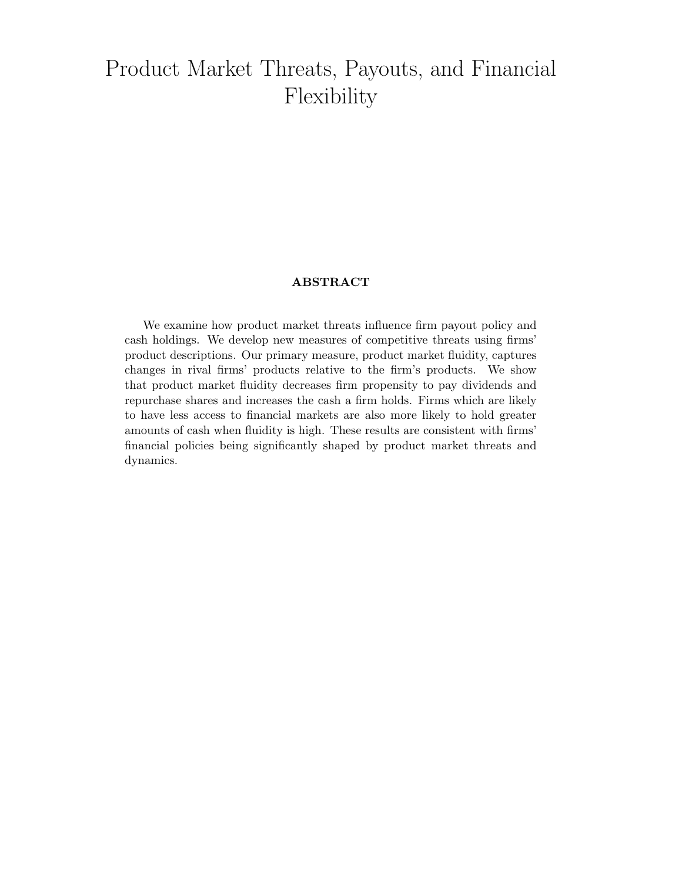# Product Market Threats, Payouts, and Financial Flexibility

**ABSTRACT**

We examine how product market threats influence firm payout policy and cash holdings. We develop new measures of competitive threats using firms' product descriptions. Our primary measure, product market fluidity, captures changes in rival firms' products relative to the firm's products. We show that product market fluidity decreases firm propensity to pay dividends and repurchase shares and increases the cash a firm holds. Firms which are likely to have less access to financial markets are also more likely to hold greater amounts of cash when fluidity is high. These results are consistent with firms' financial policies being significantly shaped by product market threats and dynamics.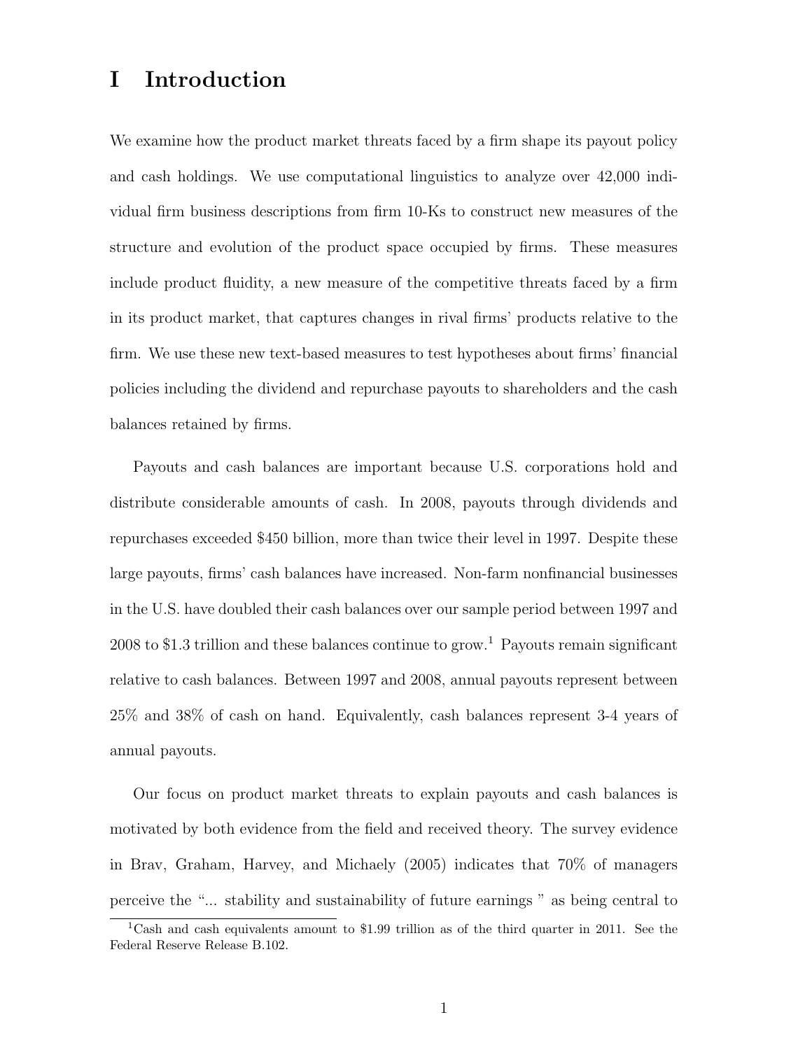# I Introduction

We examine how the product market threats faced by a firm shape its payout policy and cash holdings. We use computational linguistics to analyze over 42,000 individual firm business descriptions from firm 10-Ks to construct new measures of the structure and evolution of the product space occupied by firms. These measures include product fluidity, a new measure of the competitive threats faced by a firm in its product market, that captures changes in rival firms' products relative to the firm. We use these new text-based measures to test hypotheses about firms' financial policies including the dividend and repurchase payouts to shareholders and the cash balances retained by firms.

Payouts and cash balances are important because U.S. corporations hold and distribute considerable amounts of cash. In 2008, payouts through dividends and repurchases exceeded $450 billion, more than twice their level in 1997. Despite these large payouts, firms' cash balances have increased. Non-farm nonfinancial businesses in the U.S. have doubled their cash balances over our sample period between 1997 and 2008 to $1.3 trillion and these balances continue to grow.[1] Payouts remain significant relative to cash balances. Between 1997 and 2008, annual payouts represent between 25% and 38% of cash on hand. Equivalently, cash balances represent 3-4 years of annual payouts.

Our focus on product market threats to explain payouts and cash balances is motivated by both evidence from the field and received theory. The survey evidence in Brav, Graham, Harvey, and Michaely (2005) indicates that 70% of managers perceive the "... stability and sustainability of future earnings " as being central to

[1] Cash and cash equivalents amount to $1.99 trillion as of the third quarter in 2011. See the Federal Reserve Release B.102.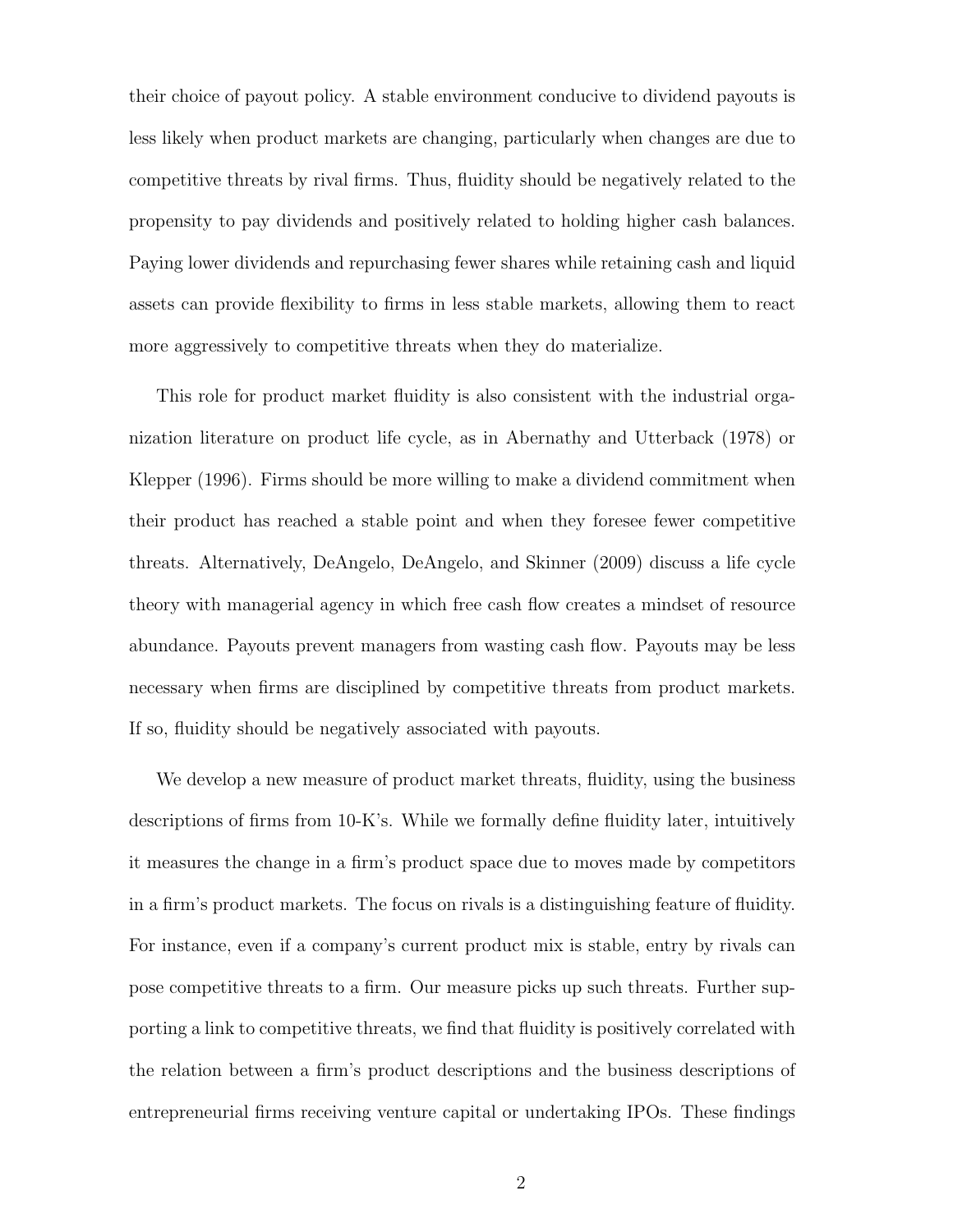their choice of payout policy. A stable environment conducive to dividend payouts is less likely when product markets are changing, particularly when changes are due to competitive threats by rival firms. Thus, fluidity should be negatively related to the propensity to pay dividends and positively related to holding higher cash balances. Paying lower dividends and repurchasing fewer shares while retaining cash and liquid assets can provide flexibility to firms in less stable markets, allowing them to react more aggressively to competitive threats when they do materialize.

This role for product market fluidity is also consistent with the industrial organization literature on product life cycle, as in Abernathy and Utterback (1978) or Klepper (1996). Firms should be more willing to make a dividend commitment when their product has reached a stable point and when they foresee fewer competitive threats. Alternatively, DeAngelo, DeAngelo, and Skinner (2009) discuss a life cycle theory with managerial agency in which free cash flow creates a mindset of resource abundance. Payouts prevent managers from wasting cash flow. Payouts may be less necessary when firms are disciplined by competitive threats from product markets. If so, fluidity should be negatively associated with payouts.

We develop a new measure of product market threats, fluidity, using the business descriptions of firms from 10-K's. While we formally define fluidity later, intuitively it measures the change in a firm's product space due to moves made by competitors in a firm's product markets. The focus on rivals is a distinguishing feature of fluidity. For instance, even if a company's current product mix is stable, entry by rivals can pose competitive threats to a firm. Our measure picks up such threats. Further supporting a link to competitive threats, we find that fluidity is positively correlated with the relation between a firm's product descriptions and the business descriptions of entrepreneurial firms receiving venture capital or undertaking IPOs. These findings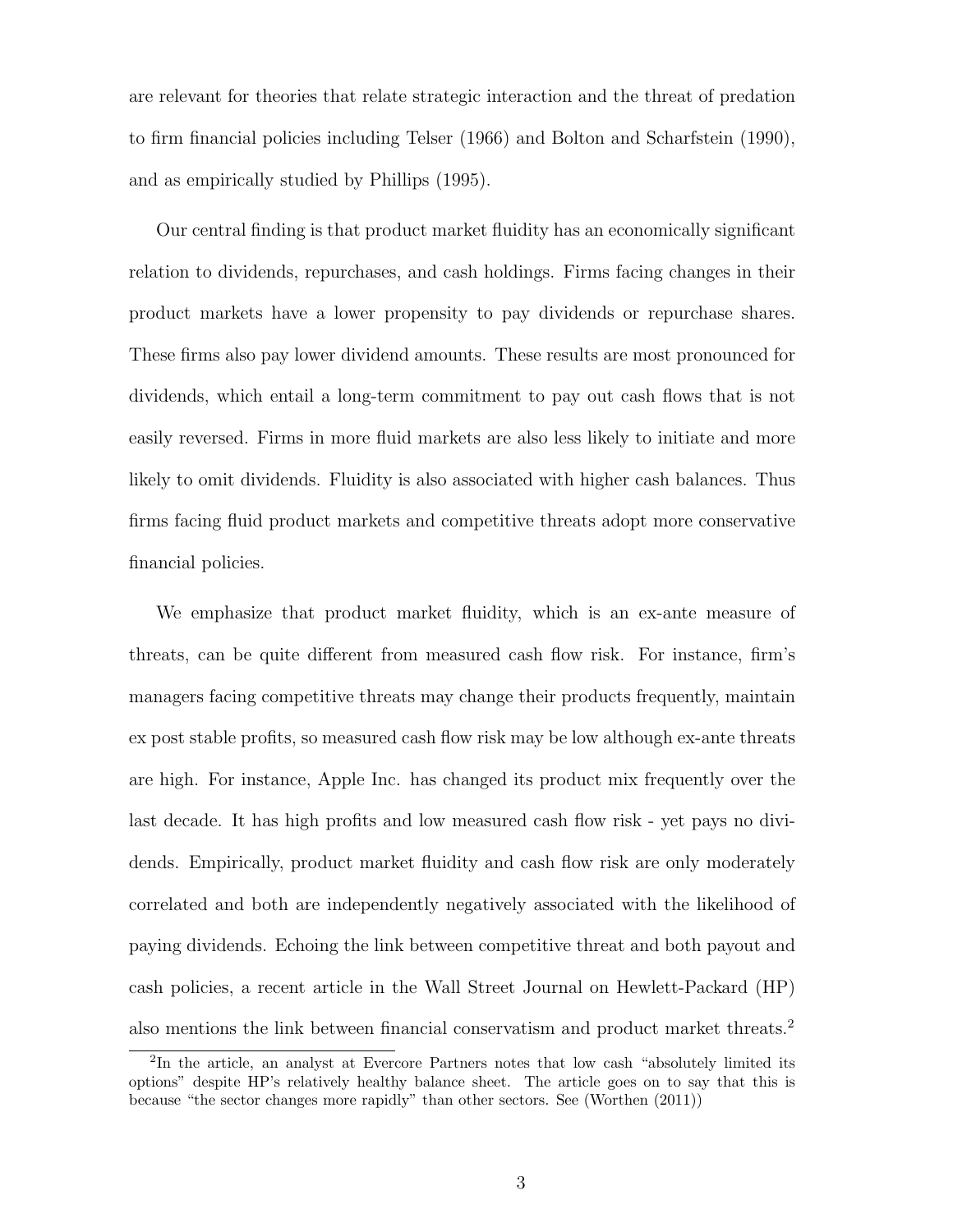are relevant for theories that relate strategic interaction and the threat of predation to firm financial policies including Telser (1966) and Bolton and Scharfstein (1990), and as empirically studied by Phillips (1995).

Our central finding is that product market fluidity has an economically significant relation to dividends, repurchases, and cash holdings. Firms facing changes in their product markets have a lower propensity to pay dividends or repurchase shares. These firms also pay lower dividend amounts. These results are most pronounced for dividends, which entail a long-term commitment to pay out cash flows that is not easily reversed. Firms in more fluid markets are also less likely to initiate and more likely to omit dividends. Fluidity is also associated with higher cash balances. Thus firms facing fluid product markets and competitive threats adopt more conservative financial policies.

We emphasize that product market fluidity, which is an ex-ante measure of threats, can be quite different from measured cash flow risk. For instance, firm's managers facing competitive threats may change their products frequently, maintain ex post stable profits, so measured cash flow risk may be low although ex-ante threats are high. For instance, Apple Inc. has changed its product mix frequently over the last decade. It has high profits and low measured cash flow risk - yet pays no dividends. Empirically, product market fluidity and cash flow risk are only moderately correlated and both are independently negatively associated with the likelihood of paying dividends. Echoing the link between competitive threat and both payout and cash policies, a recent article in the Wall Street Journal on Hewlett-Packard (HP) also mentions the link between financial conservatism and product market threats.[2]

[2]In the article, an analyst at Evercore Partners notes that low cash "absolutely limited its options" despite HP's relatively healthy balance sheet. The article goes on to say that this is because "the sector changes more rapidly" than other sectors. See (Worthen (2011))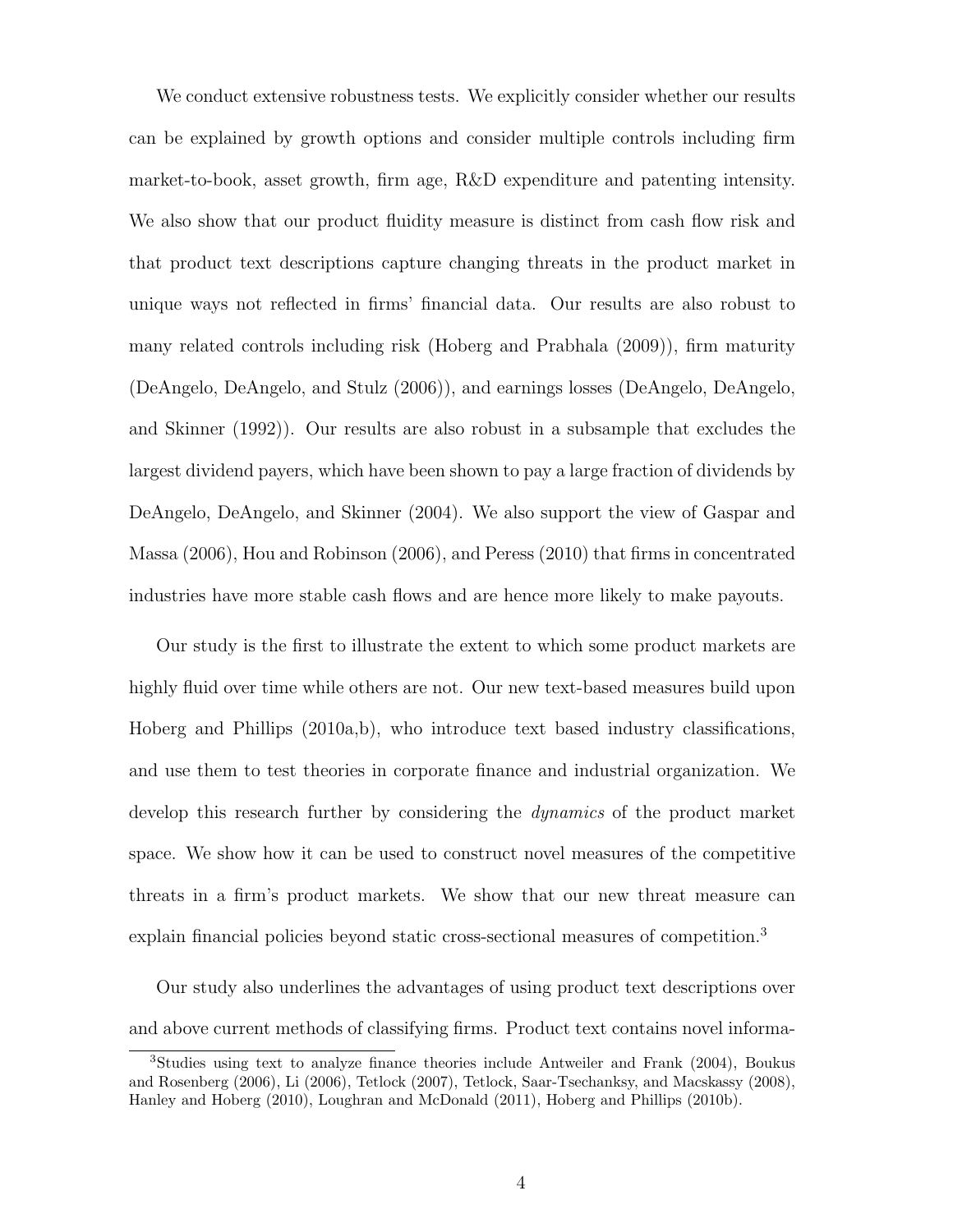We conduct extensive robustness tests. We explicitly consider whether our results can be explained by growth options and consider multiple controls including firm market-to-book, asset growth, firm age, R&D expenditure and patenting intensity. We also show that our product fluidity measure is distinct from cash flow risk and that product text descriptions capture changing threats in the product market in unique ways not reflected in firms' financial data. Our results are also robust to many related controls including risk (Hoberg and Prabhala (2009)), firm maturity (DeAngelo, DeAngelo, and Stulz (2006)), and earnings losses (DeAngelo, DeAngelo, and Skinner (1992)). Our results are also robust in a subsample that excludes the largest dividend payers, which have been shown to pay a large fraction of dividends by DeAngelo, DeAngelo, and Skinner (2004). We also support the view of Gaspar and Massa (2006), Hou and Robinson (2006), and Peress (2010) that firms in concentrated industries have more stable cash flows and are hence more likely to make payouts.

Our study is the first to illustrate the extent to which some product markets are highly fluid over time while others are not. Our new text-based measures build upon Hoberg and Phillips (2010a,b), who introduce text based industry classifications, and use them to test theories in corporate finance and industrial organization. We develop this research further by considering the *dynamics* of the product market space. We show how it can be used to construct novel measures of the competitive threats in a firm's product markets. We show that our new threat measure can explain financial policies beyond static cross-sectional measures of competition.[3]

Our study also underlines the advantages of using product text descriptions over and above current methods of classifying firms. Product text contains novel informa-

[3] Studies using text to analyze finance theories include Antweiler and Frank (2004), Boukus and Rosenberg (2006), Li (2006), Tetlock (2007), Tetlock, Saar-Tsechanksy, and Macskassy (2008), Hanley and Hoberg (2010), Loughran and McDonald (2011), Hoberg and Phillips (2010b).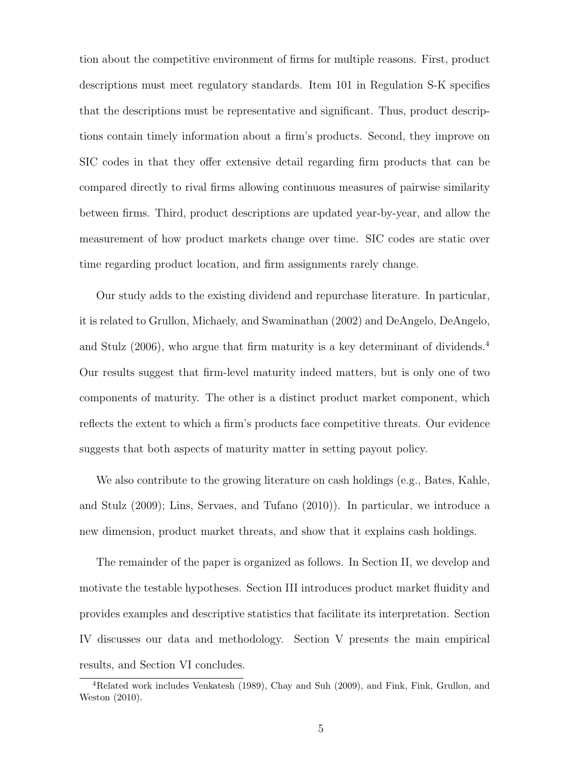tion about the competitive environment of firms for multiple reasons. First, product descriptions must meet regulatory standards. Item 101 in Regulation S-K specifies that the descriptions must be representative and significant. Thus, product descriptions contain timely information about a firm's products. Second, they improve on SIC codes in that they offer extensive detail regarding firm products that can be compared directly to rival firms allowing continuous measures of pairwise similarity between firms. Third, product descriptions are updated year-by-year, and allow the measurement of how product markets change over time. SIC codes are static over time regarding product location, and firm assignments rarely change.

Our study adds to the existing dividend and repurchase literature. In particular, it is related to Grullon, Michaely, and Swaminathan (2002) and DeAngelo, DeAngelo, and Stulz (2006), who argue that firm maturity is a key determinant of dividends.[4] Our results suggest that firm-level maturity indeed matters, but is only one of two components of maturity. The other is a distinct product market component, which reflects the extent to which a firm's products face competitive threats. Our evidence suggests that both aspects of maturity matter in setting payout policy.

We also contribute to the growing literature on cash holdings (e.g., Bates, Kahle, and Stulz (2009); Lins, Servaes, and Tufano (2010)). In particular, we introduce a new dimension, product market threats, and show that it explains cash holdings.

The remainder of the paper is organized as follows. In Section II, we develop and motivate the testable hypotheses. Section III introduces product market fluidity and provides examples and descriptive statistics that facilitate its interpretation. Section IV discusses our data and methodology. Section V presents the main empirical results, and Section VI concludes.

[4] Related work includes Venkatesh (1989), Chay and Suh (2009), and Fink, Fink, Grullon, and Weston (2010).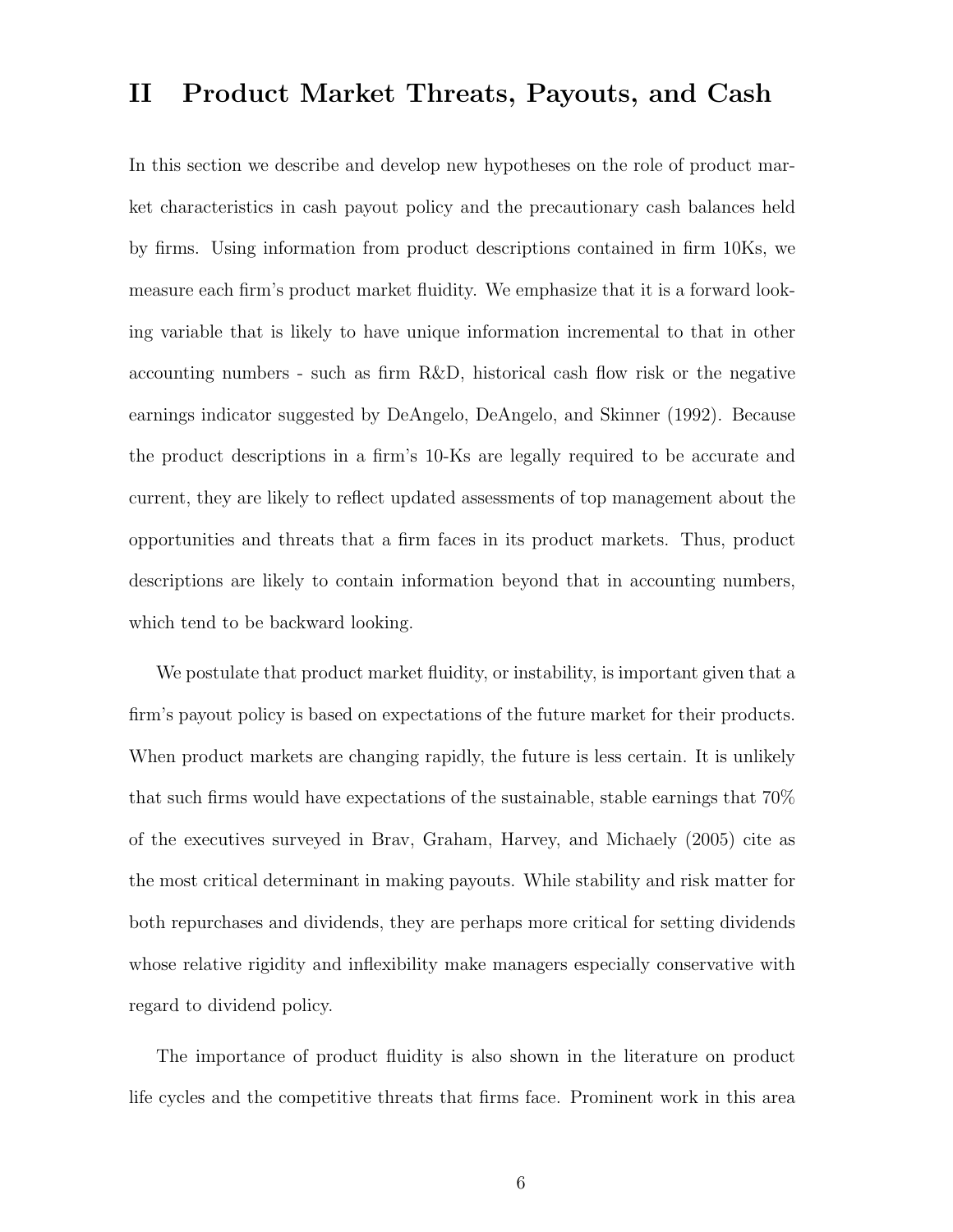## II Product Market Threats, Payouts, and Cash

In this section we describe and develop new hypotheses on the role of product market characteristics in cash payout policy and the precautionary cash balances held by firms. Using information from product descriptions contained in firm 10Ks, we measure each firm's product market fluidity. We emphasize that it is a forward looking variable that is likely to have unique information incremental to that in other accounting numbers - such as firm R&D, historical cash flow risk or the negative earnings indicator suggested by DeAngelo, DeAngelo, and Skinner (1992). Because the product descriptions in a firm's 10-Ks are legally required to be accurate and current, they are likely to reflect updated assessments of top management about the opportunities and threats that a firm faces in its product markets. Thus, product descriptions are likely to contain information beyond that in accounting numbers, which tend to be backward looking.

We postulate that product market fluidity, or instability, is important given that a firm's payout policy is based on expectations of the future market for their products. When product markets are changing rapidly, the future is less certain. It is unlikely that such firms would have expectations of the sustainable, stable earnings that 70% of the executives surveyed in Brav, Graham, Harvey, and Michaely (2005) cite as the most critical determinant in making payouts. While stability and risk matter for both repurchases and dividends, they are perhaps more critical for setting dividends whose relative rigidity and inflexibility make managers especially conservative with regard to dividend policy.

The importance of product fluidity is also shown in the literature on product life cycles and the competitive threats that firms face. Prominent work in this area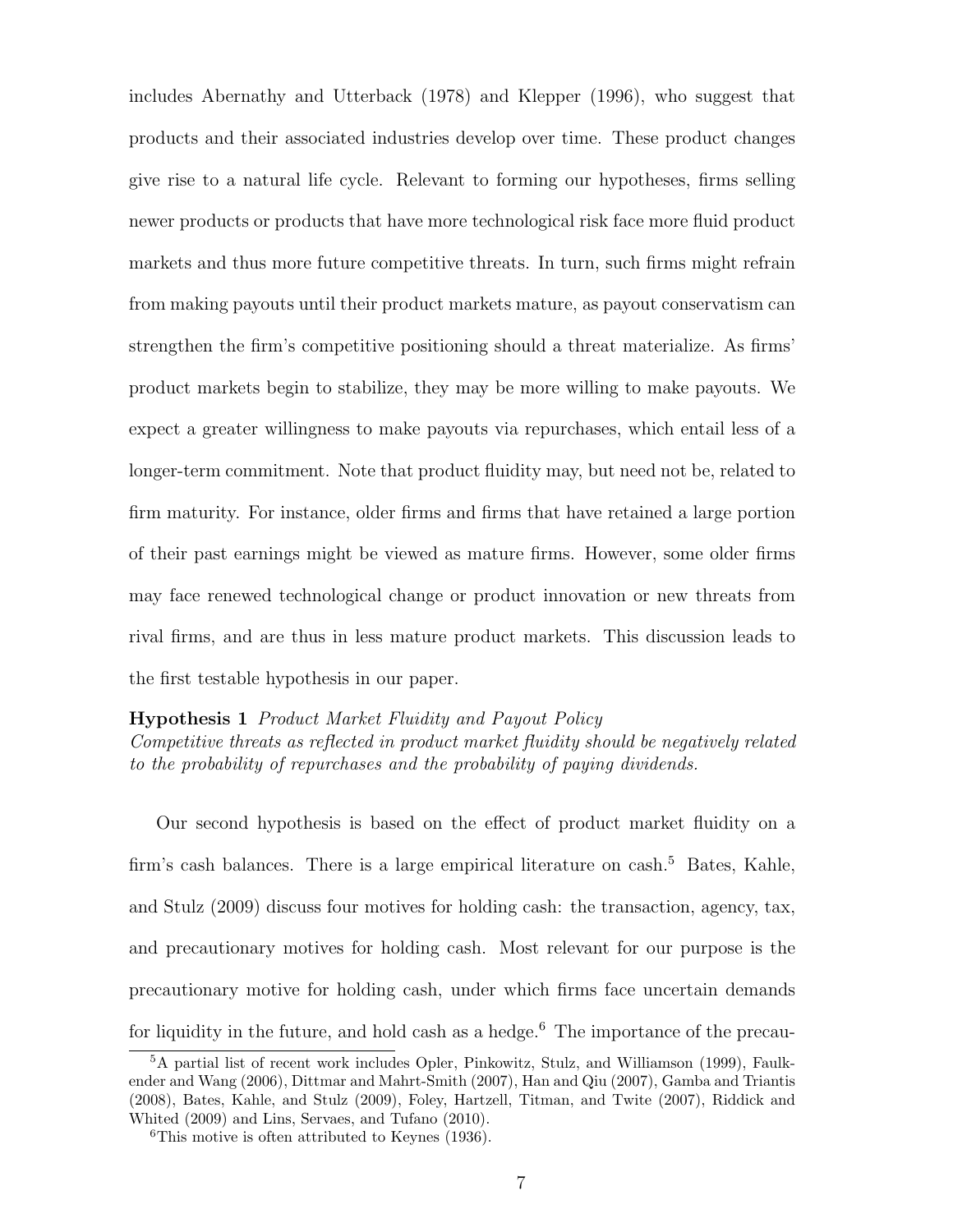includes Abernathy and Utterback (1978) and Klepper (1996), who suggest that products and their associated industries develop over time. These product changes give rise to a natural life cycle. Relevant to forming our hypotheses, firms selling newer products or products that have more technological risk face more fluid product markets and thus more future competitive threats. In turn, such firms might refrain from making payouts until their product markets mature, as payout conservatism can strengthen the firm's competitive positioning should a threat materialize. As firms' product markets begin to stabilize, they may be more willing to make payouts. We expect a greater willingness to make payouts via repurchases, which entail less of a longer-term commitment. Note that product fluidity may, but need not be, related to firm maturity. For instance, older firms and firms that have retained a large portion of their past earnings might be viewed as mature firms. However, some older firms may face renewed technological change or product innovation or new threats from rival firms, and are thus in less mature product markets. This discussion leads to the first testable hypothesis in our paper.

**Hypothesis 1** *Product Market Fluidity and Payout Policy*
*Competitive threats as reflected in product market fluidity should be negatively related to the probability of repurchases and the probability of paying dividends.*

Our second hypothesis is based on the effect of product market fluidity on a firm's cash balances. There is a large empirical literature on cash.[5] Bates, Kahle, and Stulz (2009) discuss four motives for holding cash: the transaction, agency, tax, and precautionary motives for holding cash. Most relevant for our purpose is the precautionary motive for holding cash, under which firms face uncertain demands for liquidity in the future, and hold cash as a hedge.[6] The importance of the precau-

[5] A partial list of recent work includes Opler, Pinkowitz, Stulz, and Williamson (1999), Faulkender and Wang (2006), Dittmar and Mahrt-Smith (2007), Han and Qiu (2007), Gamba and Triantis (2008), Bates, Kahle, and Stulz (2009), Foley, Hartzell, Titman, and Twite (2007), Riddick and Whited (2009) and Lins, Servaes, and Tufano (2010).

[6] This motive is often attributed to Keynes (1936).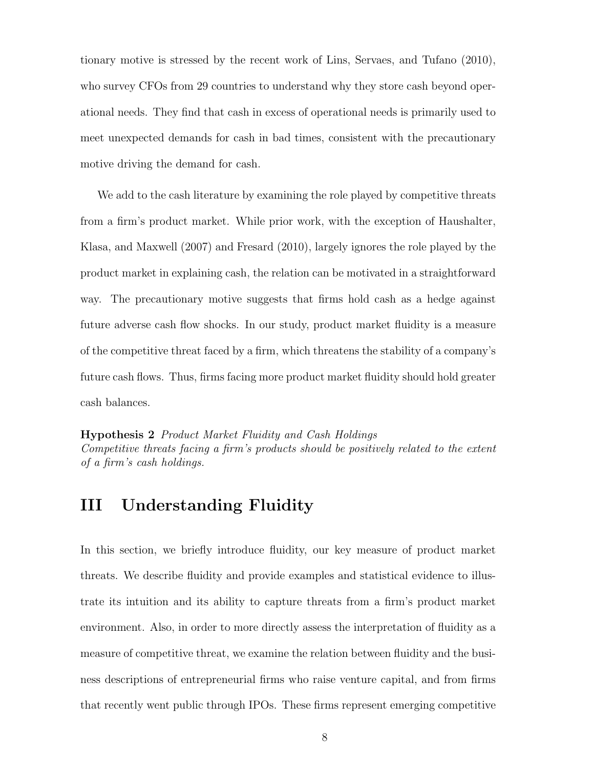tionary motive is stressed by the recent work of Lins, Servaes, and Tufano (2010), who survey CFOs from 29 countries to understand why they store cash beyond operational needs. They find that cash in excess of operational needs is primarily used to meet unexpected demands for cash in bad times, consistent with the precautionary motive driving the demand for cash.

We add to the cash literature by examining the role played by competitive threats from a firm's product market. While prior work, with the exception of Haushalter, Klasa, and Maxwell (2007) and Fresard (2010), largely ignores the role played by the product market in explaining cash, the relation can be motivated in a straightforward way. The precautionary motive suggests that firms hold cash as a hedge against future adverse cash flow shocks. In our study, product market fluidity is a measure of the competitive threat faced by a firm, which threatens the stability of a company's future cash flows. Thus, firms facing more product market fluidity should hold greater cash balances.

**Hypothesis 2** *Product Market Fluidity and Cash Holdings*
*Competitive threats facing a firm's products should be positively related to the extent of a firm's cash holdings.*

# III Understanding Fluidity

In this section, we briefly introduce fluidity, our key measure of product market threats. We describe fluidity and provide examples and statistical evidence to illustrate its intuition and its ability to capture threats from a firm's product market environment. Also, in order to more directly assess the interpretation of fluidity as a measure of competitive threat, we examine the relation between fluidity and the business descriptions of entrepreneurial firms who raise venture capital, and from firms that recently went public through IPOs. These firms represent emerging competitive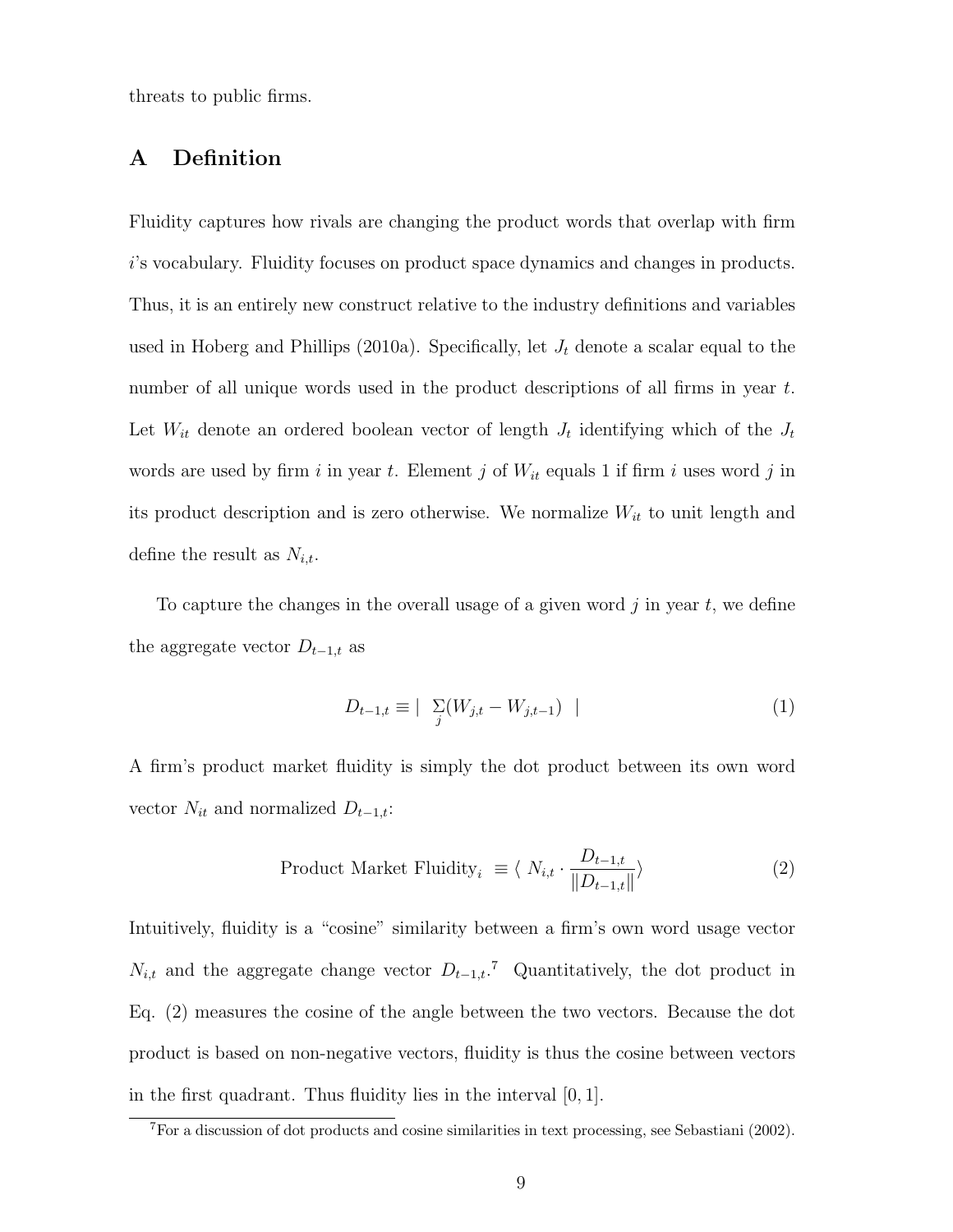threats to public firms.

## A Definition

Fluidity captures how rivals are changing the product words that overlap with firm $i$'s vocabulary. Fluidity focuses on product space dynamics and changes in products. Thus, it is an entirely new construct relative to the industry definitions and variables used in Hoberg and Phillips (2010a). Specifically, let $J_t$ denote a scalar equal to the number of all unique words used in the product descriptions of all firms in year $t$. Let $W_{it}$ denote an ordered boolean vector of length $J_t$ identifying which of the $J_t$ words are used by firm $i$ in year $t$. Element $j$ of $W_{it}$ equals 1 if firm $i$ uses word $j$ in its product description and is zero otherwise. We normalize $W_{it}$ to unit length and define the result as $N_{i,t}$.

To capture the changes in the overall usage of a given word $j$ in year $t$, we define the aggregate vector $D_{t-1,t}$ as

$$D_{t-1,t} \equiv \left| \sum_{j}(W_{j,t} - W_{j,t-1}) \right| \tag{1}$$

A firm's product market fluidity is simply the dot product between its own word vector $N_{it}$ and normalized $D_{t-1,t}$:

$$\text{Product Market Fluidity}_i \equiv \langle N_{i,t} \cdot \frac{D_{t-1,t}}{\|D_{t-1,t}\|} \rangle \tag{2}$$

Intuitively, fluidity is a "cosine" similarity between a firm's own word usage vector $N_{i,t}$ and the aggregate change vector $D_{t-1,t}$.[7] Quantitatively, the dot product in Eq. (2) measures the cosine of the angle between the two vectors. Because the dot product is based on non-negative vectors, fluidity is thus the cosine between vectors in the first quadrant. Thus fluidity lies in the interval $[0, 1]$.

[7] For a discussion of dot products and cosine similarities in text processing, see Sebastiani (2002).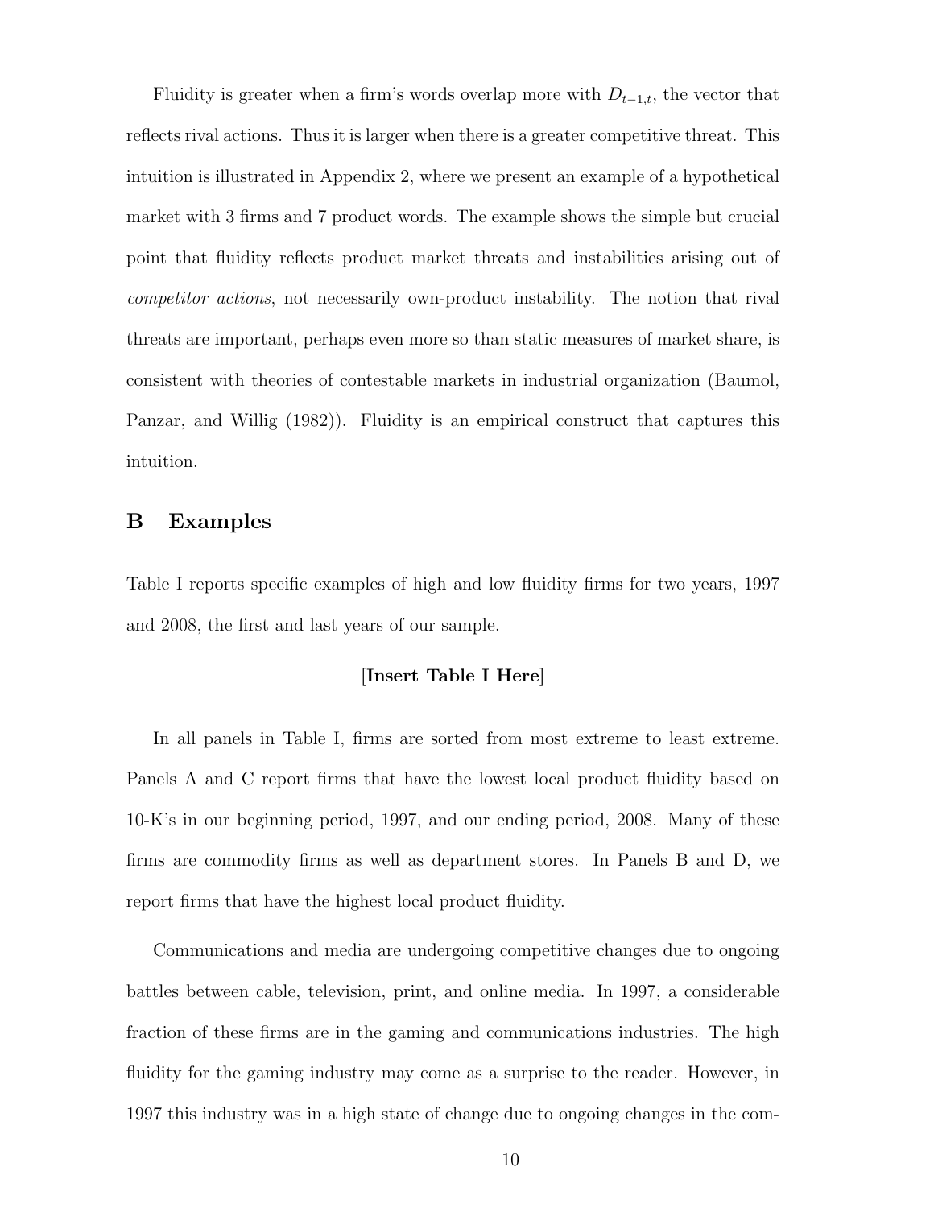Fluidity is greater when a firm's words overlap more with $D_{t-1,t}$, the vector that reflects rival actions. Thus it is larger when there is a greater competitive threat. This intuition is illustrated in Appendix 2, where we present an example of a hypothetical market with 3 firms and 7 product words. The example shows the simple but crucial point that fluidity reflects product market threats and instabilities arising out of *competitor actions*, not necessarily own-product instability. The notion that rival threats are important, perhaps even more so than static measures of market share, is consistent with theories of contestable markets in industrial organization (Baumol, Panzar, and Willig (1982)). Fluidity is an empirical construct that captures this intuition.

## B Examples

Table I reports specific examples of high and low fluidity firms for two years, 1997 and 2008, the first and last years of our sample.

**[Insert Table I Here]**

In all panels in Table I, firms are sorted from most extreme to least extreme. Panels A and C report firms that have the lowest local product fluidity based on 10-K's in our beginning period, 1997, and our ending period, 2008. Many of these firms are commodity firms as well as department stores. In Panels B and D, we report firms that have the highest local product fluidity.

Communications and media are undergoing competitive changes due to ongoing battles between cable, television, print, and online media. In 1997, a considerable fraction of these firms are in the gaming and communications industries. The high fluidity for the gaming industry may come as a surprise to the reader. However, in 1997 this industry was in a high state of change due to ongoing changes in the com-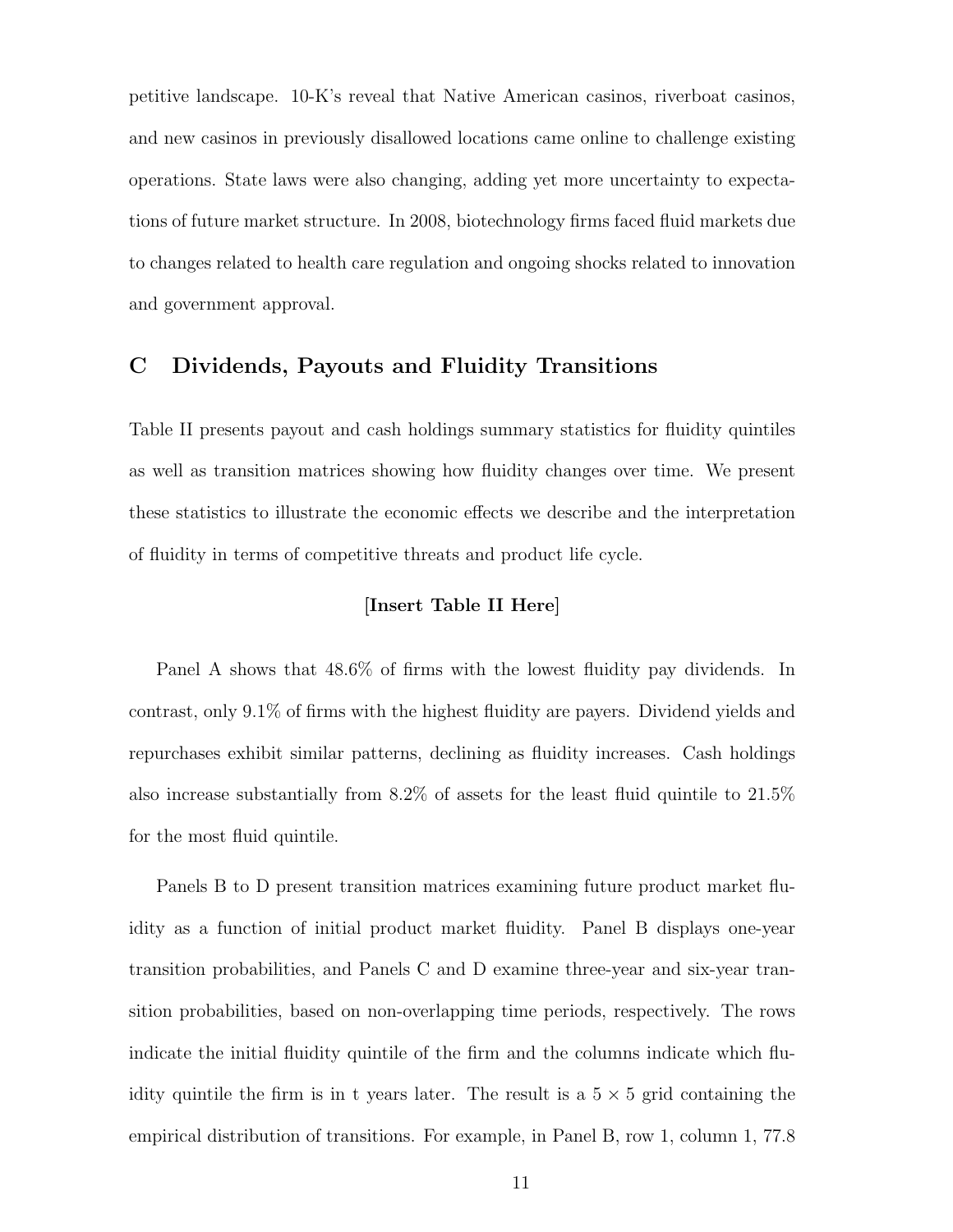petitive landscape. 10-K's reveal that Native American casinos, riverboat casinos, and new casinos in previously disallowed locations came online to challenge existing operations. State laws were also changing, adding yet more uncertainty to expectations of future market structure. In 2008, biotechnology firms faced fluid markets due to changes related to health care regulation and ongoing shocks related to innovation and government approval.

## C Dividends, Payouts and Fluidity Transitions

Table II presents payout and cash holdings summary statistics for fluidity quintiles as well as transition matrices showing how fluidity changes over time. We present these statistics to illustrate the economic effects we describe and the interpretation of fluidity in terms of competitive threats and product life cycle.

**[Insert Table II Here]**

Panel A shows that 48.6% of firms with the lowest fluidity pay dividends. In contrast, only 9.1% of firms with the highest fluidity are payers. Dividend yields and repurchases exhibit similar patterns, declining as fluidity increases. Cash holdings also increase substantially from 8.2% of assets for the least fluid quintile to 21.5% for the most fluid quintile.

Panels B to D present transition matrices examining future product market fluidity as a function of initial product market fluidity. Panel B displays one-year transition probabilities, and Panels C and D examine three-year and six-year transition probabilities, based on non-overlapping time periods, respectively. The rows indicate the initial fluidity quintile of the firm and the columns indicate which fluidity quintile the firm is in t years later. The result is a $5 \times 5$ grid containing the empirical distribution of transitions. For example, in Panel B, row 1, column 1, 77.8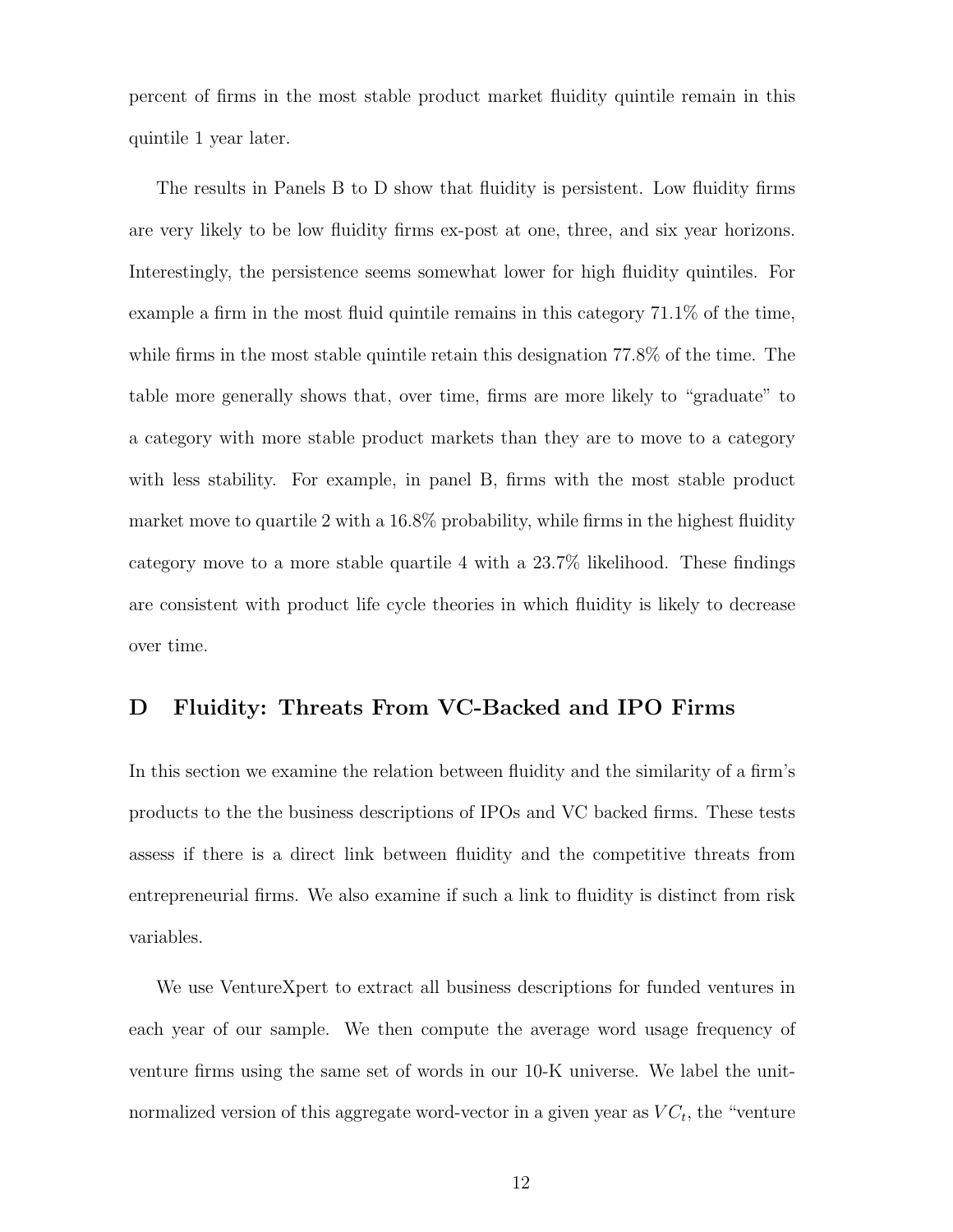percent of firms in the most stable product market fluidity quintile remain in this quintile 1 year later.

The results in Panels B to D show that fluidity is persistent. Low fluidity firms are very likely to be low fluidity firms ex-post at one, three, and six year horizons. Interestingly, the persistence seems somewhat lower for high fluidity quintiles. For example a firm in the most fluid quintile remains in this category 71.1% of the time, while firms in the most stable quintile retain this designation 77.8% of the time. The table more generally shows that, over time, firms are more likely to "graduate" to a category with more stable product markets than they are to move to a category with less stability. For example, in panel B, firms with the most stable product market move to quartile 2 with a 16.8% probability, while firms in the highest fluidity category move to a more stable quartile 4 with a 23.7% likelihood. These findings are consistent with product life cycle theories in which fluidity is likely to decrease over time.

## D Fluidity: Threats From VC-Backed and IPO Firms

In this section we examine the relation between fluidity and the similarity of a firm's products to the the business descriptions of IPOs and VC backed firms. These tests assess if there is a direct link between fluidity and the competitive threats from entrepreneurial firms. We also examine if such a link to fluidity is distinct from risk variables.

We use VentureXpert to extract all business descriptions for funded ventures in each year of our sample. We then compute the average word usage frequency of venture firms using the same set of words in our 10-K universe. We label the unit-normalized version of this aggregate word-vector in a given year as $VC_t$, the "venture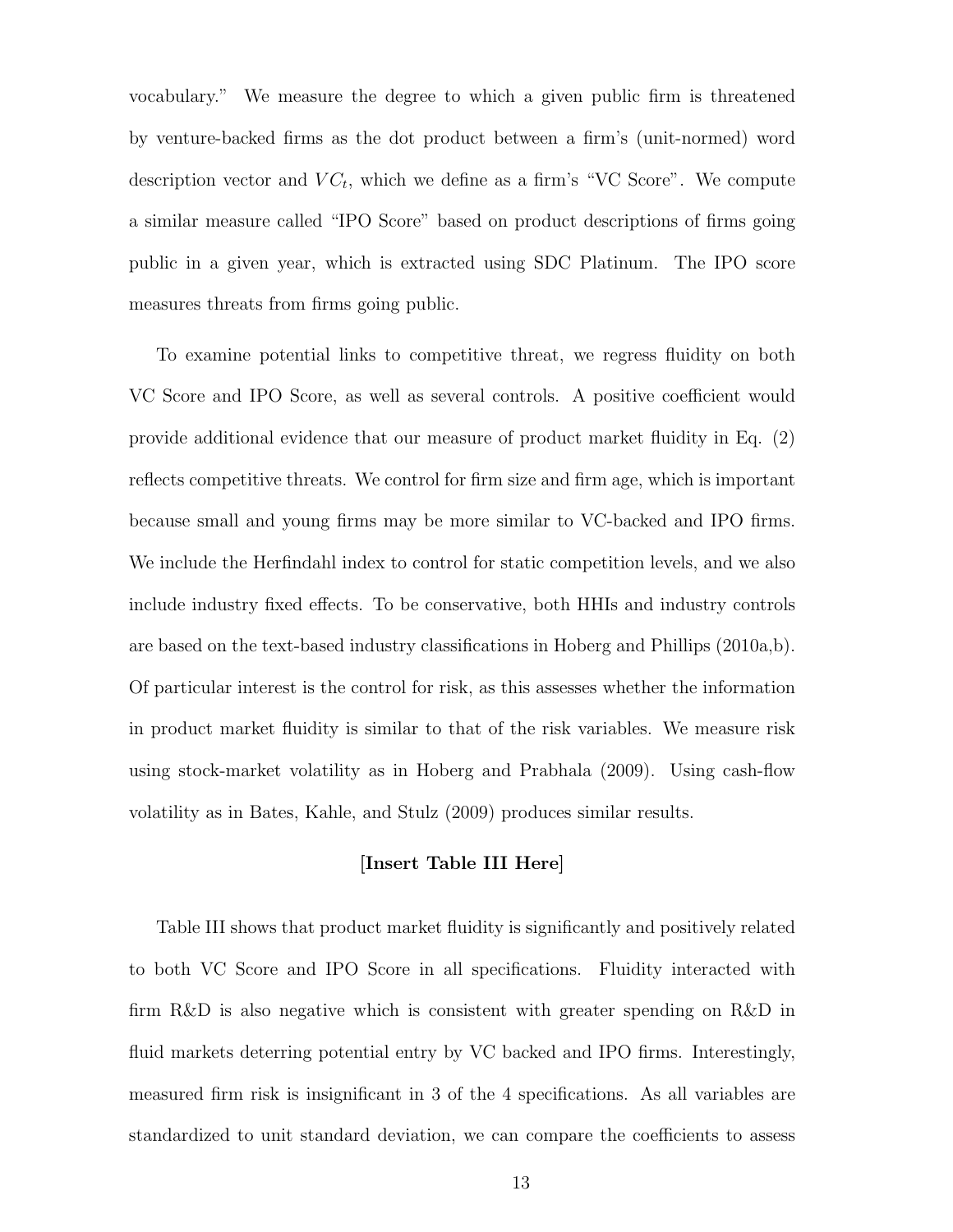vocabulary." We measure the degree to which a given public firm is threatened by venture-backed firms as the dot product between a firm's (unit-normed) word description vector and $VC_t$, which we define as a firm's "VC Score". We compute a similar measure called "IPO Score" based on product descriptions of firms going public in a given year, which is extracted using SDC Platinum. The IPO score measures threats from firms going public.

To examine potential links to competitive threat, we regress fluidity on both VC Score and IPO Score, as well as several controls. A positive coefficient would provide additional evidence that our measure of product market fluidity in Eq. (2) reflects competitive threats. We control for firm size and firm age, which is important because small and young firms may be more similar to VC-backed and IPO firms. We include the Herfindahl index to control for static competition levels, and we also include industry fixed effects. To be conservative, both HHIs and industry controls are based on the text-based industry classifications in Hoberg and Phillips (2010a,b). Of particular interest is the control for risk, as this assesses whether the information in product market fluidity is similar to that of the risk variables. We measure risk using stock-market volatility as in Hoberg and Prabhala (2009). Using cash-flow volatility as in Bates, Kahle, and Stulz (2009) produces similar results.

**[Insert Table III Here]**

Table III shows that product market fluidity is significantly and positively related to both VC Score and IPO Score in all specifications. Fluidity interacted with firm R&D is also negative which is consistent with greater spending on R&D in fluid markets deterring potential entry by VC backed and IPO firms. Interestingly, measured firm risk is insignificant in 3 of the 4 specifications. As all variables are standardized to unit standard deviation, we can compare the coefficients to assess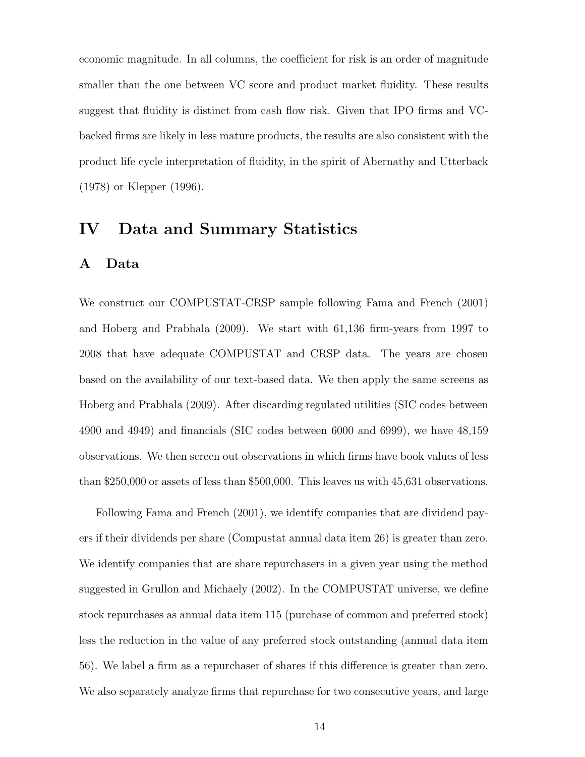economic magnitude. In all columns, the coefficient for risk is an order of magnitude smaller than the one between VC score and product market fluidity. These results suggest that fluidity is distinct from cash flow risk. Given that IPO firms and VC-backed firms are likely in less mature products, the results are also consistent with the product life cycle interpretation of fluidity, in the spirit of Abernathy and Utterback (1978) or Klepper (1996).

# IV Data and Summary Statistics

## A Data

We construct our COMPUSTAT-CRSP sample following Fama and French (2001) and Hoberg and Prabhala (2009). We start with 61,136 firm-years from 1997 to 2008 that have adequate COMPUSTAT and CRSP data. The years are chosen based on the availability of our text-based data. We then apply the same screens as Hoberg and Prabhala (2009). After discarding regulated utilities (SIC codes between 4900 and 4949) and financials (SIC codes between 6000 and 6999), we have 48,159 observations. We then screen out observations in which firms have book values of less than $250,000 or assets of less than $500,000. This leaves us with 45,631 observations.

Following Fama and French (2001), we identify companies that are dividend payers if their dividends per share (Compustat annual data item 26) is greater than zero. We identify companies that are share repurchasers in a given year using the method suggested in Grullon and Michaely (2002). In the COMPUSTAT universe, we define stock repurchases as annual data item 115 (purchase of common and preferred stock) less the reduction in the value of any preferred stock outstanding (annual data item 56). We label a firm as a repurchaser of shares if this difference is greater than zero. We also separately analyze firms that repurchase for two consecutive years, and large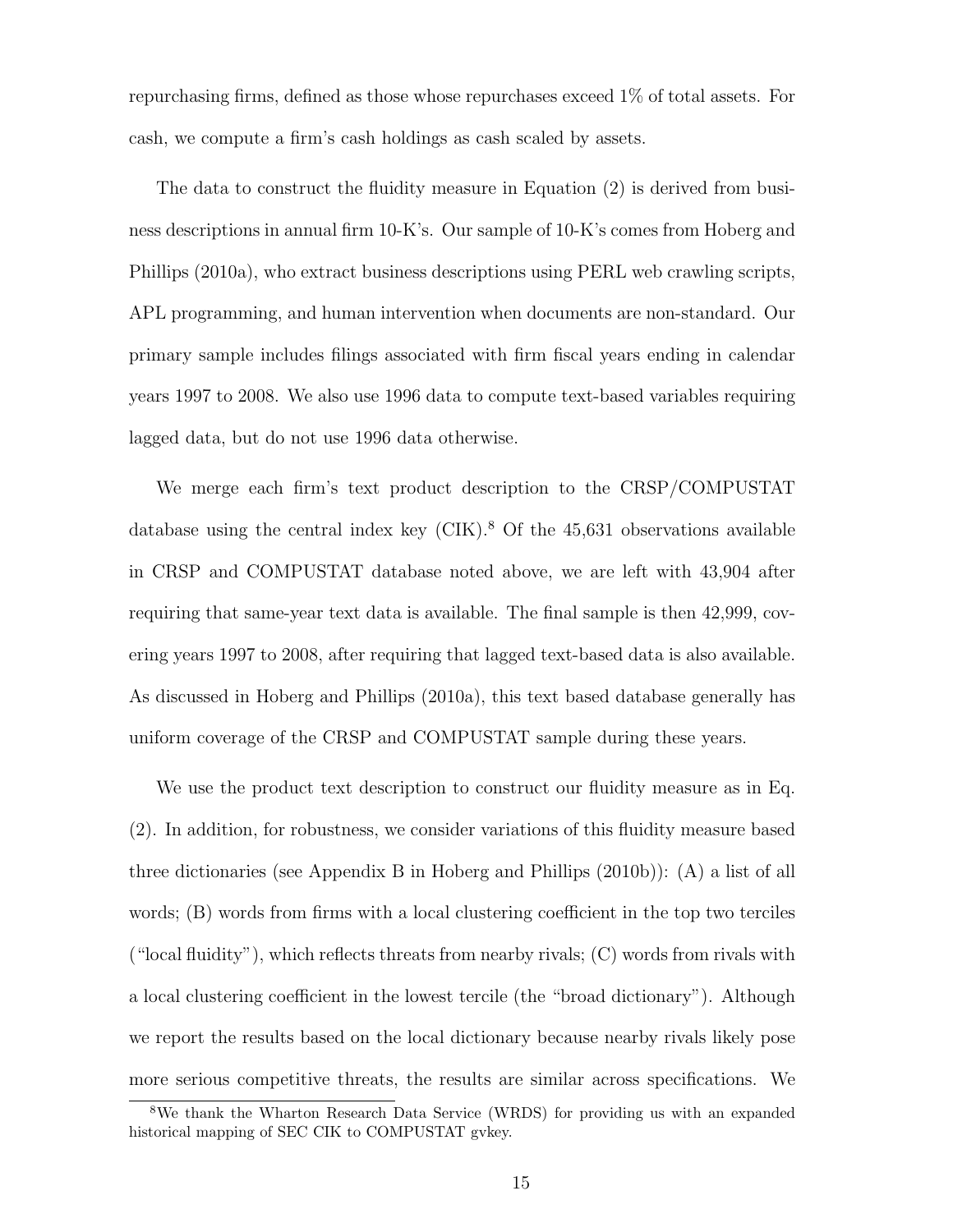repurchasing firms, defined as those whose repurchases exceed 1% of total assets. For cash, we compute a firm's cash holdings as cash scaled by assets.

The data to construct the fluidity measure in Equation (2) is derived from business descriptions in annual firm 10-K's. Our sample of 10-K's comes from Hoberg and Phillips (2010a), who extract business descriptions using PERL web crawling scripts, APL programming, and human intervention when documents are non-standard. Our primary sample includes filings associated with firm fiscal years ending in calendar years 1997 to 2008. We also use 1996 data to compute text-based variables requiring lagged data, but do not use 1996 data otherwise.

We merge each firm's text product description to the CRSP/COMPUSTAT database using the central index key (CIK).[8] Of the 45,631 observations available in CRSP and COMPUSTAT database noted above, we are left with 43,904 after requiring that same-year text data is available. The final sample is then 42,999, covering years 1997 to 2008, after requiring that lagged text-based data is also available. As discussed in Hoberg and Phillips (2010a), this text based database generally has uniform coverage of the CRSP and COMPUSTAT sample during these years.

We use the product text description to construct our fluidity measure as in Eq. (2). In addition, for robustness, we consider variations of this fluidity measure based three dictionaries (see Appendix B in Hoberg and Phillips (2010b)): (A) a list of all words; (B) words from firms with a local clustering coefficient in the top two terciles ("local fluidity"), which reflects threats from nearby rivals; (C) words from rivals with a local clustering coefficient in the lowest tercile (the "broad dictionary"). Although we report the results based on the local dictionary because nearby rivals likely pose more serious competitive threats, the results are similar across specifications. We

[8] We thank the Wharton Research Data Service (WRDS) for providing us with an expanded historical mapping of SEC CIK to COMPUSTAT gvkey.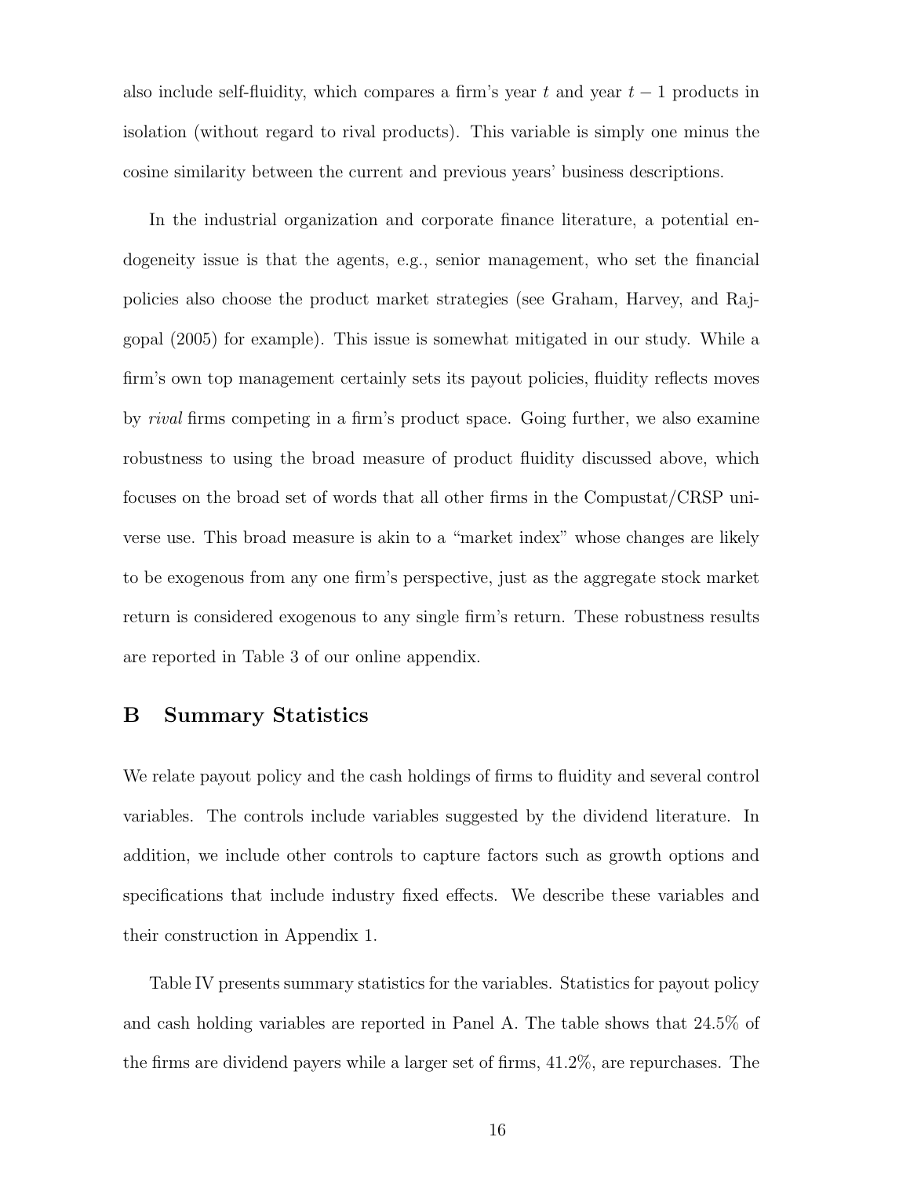also include self-fluidity, which compares a firm's year $t$ and year $t-1$ products in isolation (without regard to rival products). This variable is simply one minus the cosine similarity between the current and previous years' business descriptions.

In the industrial organization and corporate finance literature, a potential endogeneity issue is that the agents, e.g., senior management, who set the financial policies also choose the product market strategies (see Graham, Harvey, and Rajgopal (2005) for example). This issue is somewhat mitigated in our study. While a firm's own top management certainly sets its payout policies, fluidity reflects moves by *rival* firms competing in a firm's product space. Going further, we also examine robustness to using the broad measure of product fluidity discussed above, which focuses on the broad set of words that all other firms in the Compustat/CRSP universe use. This broad measure is akin to a "market index" whose changes are likely to be exogenous from any one firm's perspective, just as the aggregate stock market return is considered exogenous to any single firm's return. These robustness results are reported in Table 3 of our online appendix.

## B Summary Statistics

We relate payout policy and the cash holdings of firms to fluidity and several control variables. The controls include variables suggested by the dividend literature. In addition, we include other controls to capture factors such as growth options and specifications that include industry fixed effects. We describe these variables and their construction in Appendix 1.

Table IV presents summary statistics for the variables. Statistics for payout policy and cash holding variables are reported in Panel A. The table shows that 24.5% of the firms are dividend payers while a larger set of firms, 41.2%, are repurchases. The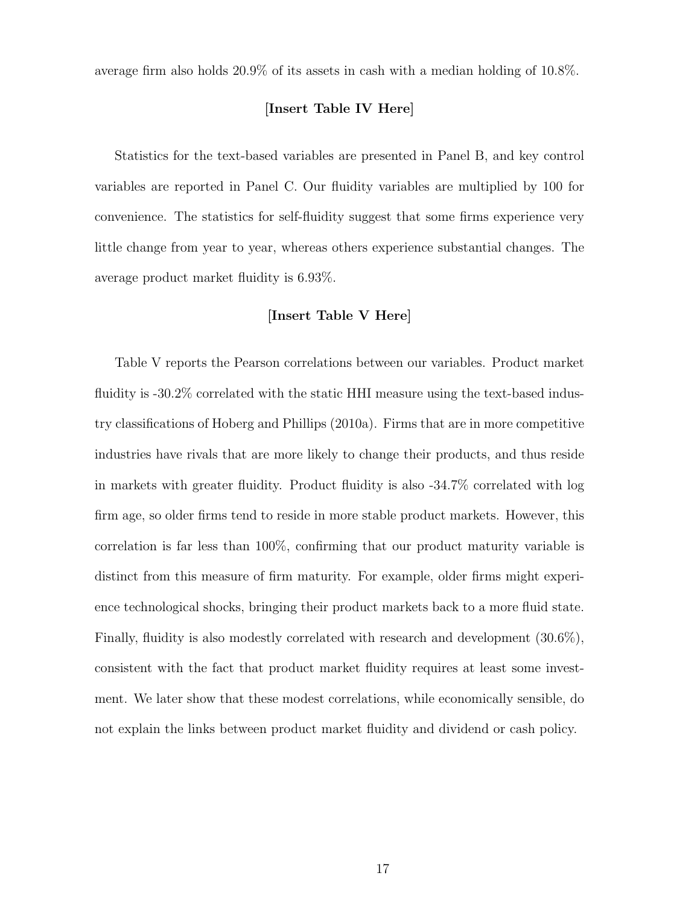average firm also holds 20.9% of its assets in cash with a median holding of 10.8%.

**[Insert Table IV Here]**

Statistics for the text-based variables are presented in Panel B, and key control variables are reported in Panel C. Our fluidity variables are multiplied by 100 for convenience. The statistics for self-fluidity suggest that some firms experience very little change from year to year, whereas others experience substantial changes. The average product market fluidity is 6.93%.

**[Insert Table V Here]**

Table V reports the Pearson correlations between our variables. Product market fluidity is -30.2% correlated with the static HHI measure using the text-based industry classifications of Hoberg and Phillips (2010a). Firms that are in more competitive industries have rivals that are more likely to change their products, and thus reside in markets with greater fluidity. Product fluidity is also -34.7% correlated with log firm age, so older firms tend to reside in more stable product markets. However, this correlation is far less than 100%, confirming that our product maturity variable is distinct from this measure of firm maturity. For example, older firms might experience technological shocks, bringing their product markets back to a more fluid state. Finally, fluidity is also modestly correlated with research and development (30.6%), consistent with the fact that product market fluidity requires at least some investment. We later show that these modest correlations, while economically sensible, do not explain the links between product market fluidity and dividend or cash policy.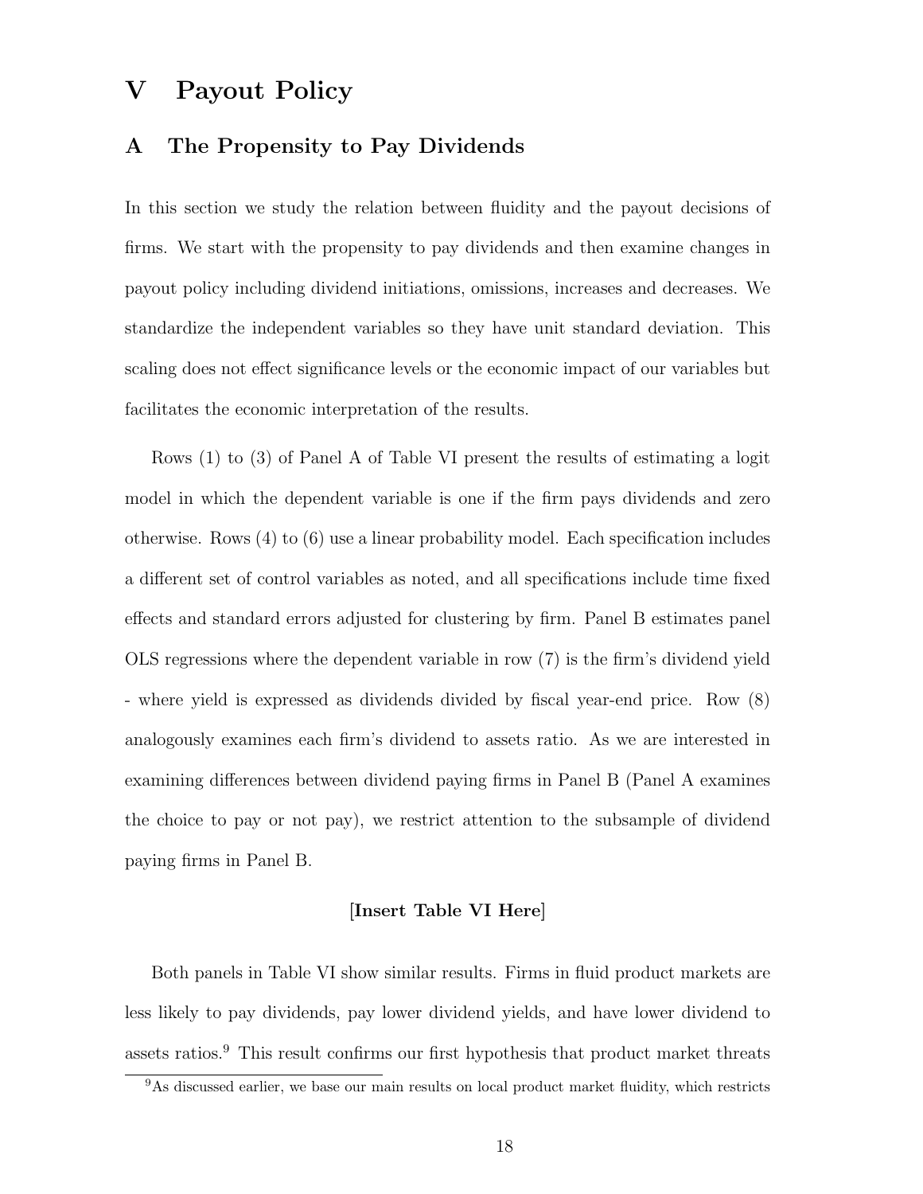# V Payout Policy

## A The Propensity to Pay Dividends

In this section we study the relation between fluidity and the payout decisions of firms. We start with the propensity to pay dividends and then examine changes in payout policy including dividend initiations, omissions, increases and decreases. We standardize the independent variables so they have unit standard deviation. This scaling does not effect significance levels or the economic impact of our variables but facilitates the economic interpretation of the results.

Rows (1) to (3) of Panel A of Table VI present the results of estimating a logit model in which the dependent variable is one if the firm pays dividends and zero otherwise. Rows (4) to (6) use a linear probability model. Each specification includes a different set of control variables as noted, and all specifications include time fixed effects and standard errors adjusted for clustering by firm. Panel B estimates panel OLS regressions where the dependent variable in row (7) is the firm's dividend yield - where yield is expressed as dividends divided by fiscal year-end price. Row (8) analogously examines each firm's dividend to assets ratio. As we are interested in examining differences between dividend paying firms in Panel B (Panel A examines the choice to pay or not pay), we restrict attention to the subsample of dividend paying firms in Panel B.

**[Insert Table VI Here]**

Both panels in Table VI show similar results. Firms in fluid product markets are less likely to pay dividends, pay lower dividend yields, and have lower dividend to assets ratios.[9] This result confirms our first hypothesis that product market threats

[9] As discussed earlier, we base our main results on local product market fluidity, which restricts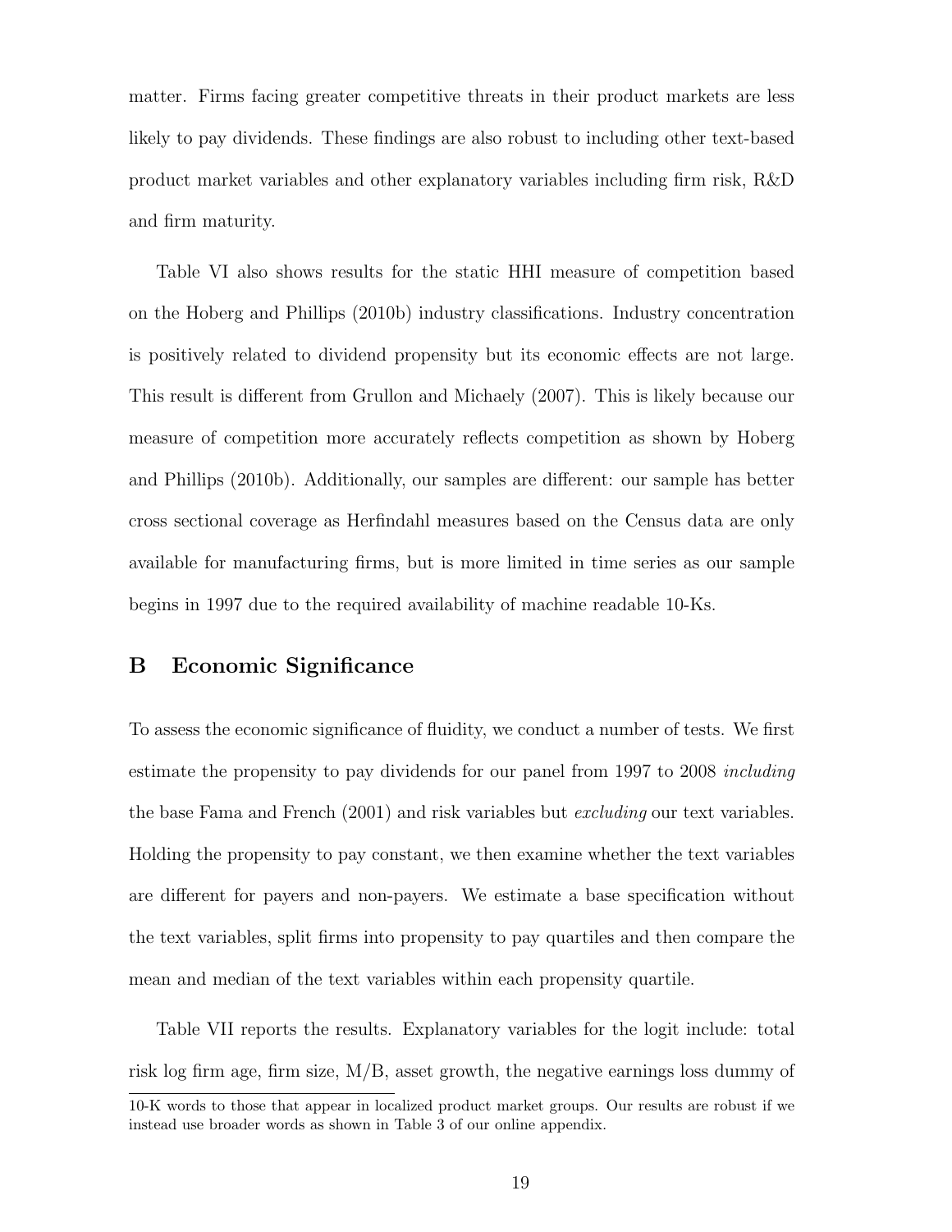matter. Firms facing greater competitive threats in their product markets are less likely to pay dividends. These findings are also robust to including other text-based product market variables and other explanatory variables including firm risk, R&D and firm maturity.

Table VI also shows results for the static HHI measure of competition based on the Hoberg and Phillips (2010b) industry classifications. Industry concentration is positively related to dividend propensity but its economic effects are not large. This result is different from Grullon and Michaely (2007). This is likely because our measure of competition more accurately reflects competition as shown by Hoberg and Phillips (2010b). Additionally, our samples are different: our sample has better cross sectional coverage as Herfindahl measures based on the Census data are only available for manufacturing firms, but is more limited in time series as our sample begins in 1997 due to the required availability of machine readable 10-Ks.

## B Economic Significance

To assess the economic significance of fluidity, we conduct a number of tests. We first estimate the propensity to pay dividends for our panel from 1997 to 2008 *including* the base Fama and French (2001) and risk variables but *excluding* our text variables. Holding the propensity to pay constant, we then examine whether the text variables are different for payers and non-payers. We estimate a base specification without the text variables, split firms into propensity to pay quartiles and then compare the mean and median of the text variables within each propensity quartile.

Table VII reports the results. Explanatory variables for the logit include: total risk log firm age, firm size, M/B, asset growth, the negative earnings loss dummy of

10-K words to those that appear in localized product market groups. Our results are robust if we instead use broader words as shown in Table 3 of our online appendix.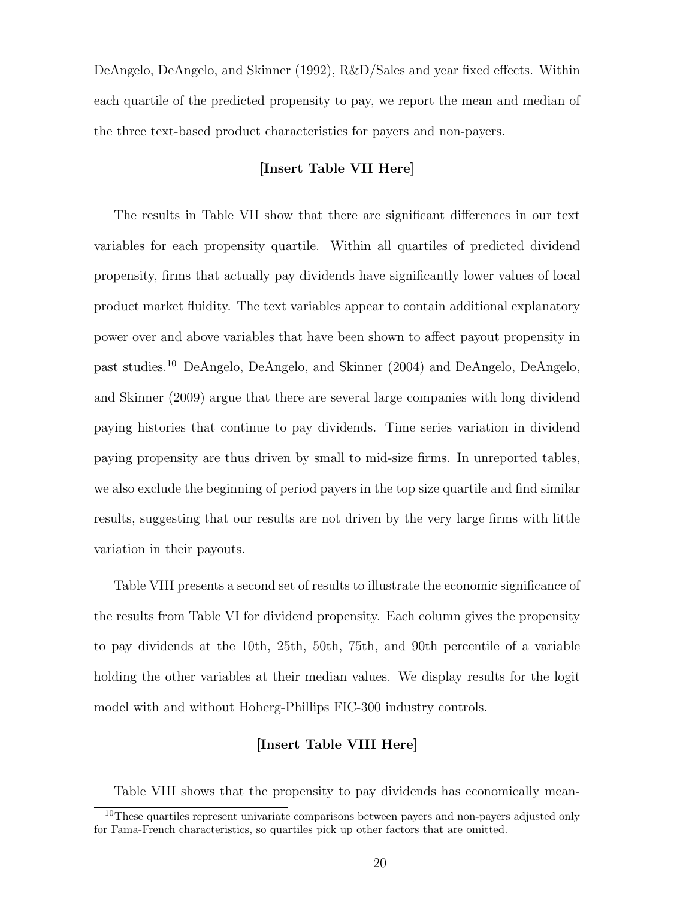DeAngelo, DeAngelo, and Skinner (1992), R&D/Sales and year fixed effects. Within each quartile of the predicted propensity to pay, we report the mean and median of the three text-based product characteristics for payers and non-payers.

**[Insert Table VII Here]**

The results in Table VII show that there are significant differences in our text variables for each propensity quartile. Within all quartiles of predicted dividend propensity, firms that actually pay dividends have significantly lower values of local product market fluidity. The text variables appear to contain additional explanatory power over and above variables that have been shown to affect payout propensity in past studies.[10] DeAngelo, DeAngelo, and Skinner (2004) and DeAngelo, DeAngelo, and Skinner (2009) argue that there are several large companies with long dividend paying histories that continue to pay dividends. Time series variation in dividend paying propensity are thus driven by small to mid-size firms. In unreported tables, we also exclude the beginning of period payers in the top size quartile and find similar results, suggesting that our results are not driven by the very large firms with little variation in their payouts.

Table VIII presents a second set of results to illustrate the economic significance of the results from Table VI for dividend propensity. Each column gives the propensity to pay dividends at the 10th, 25th, 50th, 75th, and 90th percentile of a variable holding the other variables at their median values. We display results for the logit model with and without Hoberg-Phillips FIC-300 industry controls.

**[Insert Table VIII Here]**

Table VIII shows that the propensity to pay dividends has economically mean-

[10] These quartiles represent univariate comparisons between payers and non-payers adjusted only for Fama-French characteristics, so quartiles pick up other factors that are omitted.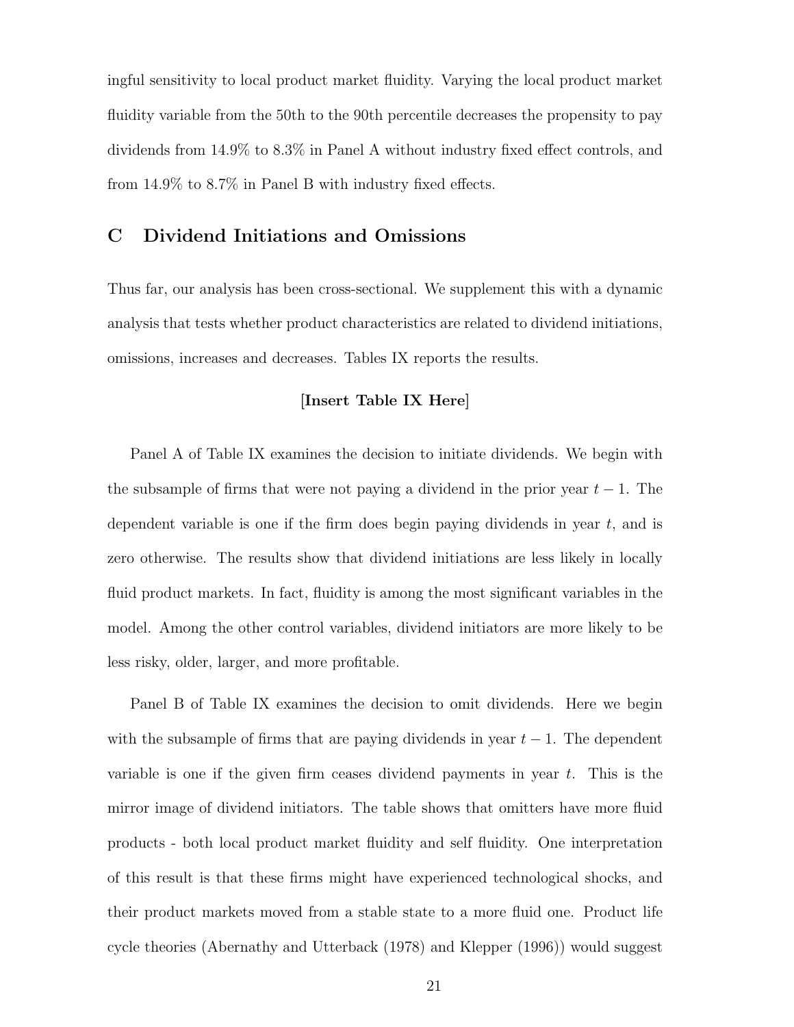ingful sensitivity to local product market fluidity. Varying the local product market fluidity variable from the 50th to the 90th percentile decreases the propensity to pay dividends from 14.9% to 8.3% in Panel A without industry fixed effect controls, and from 14.9% to 8.7% in Panel B with industry fixed effects.

## C Dividend Initiations and Omissions

Thus far, our analysis has been cross-sectional. We supplement this with a dynamic analysis that tests whether product characteristics are related to dividend initiations, omissions, increases and decreases. Tables IX reports the results.

**[Insert Table IX Here]**

Panel A of Table IX examines the decision to initiate dividends. We begin with the subsample of firms that were not paying a dividend in the prior year $t-1$. The dependent variable is one if the firm does begin paying dividends in year $t$, and is zero otherwise. The results show that dividend initiations are less likely in locally fluid product markets. In fact, fluidity is among the most significant variables in the model. Among the other control variables, dividend initiators are more likely to be less risky, older, larger, and more profitable.

Panel B of Table IX examines the decision to omit dividends. Here we begin with the subsample of firms that are paying dividends in year $t-1$. The dependent variable is one if the given firm ceases dividend payments in year $t$. This is the mirror image of dividend initiators. The table shows that omitters have more fluid products - both local product market fluidity and self fluidity. One interpretation of this result is that these firms might have experienced technological shocks, and their product markets moved from a stable state to a more fluid one. Product life cycle theories (Abernathy and Utterback (1978) and Klepper (1996)) would suggest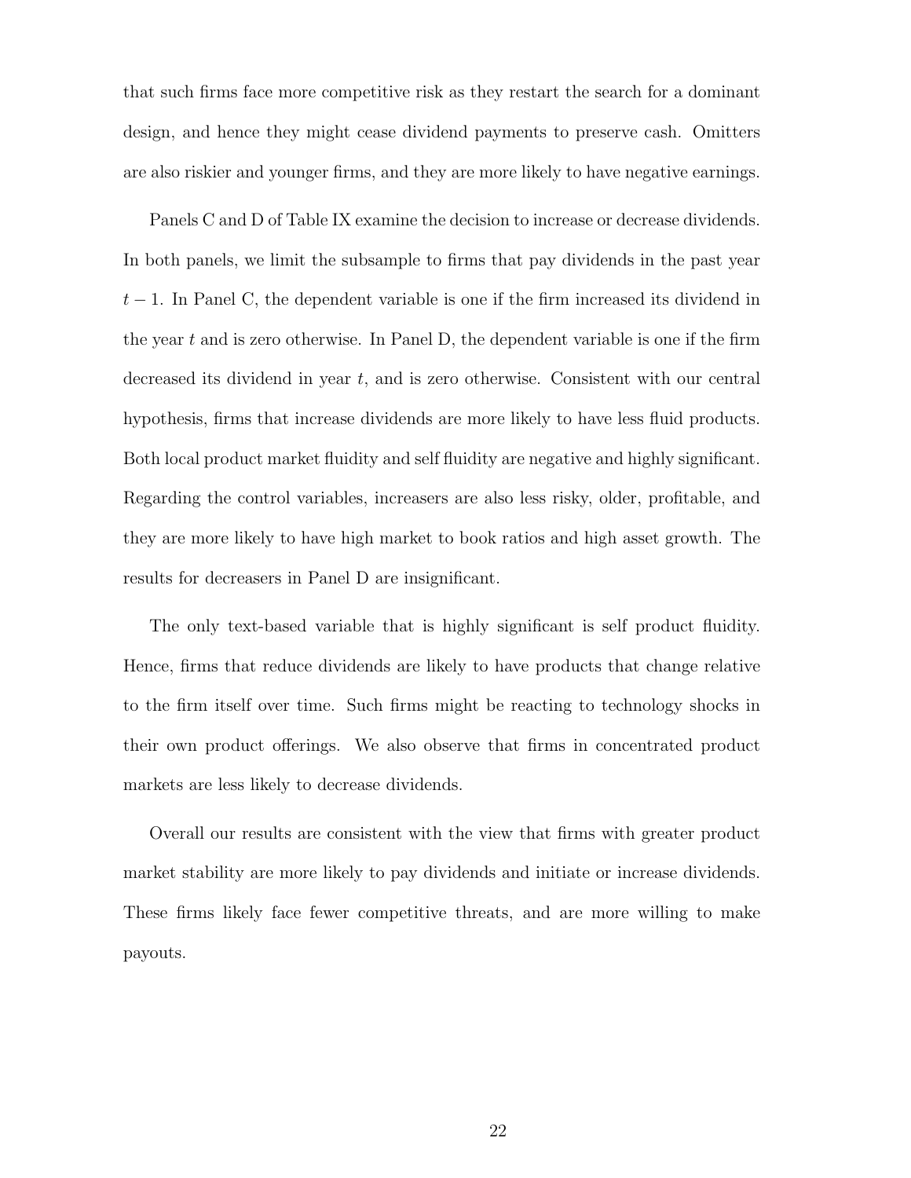that such firms face more competitive risk as they restart the search for a dominant design, and hence they might cease dividend payments to preserve cash. Omitters are also riskier and younger firms, and they are more likely to have negative earnings.

Panels C and D of Table IX examine the decision to increase or decrease dividends. In both panels, we limit the subsample to firms that pay dividends in the past year $t-1$. In Panel C, the dependent variable is one if the firm increased its dividend in the year $t$ and is zero otherwise. In Panel D, the dependent variable is one if the firm decreased its dividend in year $t$, and is zero otherwise. Consistent with our central hypothesis, firms that increase dividends are more likely to have less fluid products. Both local product market fluidity and self fluidity are negative and highly significant. Regarding the control variables, increasers are also less risky, older, profitable, and they are more likely to have high market to book ratios and high asset growth. The results for decreasers in Panel D are insignificant.

The only text-based variable that is highly significant is self product fluidity. Hence, firms that reduce dividends are likely to have products that change relative to the firm itself over time. Such firms might be reacting to technology shocks in their own product offerings. We also observe that firms in concentrated product markets are less likely to decrease dividends.

Overall our results are consistent with the view that firms with greater product market stability are more likely to pay dividends and initiate or increase dividends. These firms likely face fewer competitive threats, and are more willing to make payouts.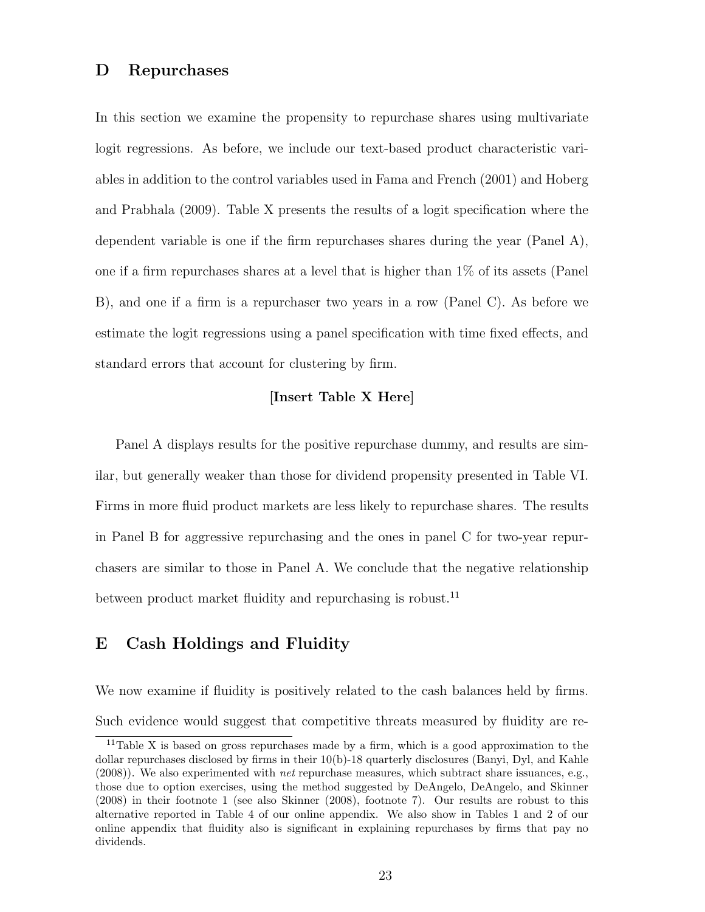## D Repurchases

In this section we examine the propensity to repurchase shares using multivariate logit regressions. As before, we include our text-based product characteristic variables in addition to the control variables used in Fama and French (2001) and Hoberg and Prabhala (2009). Table X presents the results of a logit specification where the dependent variable is one if the firm repurchases shares during the year (Panel A), one if a firm repurchases shares at a level that is higher than 1% of its assets (Panel B), and one if a firm is a repurchaser two years in a row (Panel C). As before we estimate the logit regressions using a panel specification with time fixed effects, and standard errors that account for clustering by firm.

**[Insert Table X Here]**

Panel A displays results for the positive repurchase dummy, and results are similar, but generally weaker than those for dividend propensity presented in Table VI. Firms in more fluid product markets are less likely to repurchase shares. The results in Panel B for aggressive repurchasing and the ones in panel C for two-year repurchasers are similar to those in Panel A. We conclude that the negative relationship between product market fluidity and repurchasing is robust.[11]

## E Cash Holdings and Fluidity

We now examine if fluidity is positively related to the cash balances held by firms. Such evidence would suggest that competitive threats measured by fluidity are re-

[11] Table X is based on gross repurchases made by a firm, which is a good approximation to the dollar repurchases disclosed by firms in their 10(b)-18 quarterly disclosures (Banyi, Dyl, and Kahle (2008)). We also experimented with *net* repurchase measures, which subtract share issuances, e.g., those due to option exercises, using the method suggested by DeAngelo, DeAngelo, and Skinner (2008) in their footnote 1 (see also Skinner (2008), footnote 7). Our results are robust to this alternative reported in Table 4 of our online appendix. We also show in Tables 1 and 2 of our online appendix that fluidity also is significant in explaining repurchases by firms that pay no dividends.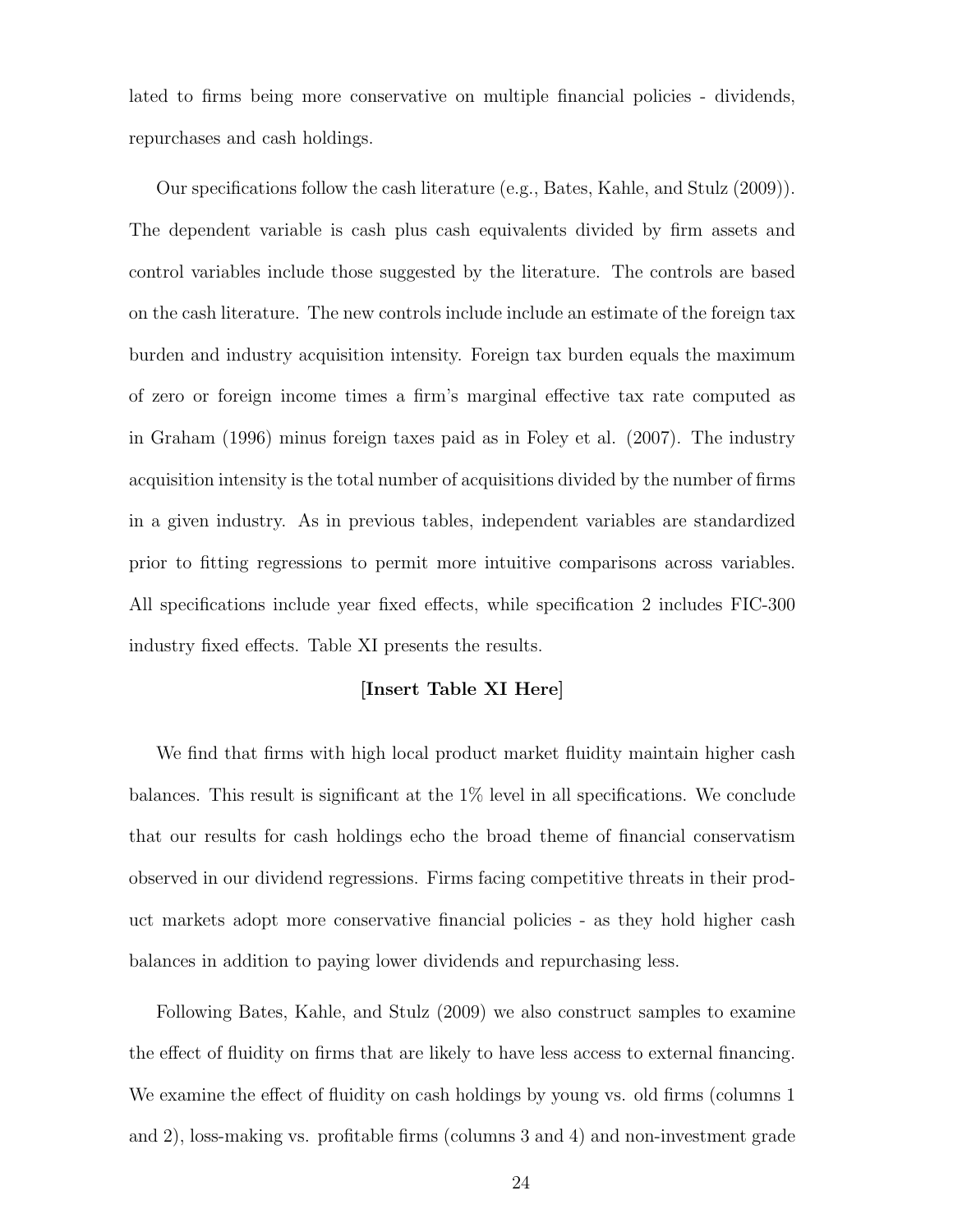lated to firms being more conservative on multiple financial policies - dividends, repurchases and cash holdings.

Our specifications follow the cash literature (e.g., Bates, Kahle, and Stulz (2009)). The dependent variable is cash plus cash equivalents divided by firm assets and control variables include those suggested by the literature. The controls are based on the cash literature. The new controls include include an estimate of the foreign tax burden and industry acquisition intensity. Foreign tax burden equals the maximum of zero or foreign income times a firm's marginal effective tax rate computed as in Graham (1996) minus foreign taxes paid as in Foley et al. (2007). The industry acquisition intensity is the total number of acquisitions divided by the number of firms in a given industry. As in previous tables, independent variables are standardized prior to fitting regressions to permit more intuitive comparisons across variables. All specifications include year fixed effects, while specification 2 includes FIC-300 industry fixed effects. Table XI presents the results.

**[Insert Table XI Here]**

We find that firms with high local product market fluidity maintain higher cash balances. This result is significant at the 1% level in all specifications. We conclude that our results for cash holdings echo the broad theme of financial conservatism observed in our dividend regressions. Firms facing competitive threats in their product markets adopt more conservative financial policies - as they hold higher cash balances in addition to paying lower dividends and repurchasing less.

Following Bates, Kahle, and Stulz (2009) we also construct samples to examine the effect of fluidity on firms that are likely to have less access to external financing. We examine the effect of fluidity on cash holdings by young vs. old firms (columns 1 and 2), loss-making vs. profitable firms (columns 3 and 4) and non-investment grade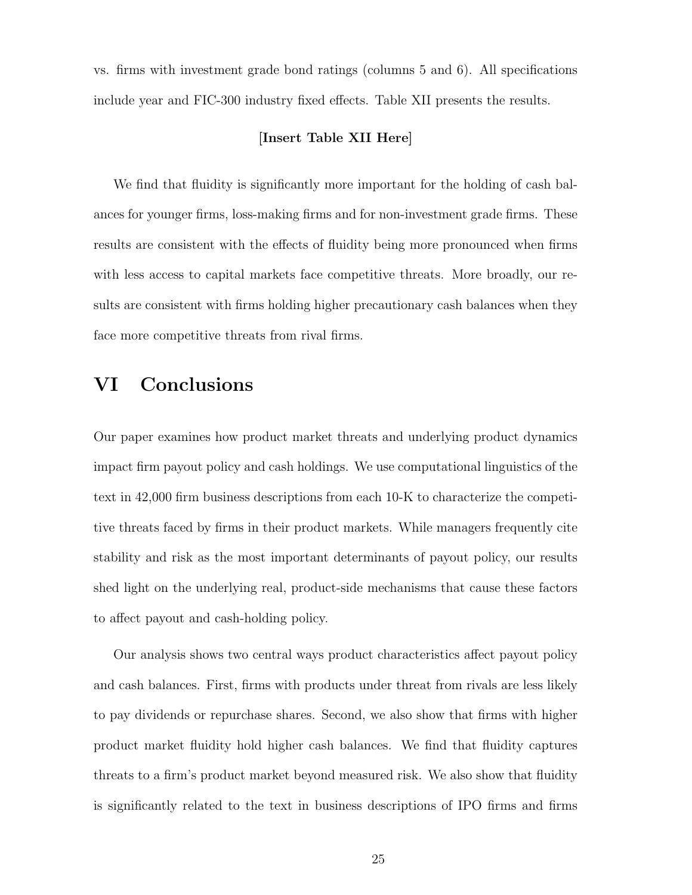vs. firms with investment grade bond ratings (columns 5 and 6). All specifications include year and FIC-300 industry fixed effects. Table XII presents the results.

**[Insert Table XII Here]**

We find that fluidity is significantly more important for the holding of cash balances for younger firms, loss-making firms and for non-investment grade firms. These results are consistent with the effects of fluidity being more pronounced when firms with less access to capital markets face competitive threats. More broadly, our results are consistent with firms holding higher precautionary cash balances when they face more competitive threats from rival firms.

# VI Conclusions

Our paper examines how product market threats and underlying product dynamics impact firm payout policy and cash holdings. We use computational linguistics of the text in 42,000 firm business descriptions from each 10-K to characterize the competitive threats faced by firms in their product markets. While managers frequently cite stability and risk as the most important determinants of payout policy, our results shed light on the underlying real, product-side mechanisms that cause these factors to affect payout and cash-holding policy.

Our analysis shows two central ways product characteristics affect payout policy and cash balances. First, firms with products under threat from rivals are less likely to pay dividends or repurchase shares. Second, we also show that firms with higher product market fluidity hold higher cash balances. We find that fluidity captures threats to a firm's product market beyond measured risk. We also show that fluidity is significantly related to the text in business descriptions of IPO firms and firms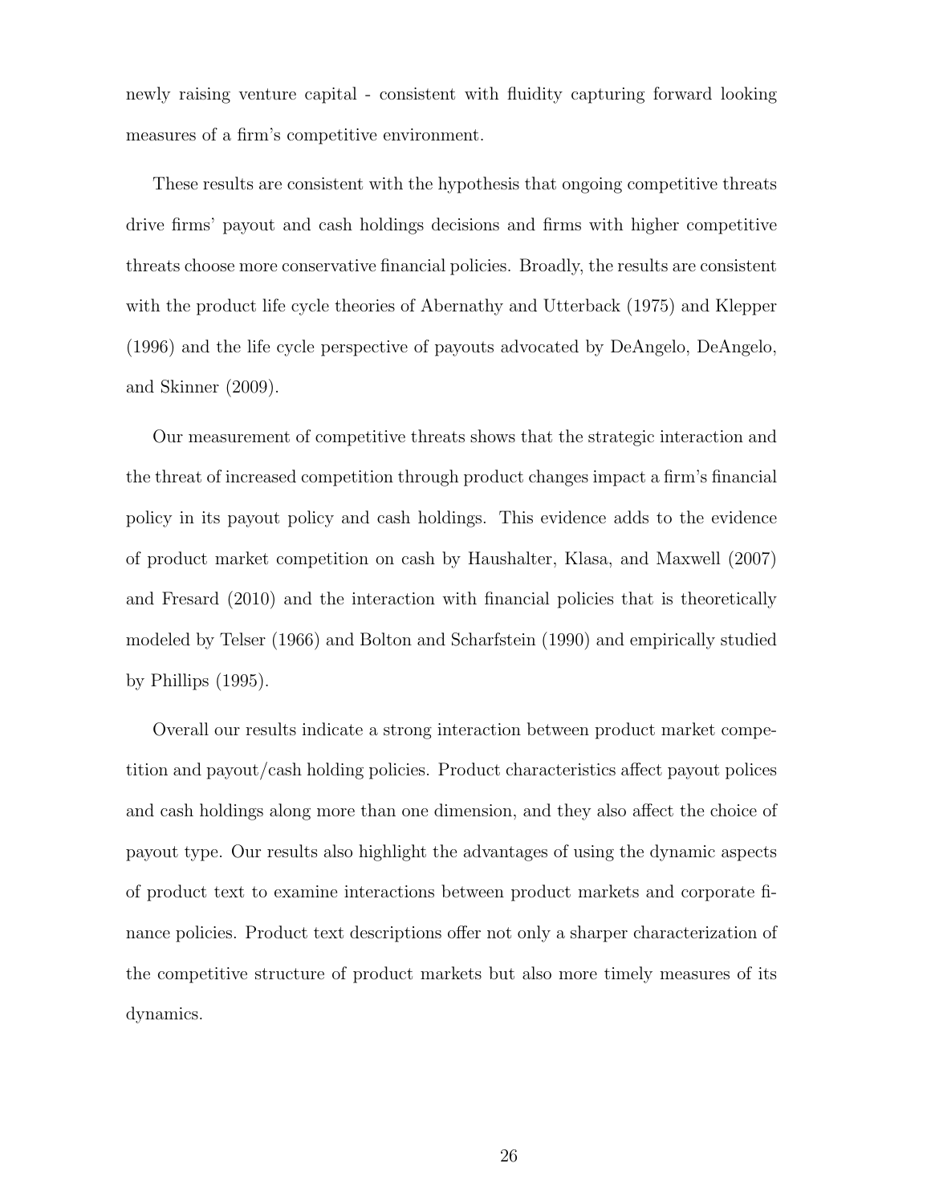newly raising venture capital - consistent with fluidity capturing forward looking measures of a firm's competitive environment.

These results are consistent with the hypothesis that ongoing competitive threats drive firms' payout and cash holdings decisions and firms with higher competitive threats choose more conservative financial policies. Broadly, the results are consistent with the product life cycle theories of Abernathy and Utterback (1975) and Klepper (1996) and the life cycle perspective of payouts advocated by DeAngelo, DeAngelo, and Skinner (2009).

Our measurement of competitive threats shows that the strategic interaction and the threat of increased competition through product changes impact a firm's financial policy in its payout policy and cash holdings. This evidence adds to the evidence of product market competition on cash by Haushalter, Klasa, and Maxwell (2007) and Fresard (2010) and the interaction with financial policies that is theoretically modeled by Telser (1966) and Bolton and Scharfstein (1990) and empirically studied by Phillips (1995).

Overall our results indicate a strong interaction between product market competition and payout/cash holding policies. Product characteristics affect payout polices and cash holdings along more than one dimension, and they also affect the choice of payout type. Our results also highlight the advantages of using the dynamic aspects of product text to examine interactions between product markets and corporate finance policies. Product text descriptions offer not only a sharper characterization of the competitive structure of product markets but also more timely measures of its dynamics.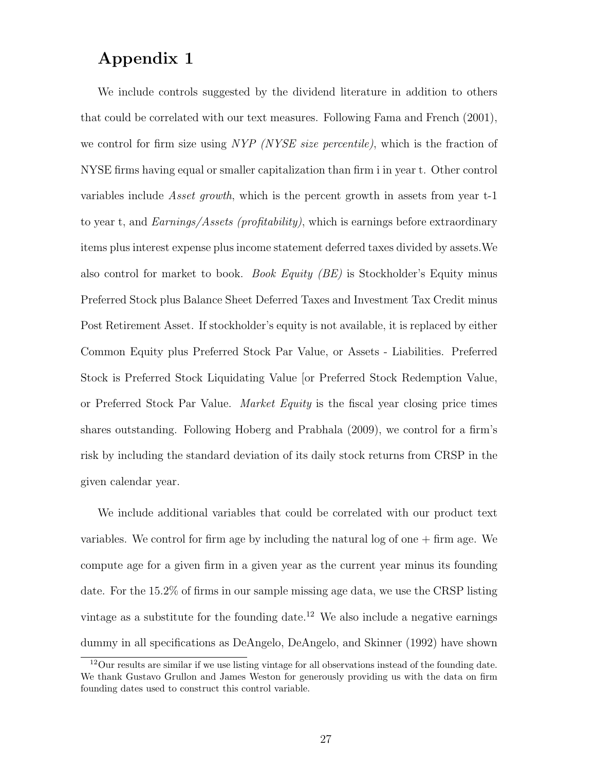# Appendix 1

We include controls suggested by the dividend literature in addition to others that could be correlated with our text measures. Following Fama and French (2001), we control for firm size using *NYP (NYSE size percentile)*, which is the fraction of NYSE firms having equal or smaller capitalization than firm i in year t. Other control variables include *Asset growth*, which is the percent growth in assets from year t-1 to year t, and *Earnings/Assets (profitability)*, which is earnings before extraordinary items plus interest expense plus income statement deferred taxes divided by assets.We also control for market to book. *Book Equity (BE)* is Stockholder's Equity minus Preferred Stock plus Balance Sheet Deferred Taxes and Investment Tax Credit minus Post Retirement Asset. If stockholder's equity is not available, it is replaced by either Common Equity plus Preferred Stock Par Value, or Assets - Liabilities. Preferred Stock is Preferred Stock Liquidating Value [or Preferred Stock Redemption Value, or Preferred Stock Par Value. *Market Equity* is the fiscal year closing price times shares outstanding. Following Hoberg and Prabhala (2009), we control for a firm's risk by including the standard deviation of its daily stock returns from CRSP in the given calendar year.

We include additional variables that could be correlated with our product text variables. We control for firm age by including the natural log of one + firm age. We compute age for a given firm in a given year as the current year minus its founding date. For the 15.2% of firms in our sample missing age data, we use the CRSP listing vintage as a substitute for the founding date.[12] We also include a negative earnings dummy in all specifications as DeAngelo, DeAngelo, and Skinner (1992) have shown

[12] Our results are similar if we use listing vintage for all observations instead of the founding date. We thank Gustavo Grullon and James Weston for generously providing us with the data on firm founding dates used to construct this control variable.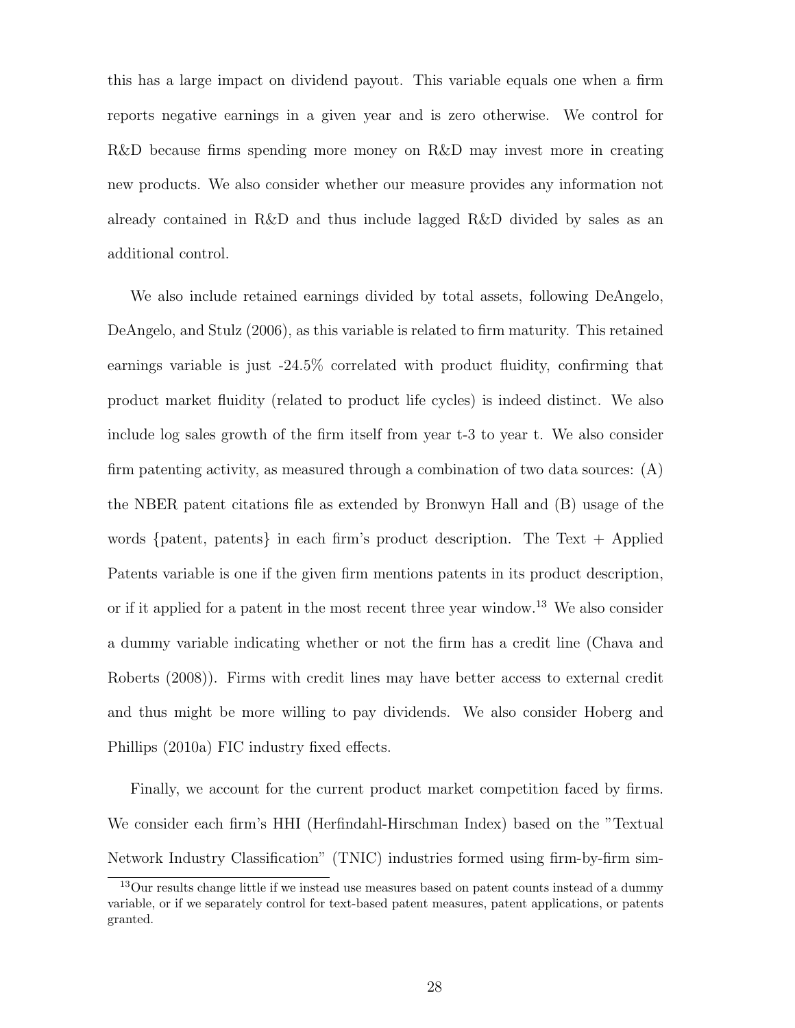this has a large impact on dividend payout. This variable equals one when a firm reports negative earnings in a given year and is zero otherwise. We control for R&D because firms spending more money on R&D may invest more in creating new products. We also consider whether our measure provides any information not already contained in R&D and thus include lagged R&D divided by sales as an additional control.

We also include retained earnings divided by total assets, following DeAngelo, DeAngelo, and Stulz (2006), as this variable is related to firm maturity. This retained earnings variable is just -24.5% correlated with product fluidity, confirming that product market fluidity (related to product life cycles) is indeed distinct. We also include log sales growth of the firm itself from year t-3 to year t. We also consider firm patenting activity, as measured through a combination of two data sources: (A) the NBER patent citations file as extended by Bronwyn Hall and (B) usage of the words {patent, patents} in each firm's product description. The Text + Applied Patents variable is one if the given firm mentions patents in its product description, or if it applied for a patent in the most recent three year window.[13] We also consider a dummy variable indicating whether or not the firm has a credit line (Chava and Roberts (2008)). Firms with credit lines may have better access to external credit and thus might be more willing to pay dividends. We also consider Hoberg and Phillips (2010a) FIC industry fixed effects.

Finally, we account for the current product market competition faced by firms. We consider each firm's HHI (Herfindahl-Hirschman Index) based on the "Textual Network Industry Classification" (TNIC) industries formed using firm-by-firm sim-

[13] Our results change little if we instead use measures based on patent counts instead of a dummy variable, or if we separately control for text-based patent measures, patent applications, or patents granted.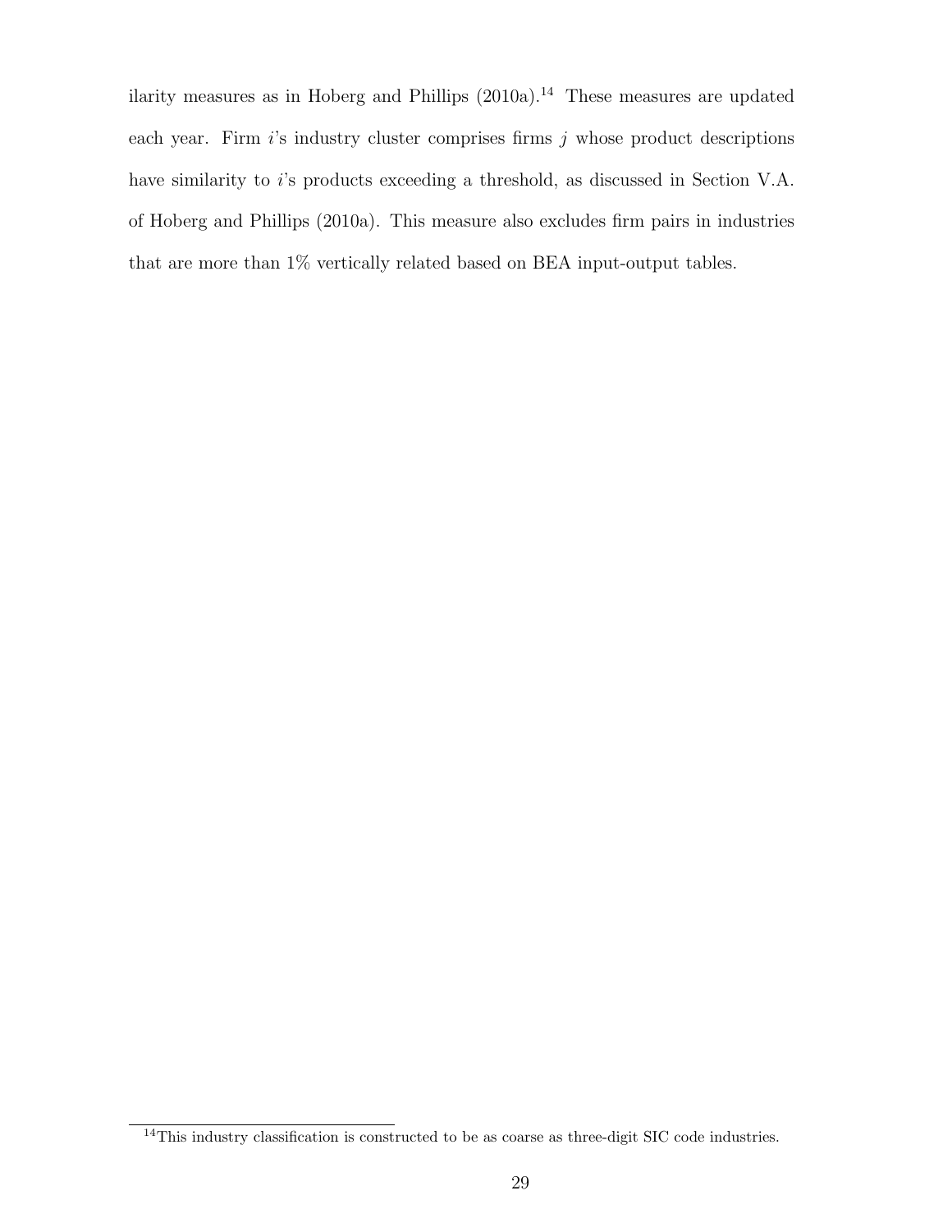ilarity measures as in Hoberg and Phillips (2010a).[14] These measures are updated each year. Firm $i$'s industry cluster comprises firms $j$ whose product descriptions have similarity to $i$'s products exceeding a threshold, as discussed in Section V.A. of Hoberg and Phillips (2010a). This measure also excludes firm pairs in industries that are more than 1% vertically related based on BEA input-output tables.

[14] This industry classification is constructed to be as coarse as three-digit SIC code industries.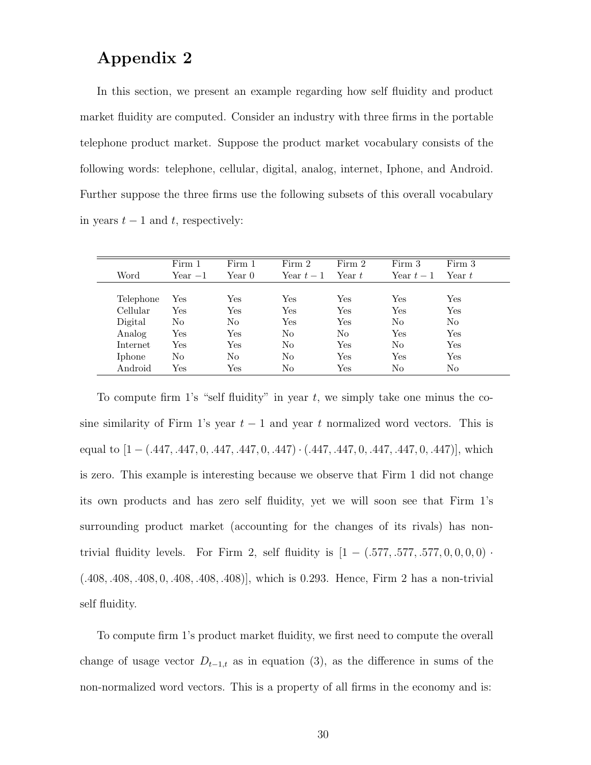# Appendix 2

In this section, we present an example regarding how self fluidity and product market fluidity are computed. Consider an industry with three firms in the portable telephone product market. Suppose the product market vocabulary consists of the following words: telephone, cellular, digital, analog, internet, Iphone, and Android. Further suppose the three firms use the following subsets of this overall vocabulary in years $t-1$ and $t$, respectively:

| Word | Firm 1 Year $-1$ | Firm 1 Year 0 | Firm 2 Year $t-1$ | Firm 2 Year $t$ | Firm 3 Year $t-1$ | Firm 3 Year $t$ |
|---|---|---|---|---|---|---|
| Telephone | Yes | Yes | Yes | Yes | Yes | Yes |
| Cellular | Yes | Yes | Yes | Yes | Yes | Yes |
| Digital | No | No | Yes | Yes | No | No |
| Analog | Yes | Yes | No | No | Yes | Yes |
| Internet | Yes | Yes | No | Yes | No | Yes |
| Iphone | No | No | No | Yes | Yes | Yes |
| Android | Yes | Yes | No | Yes | No | No |

To compute firm 1's "self fluidity" in year $t$, we simply take one minus the cosine similarity of Firm 1's year $t-1$ and year $t$ normalized word vectors. This is equal to $[1-(.447, .447, 0, .447, .447, 0, .447) \cdot (.447, .447, 0, .447, .447, 0, .447)]$, which is zero. This example is interesting because we observe that Firm 1 did not change its own products and has zero self fluidity, yet we will soon see that Firm 1's surrounding product market (accounting for the changes of its rivals) has non-trivial fluidity levels. For Firm 2, self fluidity is $[1-(.577, .577, .577, 0, 0, 0, 0) \cdot (.408, .408, .408, 0, .408, .408, .408)]$, which is 0.293. Hence, Firm 2 has a non-trivial self fluidity.

To compute firm 1's product market fluidity, we first need to compute the overall change of usage vector $D_{t-1,t}$ as in equation (3), as the difference in sums of the non-normalized word vectors. This is a property of all firms in the economy and is: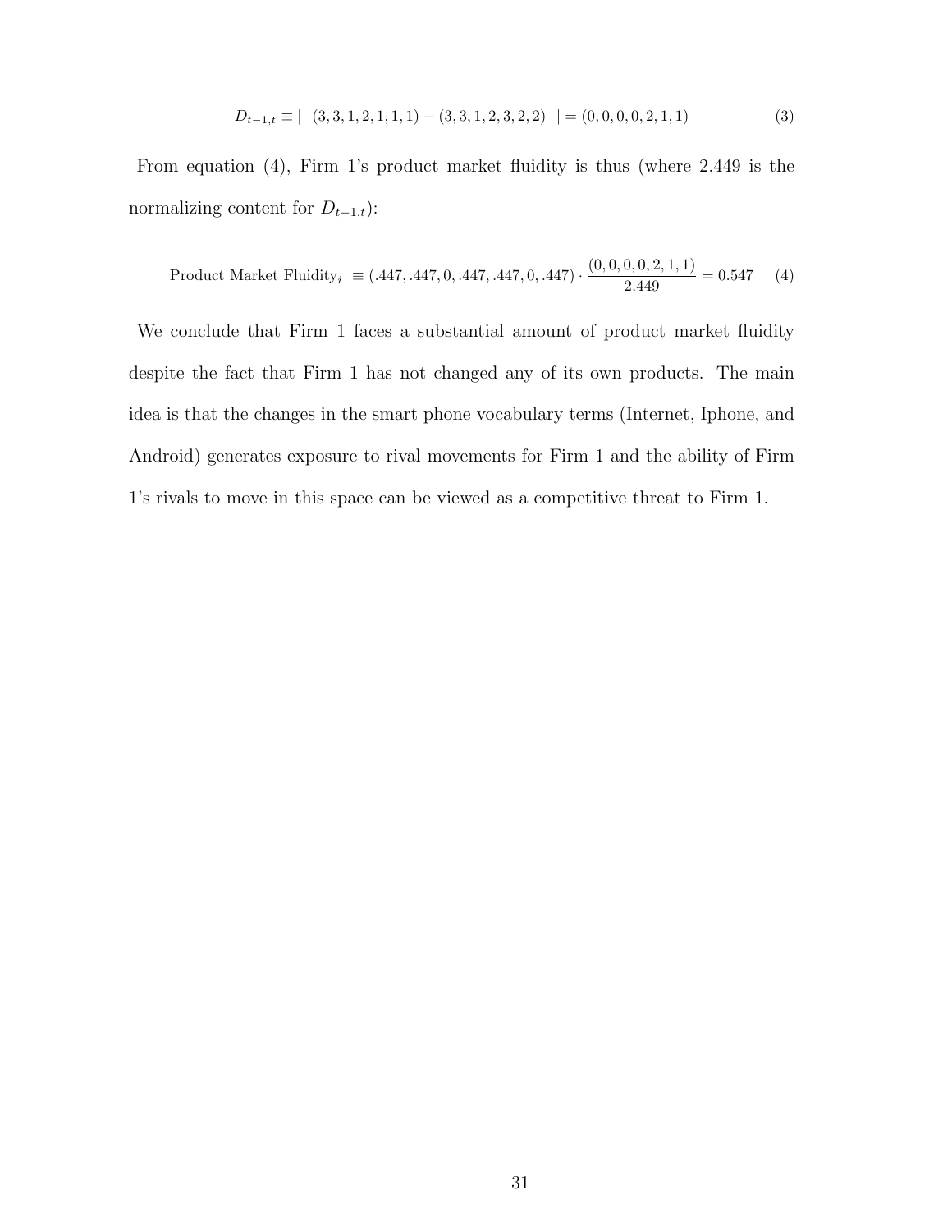$$D_{t-1,t} \equiv |\ \ (3,3,1,2,1,1,1) - (3,3,1,2,3,2,2)\ \ | = (0,0,0,0,2,1,1) \tag{3}$$

From equation (4), Firm 1's product market fluidity is thus (where 2.449 is the normalizing content for $D_{t-1,t}$):

$$\text{Product Market Fluidity}_i \equiv (.447,.447,0,.447,.447,0,.447) \cdot \frac{(0,0,0,0,2,1,1)}{2.449} = 0.547 \tag{4}$$

We conclude that Firm 1 faces a substantial amount of product market fluidity despite the fact that Firm 1 has not changed any of its own products. The main idea is that the changes in the smart phone vocabulary terms (Internet, Iphone, and Android) generates exposure to rival movements for Firm 1 and the ability of Firm 1's rivals to move in this space can be viewed as a competitive threat to Firm 1.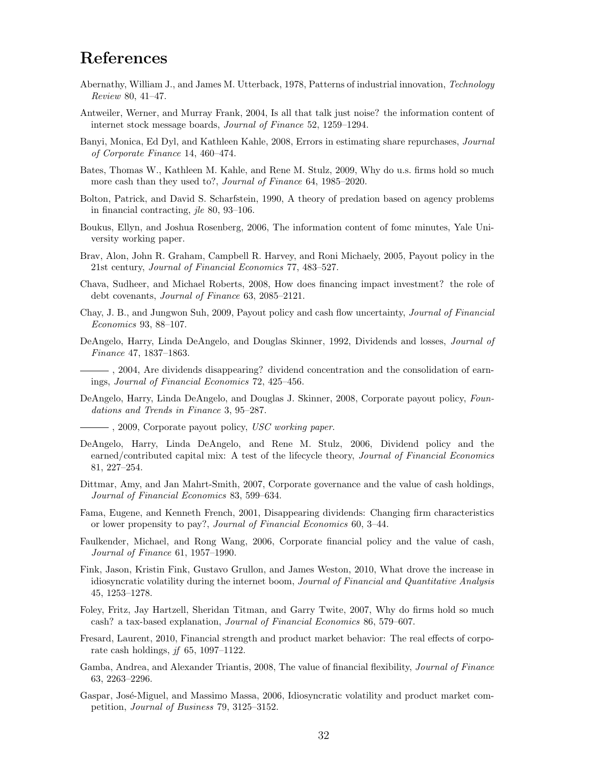# References

Abernathy, William J., and James M. Utterback, 1978, Patterns of industrial innovation, *Technology Review* 80, 41–47.

Antweiler, Werner, and Murray Frank, 2004, Is all that talk just noise? the information content of internet stock message boards, *Journal of Finance* 52, 1259–1294.

Banyi, Monica, Ed Dyl, and Kathleen Kahle, 2008, Errors in estimating share repurchases, *Journal of Corporate Finance* 14, 460–474.

Bates, Thomas W., Kathleen M. Kahle, and Rene M. Stulz, 2009, Why do u.s. firms hold so much more cash than they used to?, *Journal of Finance* 64, 1985–2020.

Bolton, Patrick, and David S. Scharfstein, 1990, A theory of predation based on agency problems in financial contracting, *jle* 80, 93–106.

Boukus, Ellyn, and Joshua Rosenberg, 2006, The information content of fomc minutes, Yale University working paper.

Brav, Alon, John R. Graham, Campbell R. Harvey, and Roni Michaely, 2005, Payout policy in the 21st century, *Journal of Financial Economics* 77, 483–527.

Chava, Sudheer, and Michael Roberts, 2008, How does financing impact investment? the role of debt covenants, *Journal of Finance* 63, 2085–2121.

Chay, J. B., and Jungwon Suh, 2009, Payout policy and cash flow uncertainty, *Journal of Financial Economics* 93, 88–107.

DeAngelo, Harry, Linda DeAngelo, and Douglas Skinner, 1992, Dividends and losses, *Journal of Finance* 47, 1837–1863.

———, 2004, Are dividends disappearing? dividend concentration and the consolidation of earnings, *Journal of Financial Economics* 72, 425–456.

DeAngelo, Harry, Linda DeAngelo, and Douglas J. Skinner, 2008, Corporate payout policy, *Foundations and Trends in Finance* 3, 95–287.

———, 2009, Corporate payout policy, *USC working paper.*

DeAngelo, Harry, Linda DeAngelo, and Rene M. Stulz, 2006, Dividend policy and the earned/contributed capital mix: A test of the lifecycle theory, *Journal of Financial Economics* 81, 227–254.

Dittmar, Amy, and Jan Mahrt-Smith, 2007, Corporate governance and the value of cash holdings, *Journal of Financial Economics* 83, 599–634.

Fama, Eugene, and Kenneth French, 2001, Disappearing dividends: Changing firm characteristics or lower propensity to pay?, *Journal of Financial Economics* 60, 3–44.

Faulkender, Michael, and Rong Wang, 2006, Corporate financial policy and the value of cash, *Journal of Finance* 61, 1957–1990.

Fink, Jason, Kristin Fink, Gustavo Grullon, and James Weston, 2010, What drove the increase in idiosyncratic volatility during the internet boom, *Journal of Financial and Quantitative Analysis* 45, 1253–1278.

Foley, Fritz, Jay Hartzell, Sheridan Titman, and Garry Twite, 2007, Why do firms hold so much cash? a tax-based explanation, *Journal of Financial Economics* 86, 579–607.

Fresard, Laurent, 2010, Financial strength and product market behavior: The real effects of corporate cash holdings, *jf* 65, 1097–1122.

Gamba, Andrea, and Alexander Triantis, 2008, The value of financial flexibility, *Journal of Finance* 63, 2263–2296.

Gaspar, José-Miguel, and Massimo Massa, 2006, Idiosyncratic volatility and product market competition, *Journal of Business* 79, 3125–3152.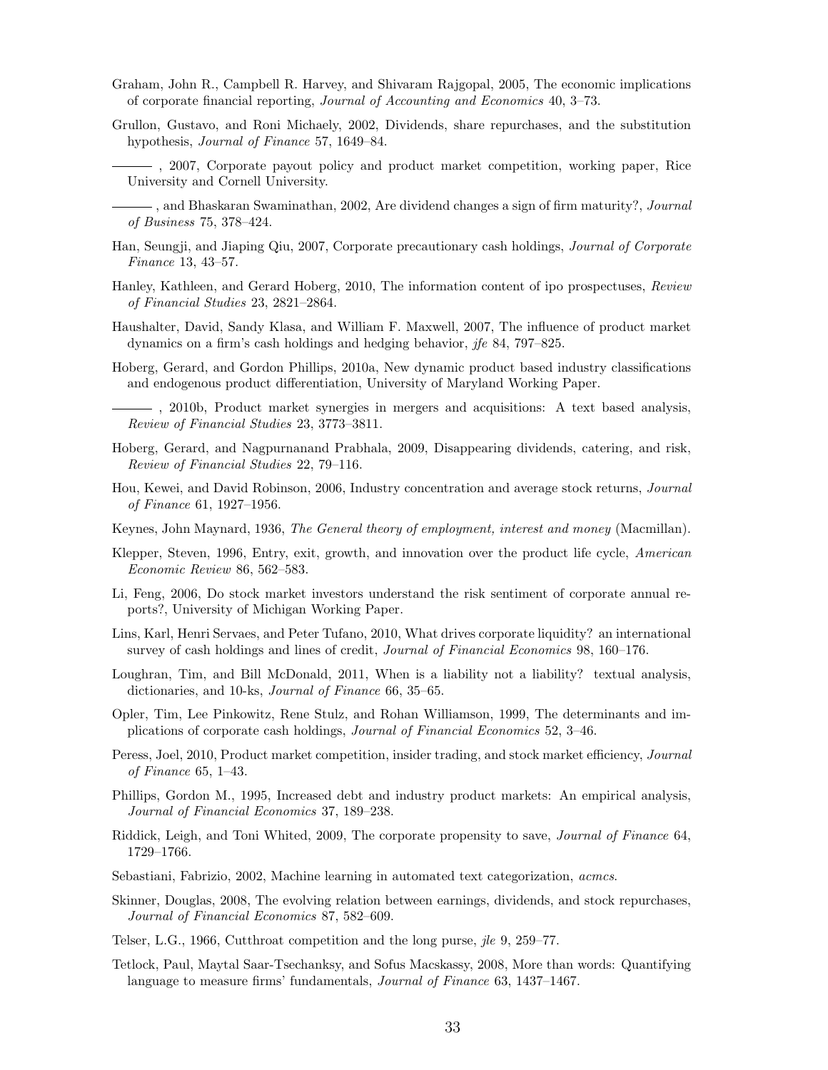Graham, John R., Campbell R. Harvey, and Shivaram Rajgopal, 2005, The economic implications of corporate financial reporting, *Journal of Accounting and Economics* 40, 3–73.

Grullon, Gustavo, and Roni Michaely, 2002, Dividends, share repurchases, and the substitution hypothesis, *Journal of Finance* 57, 1649–84.

——— , 2007, Corporate payout policy and product market competition, working paper, Rice University and Cornell University.

——— , and Bhaskaran Swaminathan, 2002, Are dividend changes a sign of firm maturity?, *Journal of Business* 75, 378–424.

Han, Seungji, and Jiaping Qiu, 2007, Corporate precautionary cash holdings, *Journal of Corporate Finance* 13, 43–57.

Hanley, Kathleen, and Gerard Hoberg, 2010, The information content of ipo prospectuses, *Review of Financial Studies* 23, 2821–2864.

Haushalter, David, Sandy Klasa, and William F. Maxwell, 2007, The influence of product market dynamics on a firm's cash holdings and hedging behavior, *jfe* 84, 797–825.

Hoberg, Gerard, and Gordon Phillips, 2010a, New dynamic product based industry classifications and endogenous product differentiation, University of Maryland Working Paper.

——— , 2010b, Product market synergies in mergers and acquisitions: A text based analysis, *Review of Financial Studies* 23, 3773–3811.

Hoberg, Gerard, and Nagpurnanand Prabhala, 2009, Disappearing dividends, catering, and risk, *Review of Financial Studies* 22, 79–116.

Hou, Kewei, and David Robinson, 2006, Industry concentration and average stock returns, *Journal of Finance* 61, 1927–1956.

Keynes, John Maynard, 1936, *The General theory of employment, interest and money* (Macmillan).

Klepper, Steven, 1996, Entry, exit, growth, and innovation over the product life cycle, *American Economic Review* 86, 562–583.

Li, Feng, 2006, Do stock market investors understand the risk sentiment of corporate annual reports?, University of Michigan Working Paper.

Lins, Karl, Henri Servaes, and Peter Tufano, 2010, What drives corporate liquidity? an international survey of cash holdings and lines of credit, *Journal of Financial Economics* 98, 160–176.

Loughran, Tim, and Bill McDonald, 2011, When is a liability not a liability? textual analysis, dictionaries, and 10-ks, *Journal of Finance* 66, 35–65.

Opler, Tim, Lee Pinkowitz, Rene Stulz, and Rohan Williamson, 1999, The determinants and implications of corporate cash holdings, *Journal of Financial Economics* 52, 3–46.

Peress, Joel, 2010, Product market competition, insider trading, and stock market efficiency, *Journal of Finance* 65, 1–43.

Phillips, Gordon M., 1995, Increased debt and industry product markets: An empirical analysis, *Journal of Financial Economics* 37, 189–238.

Riddick, Leigh, and Toni Whited, 2009, The corporate propensity to save, *Journal of Finance* 64, 1729–1766.

Sebastiani, Fabrizio, 2002, Machine learning in automated text categorization, *acmcs*.

Skinner, Douglas, 2008, The evolving relation between earnings, dividends, and stock repurchases, *Journal of Financial Economics* 87, 582–609.

Telser, L.G., 1966, Cutthroat competition and the long purse, *jle* 9, 259–77.

Tetlock, Paul, Maytal Saar-Tsechanksy, and Sofus Macskassy, 2008, More than words: Quantifying language to measure firms' fundamentals, *Journal of Finance* 63, 1437–1467.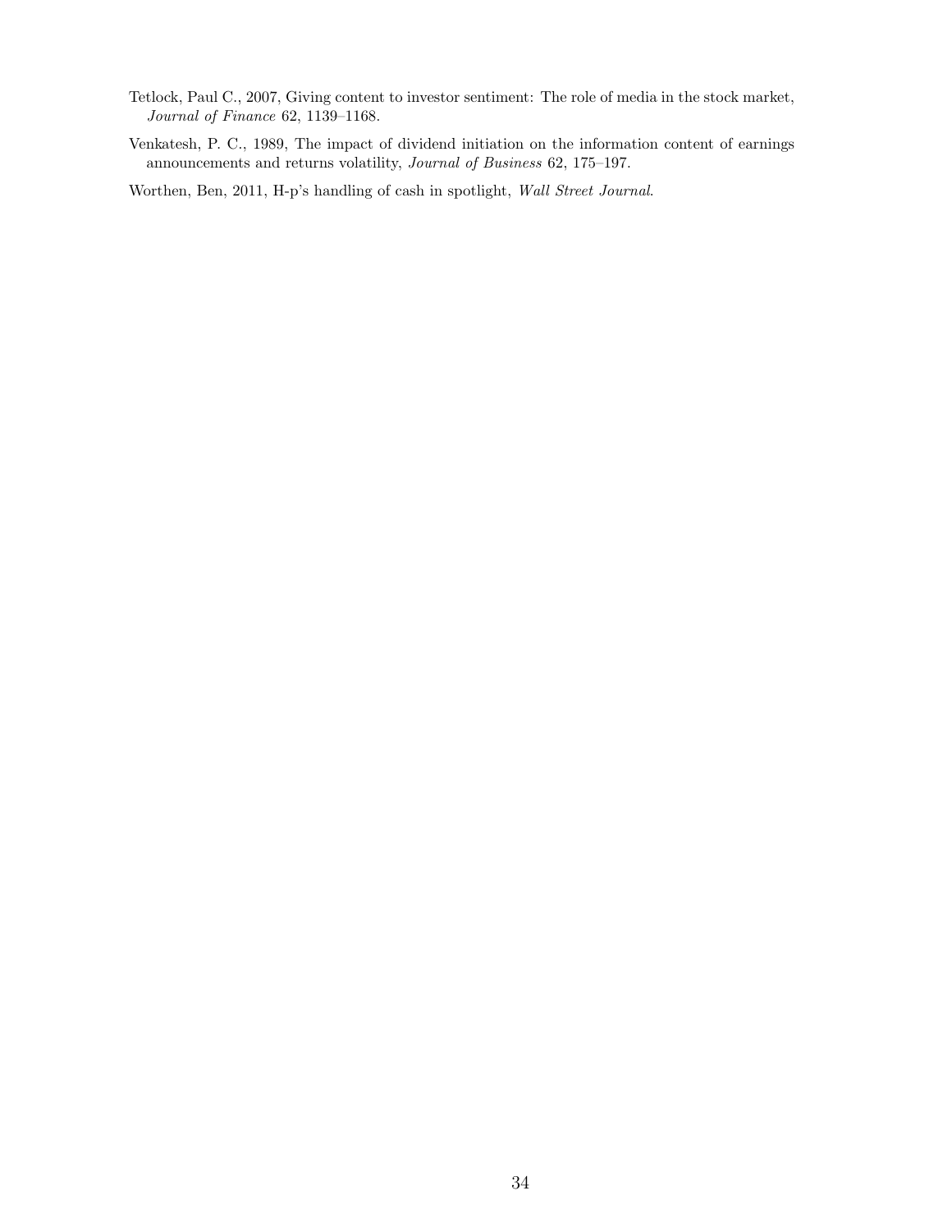Tetlock, Paul C., 2007, Giving content to investor sentiment: The role of media in the stock market, *Journal of Finance* 62, 1139–1168.

Venkatesh, P. C., 1989, The impact of dividend initiation on the information content of earnings announcements and returns volatility, *Journal of Business* 62, 175–197.

Worthen, Ben, 2011, H-p's handling of cash in spotlight, *Wall Street Journal*.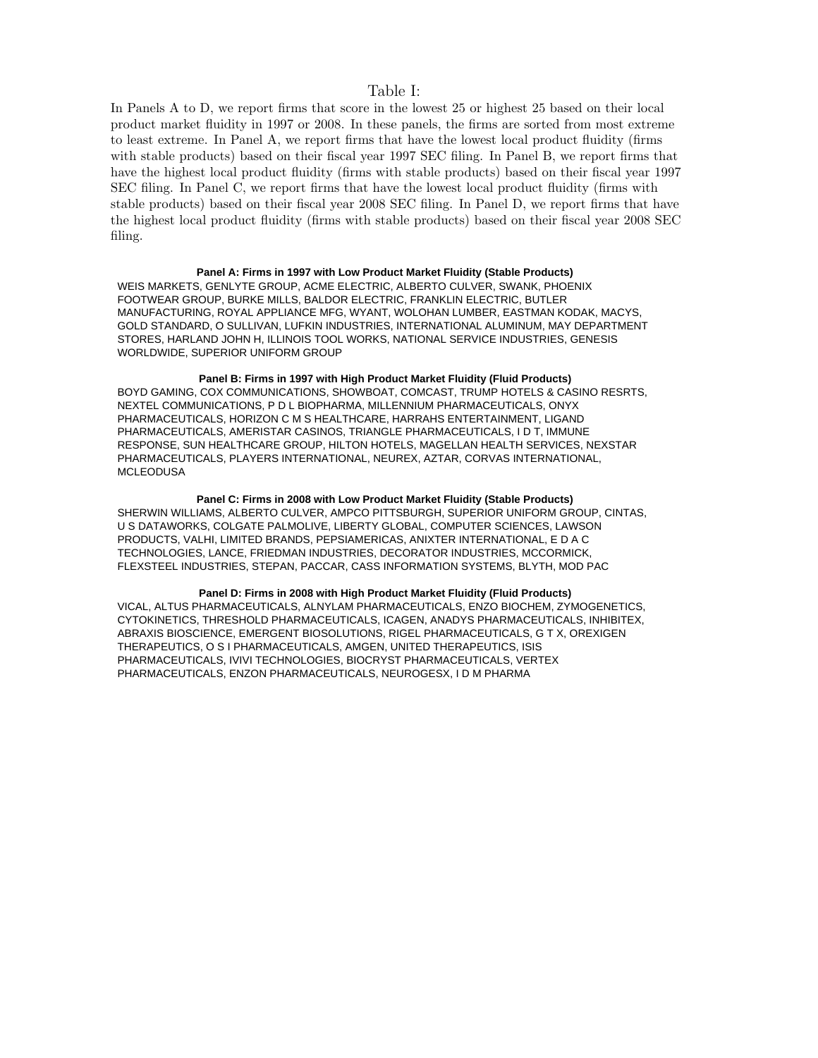# Table I:

In Panels A to D, we report firms that score in the lowest 25 or highest 25 based on their local product market fluidity in 1997 or 2008. In these panels, the firms are sorted from most extreme to least extreme. In Panel A, we report firms that have the lowest local product fluidity (firms with stable products) based on their fiscal year 1997 SEC filing. In Panel B, we report firms that have the highest local product fluidity (firms with stable products) based on their fiscal year 1997 SEC filing. In Panel C, we report firms that have the lowest local product fluidity (firms with stable products) based on their fiscal year 2008 SEC filing. In Panel D, we report firms that have the highest local product fluidity (firms with stable products) based on their fiscal year 2008 SEC filing.

**Panel A: Firms in 1997 with Low Product Market Fluidity (Stable Products)**

WEIS MARKETS, GENLYTE GROUP, ACME ELECTRIC, ALBERTO CULVER, SWANK, PHOENIX FOOTWEAR GROUP, BURKE MILLS, BALDOR ELECTRIC, FRANKLIN ELECTRIC, BUTLER MANUFACTURING, ROYAL APPLIANCE MFG, WYANT, WOLOHAN LUMBER, EASTMAN KODAK, MACYS, GOLD STANDARD, O SULLIVAN, LUFKIN INDUSTRIES, INTERNATIONAL ALUMINUM, MAY DEPARTMENT STORES, HARLAND JOHN H, ILLINOIS TOOL WORKS, NATIONAL SERVICE INDUSTRIES, GENESIS WORLDWIDE, SUPERIOR UNIFORM GROUP

**Panel B: Firms in 1997 with High Product Market Fluidity (Fluid Products)**

BOYD GAMING, COX COMMUNICATIONS, SHOWBOAT, COMCAST, TRUMP HOTELS & CASINO RESRTS, NEXTEL COMMUNICATIONS, P D L BIOPHARMA, MILLENNIUM PHARMACEUTICALS, ONYX PHARMACEUTICALS, HORIZON C M S HEALTHCARE, HARRAHS ENTERTAINMENT, LIGAND PHARMACEUTICALS, AMERISTAR CASINOS, TRIANGLE PHARMACEUTICALS, I D T, IMMUNE RESPONSE, SUN HEALTHCARE GROUP, HILTON HOTELS, MAGELLAN HEALTH SERVICES, NEXSTAR PHARMACEUTICALS, PLAYERS INTERNATIONAL, NEUREX, AZTAR, CORVAS INTERNATIONAL, MCLEODUSA

**Panel C: Firms in 2008 with Low Product Market Fluidity (Stable Products)**

SHERWIN WILLIAMS, ALBERTO CULVER, AMPCO PITTSBURGH, SUPERIOR UNIFORM GROUP, CINTAS, U S DATAWORKS, COLGATE PALMOLIVE, LIBERTY GLOBAL, COMPUTER SCIENCES, LAWSON PRODUCTS, VALHI, LIMITED BRANDS, PEPSIAMERICAS, ANIXTER INTERNATIONAL, E D A C TECHNOLOGIES, LANCE, FRIEDMAN INDUSTRIES, DECORATOR INDUSTRIES, MCCORMICK, FLEXSTEEL INDUSTRIES, STEPAN, PACCAR, CASS INFORMATION SYSTEMS, BLYTH, MOD PAC

**Panel D: Firms in 2008 with High Product Market Fluidity (Fluid Products)**

VICAL, ALTUS PHARMACEUTICALS, ALNYLAM PHARMACEUTICALS, ENZO BIOCHEM, ZYMOGENETICS, CYTOKINETICS, THRESHOLD PHARMACEUTICALS, ICAGEN, ANADYS PHARMACEUTICALS, INHIBITEX, ABRAXIS BIOSCIENCE, EMERGENT BIOSOLUTIONS, RIGEL PHARMACEUTICALS, G T X, OREXIGEN THERAPEUTICS, O S I PHARMACEUTICALS, AMGEN, UNITED THERAPEUTICS, ISIS PHARMACEUTICALS, IVIVI TECHNOLOGIES, BIOCRYST PHARMACEUTICALS, VERTEX PHARMACEUTICALS, ENZON PHARMACEUTICALS, NEUROGESX, I D M PHARMA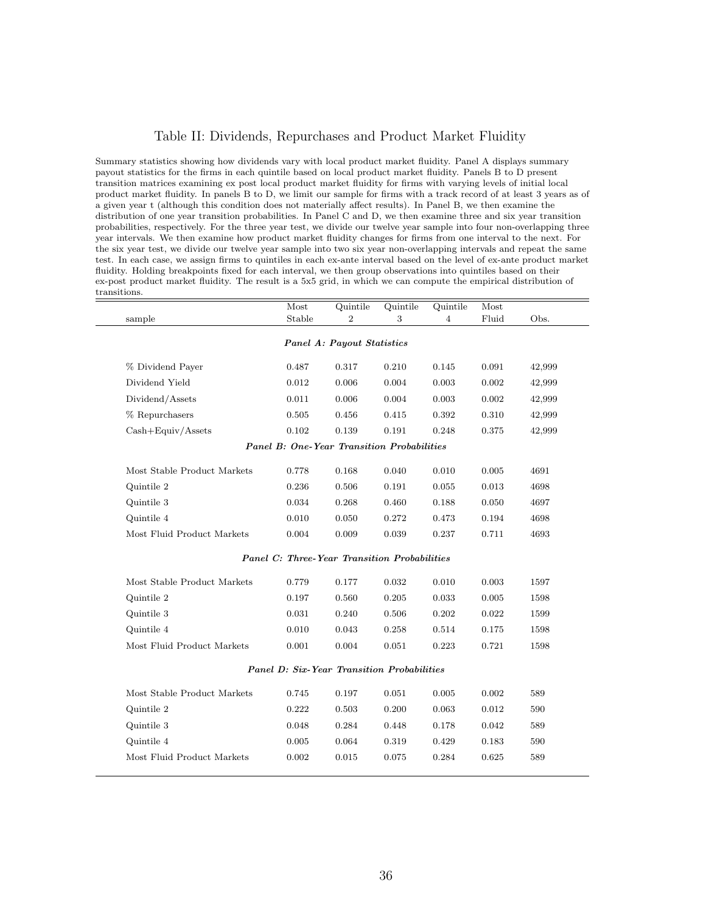# Table II: Dividends, Repurchases and Product Market Fluidity

Summary statistics showing how dividends vary with local product market fluidity. Panel A displays summary payout statistics for the firms in each quintile based on local product market fluidity. Panels B to D present transition matrices examining ex post local product market fluidity for firms with varying levels of initial local product market fluidity. In panels B to D, we limit our sample for firms with a track record of at least 3 years as of a given year t (although this condition does not materially affect results). In Panel B, we then examine the distribution of one year transition probabilities. In Panel C and D, we then examine three and six year transition probabilities, respectively. For the three year test, we divide our twelve year sample into four non-overlapping three year intervals. We then examine how product market fluidity changes for firms from one interval to the next. For the six year test, we divide our twelve year sample into two six year non-overlapping intervals and repeat the same test. In each case, we assign firms to quintiles in each ex-ante interval based on the level of ex-ante product market fluidity. Holding breakpoints fixed for each interval, we then group observations into quintiles based on their ex-post product market fluidity. The result is a 5x5 grid, in which we can compute the empirical distribution of transitions.

| sample | Most Stable | Quintile 2 | Quintile 3 | Quintile 4 | Most Fluid | Obs. |
|---|---|---|---|---|---|---|
| *Panel A: Payout Statistics* | | | | | | |
| % Dividend Payer | 0.487 | 0.317 | 0.210 | 0.145 | 0.091 | 42,999 |
| Dividend Yield | 0.012 | 0.006 | 0.004 | 0.003 | 0.002 | 42,999 |
| Dividend/Assets | 0.011 | 0.006 | 0.004 | 0.003 | 0.002 | 42,999 |
| % Repurchasers | 0.505 | 0.456 | 0.415 | 0.392 | 0.310 | 42,999 |
| Cash+Equiv/Assets | 0.102 | 0.139 | 0.191 | 0.248 | 0.375 | 42,999 |
| *Panel B: One-Year Transition Probabilities* | | | | | | |
| Most Stable Product Markets | 0.778 | 0.168 | 0.040 | 0.010 | 0.005 | 4691 |
| Quintile 2 | 0.236 | 0.506 | 0.191 | 0.055 | 0.013 | 4698 |
| Quintile 3 | 0.034 | 0.268 | 0.460 | 0.188 | 0.050 | 4697 |
| Quintile 4 | 0.010 | 0.050 | 0.272 | 0.473 | 0.194 | 4698 |
| Most Fluid Product Markets | 0.004 | 0.009 | 0.039 | 0.237 | 0.711 | 4693 |
| *Panel C: Three-Year Transition Probabilities* | | | | | | |
| Most Stable Product Markets | 0.779 | 0.177 | 0.032 | 0.010 | 0.003 | 1597 |
| Quintile 2 | 0.197 | 0.560 | 0.205 | 0.033 | 0.005 | 1598 |
| Quintile 3 | 0.031 | 0.240 | 0.506 | 0.202 | 0.022 | 1599 |
| Quintile 4 | 0.010 | 0.043 | 0.258 | 0.514 | 0.175 | 1598 |
| Most Fluid Product Markets | 0.001 | 0.004 | 0.051 | 0.223 | 0.721 | 1598 |
| *Panel D: Six-Year Transition Probabilities* | | | | | | |
| Most Stable Product Markets | 0.745 | 0.197 | 0.051 | 0.005 | 0.002 | 589 |
| Quintile 2 | 0.222 | 0.503 | 0.200 | 0.063 | 0.012 | 590 |
| Quintile 3 | 0.048 | 0.284 | 0.448 | 0.178 | 0.042 | 589 |
| Quintile 4 | 0.005 | 0.064 | 0.319 | 0.429 | 0.183 | 590 |
| Most Fluid Product Markets | 0.002 | 0.015 | 0.075 | 0.284 | 0.625 | 589 |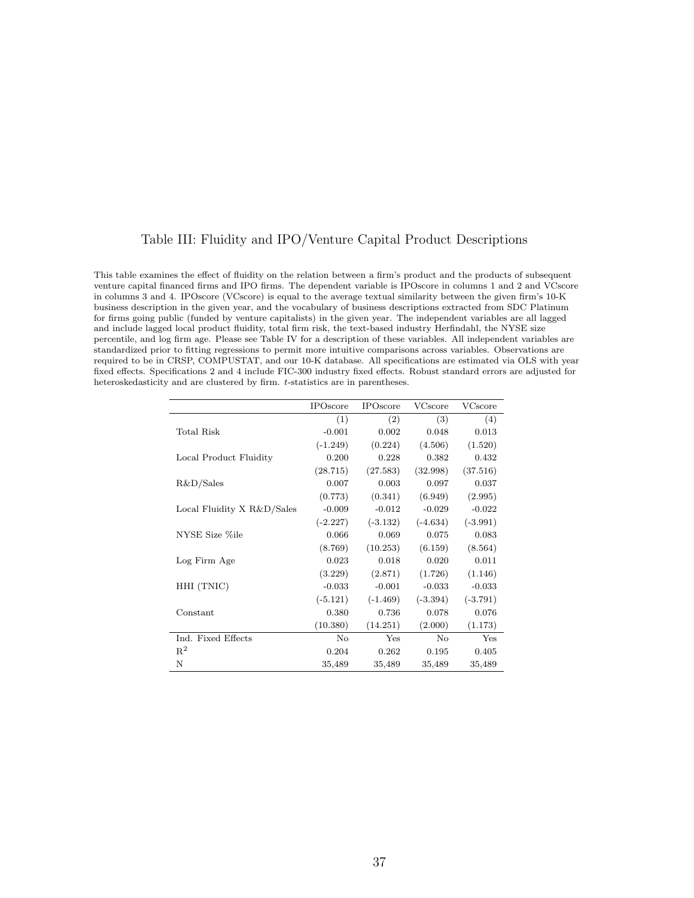## Table III: Fluidity and IPO/Venture Capital Product Descriptions

This table examines the effect of fluidity on the relation between a firm's product and the products of subsequent venture capital financed firms and IPO firms. The dependent variable is IPOscore in columns 1 and 2 and VCscore in columns 3 and 4. IPOscore (VCscore) is equal to the average textual similarity between the given firm's 10-K business description in the given year, and the vocabulary of business descriptions extracted from SDC Platinum for firms going public (funded by venture capitalists) in the given year. The independent variables are all lagged and include lagged local product fluidity, total firm risk, the text-based industry Herfindahl, the NYSE size percentile, and log firm age. Please see Table IV for a description of these variables. All independent variables are standardized prior to fitting regressions to permit more intuitive comparisons across variables. Observations are required to be in CRSP, COMPUSTAT, and our 10-K database. All specifications are estimated via OLS with year fixed effects. Specifications 2 and 4 include FIC-300 industry fixed effects. Robust standard errors are adjusted for heteroskedasticity and are clustered by firm. *t*-statistics are in parentheses.

| | IPOscore | IPOscore | VCscore | VCscore |
|---|---|---|---|---|
| | (1) | (2) | (3) | (4) |
| Total Risk | -0.001 | 0.002 | 0.048 | 0.013 |
| | (-1.249) | (0.224) | (4.506) | (1.520) |
| Local Product Fluidity | 0.200 | 0.228 | 0.382 | 0.432 |
| | (28.715) | (27.583) | (32.998) | (37.516) |
| R&D/Sales | 0.007 | 0.003 | 0.097 | 0.037 |
| | (0.773) | (0.341) | (6.949) | (2.995) |
| Local Fluidity X R&D/Sales | -0.009 | -0.012 | -0.029 | -0.022 |
| | (-2.227) | (-3.132) | (-4.634) | (-3.991) |
| NYSE Size %ile | 0.066 | 0.069 | 0.075 | 0.083 |
| | (8.769) | (10.253) | (6.159) | (8.564) |
| Log Firm Age | 0.023 | 0.018 | 0.020 | 0.011 |
| | (3.229) | (2.871) | (1.726) | (1.146) |
| HHI (TNIC) | -0.033 | -0.001 | -0.033 | -0.033 |
| | (-5.121) | (-1.469) | (-3.394) | (-3.791) |
| Constant | 0.380 | 0.736 | 0.078 | 0.076 |
| | (10.380) | (14.251) | (2.000) | (1.173) |
| Ind. Fixed Effects | No | Yes | No | Yes |
| $R^2$ | 0.204 | 0.262 | 0.195 | 0.405 |
| N | 35,489 | 35,489 | 35,489 | 35,489 |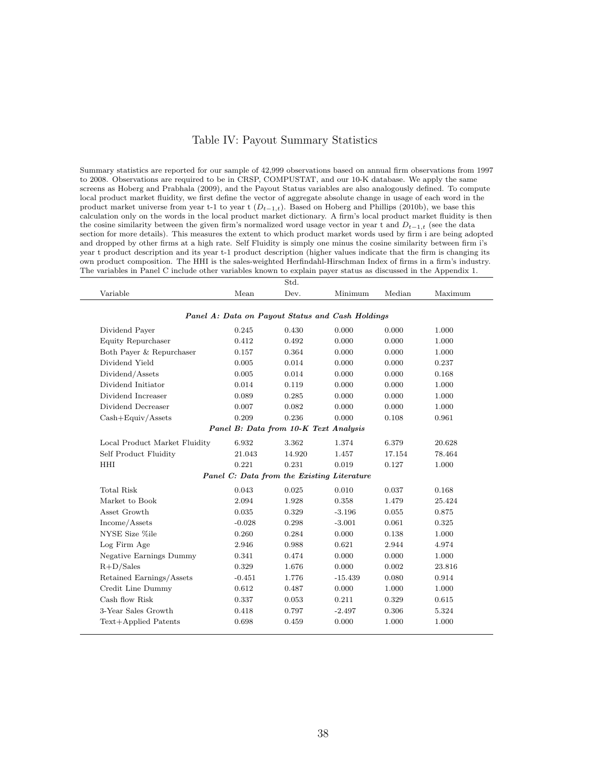# Table IV: Payout Summary Statistics

Summary statistics are reported for our sample of 42,999 observations based on annual firm observations from 1997 to 2008. Observations are required to be in CRSP, COMPUSTAT, and our 10-K database. We apply the same screens as Hoberg and Prabhala (2009), and the Payout Status variables are also analogously defined. To compute local product market fluidity, we first define the vector of aggregate absolute change in usage of each word in the product market universe from year t-1 to year t ($D_{t-1,t}$). Based on Hoberg and Phillips (2010b), we base this calculation only on the words in the local product market dictionary. A firm's local product market fluidity is then the cosine similarity between the given firm's normalized word usage vector in year t and $D_{t-1,t}$ (see the data section for more details). This measures the extent to which product market words used by firm i are being adopted and dropped by other firms at a high rate. Self Fluidity is simply one minus the cosine similarity between firm i's year t product description and its year t-1 product description (higher values indicate that the firm is changing its own product composition. The HHI is the sales-weighted Herfindahl-Hirschman Index of firms in a firm's industry. The variables in Panel C include other variables known to explain payer status as discussed in the Appendix 1.

| Variable | Mean | Std. Dev. | Minimum | Median | Maximum |
|---|---|---|---|---|---|
| ***Panel A: Data on Payout Status and Cash Holdings*** | | | | | |
| Dividend Payer | 0.245 | 0.430 | 0.000 | 0.000 | 1.000 |
| Equity Repurchaser | 0.412 | 0.492 | 0.000 | 0.000 | 1.000 |
| Both Payer & Repurchaser | 0.157 | 0.364 | 0.000 | 0.000 | 1.000 |
| Dividend Yield | 0.005 | 0.014 | 0.000 | 0.000 | 0.237 |
| Dividend/Assets | 0.005 | 0.014 | 0.000 | 0.000 | 0.168 |
| Dividend Initiator | 0.014 | 0.119 | 0.000 | 0.000 | 1.000 |
| Dividend Increaser | 0.089 | 0.285 | 0.000 | 0.000 | 1.000 |
| Dividend Decreaser | 0.007 | 0.082 | 0.000 | 0.000 | 1.000 |
| Cash+Equiv/Assets | 0.209 | 0.236 | 0.000 | 0.108 | 0.961 |
| ***Panel B: Data from 10-K Text Analysis*** | | | | | |
| Local Product Market Fluidity | 6.932 | 3.362 | 1.374 | 6.379 | 20.628 |
| Self Product Fluidity | 21.043 | 14.920 | 1.457 | 17.154 | 78.464 |
| HHI | 0.221 | 0.231 | 0.019 | 0.127 | 1.000 |
| ***Panel C: Data from the Existing Literature*** | | | | | |
| Total Risk | 0.043 | 0.025 | 0.010 | 0.037 | 0.168 |
| Market to Book | 2.094 | 1.928 | 0.358 | 1.479 | 25.424 |
| Asset Growth | 0.035 | 0.329 | -3.196 | 0.055 | 0.875 |
| Income/Assets | -0.028 | 0.298 | -3.001 | 0.061 | 0.325 |
| NYSE Size %ile | 0.260 | 0.284 | 0.000 | 0.138 | 1.000 |
| Log Firm Age | 2.946 | 0.988 | 0.621 | 2.944 | 4.974 |
| Negative Earnings Dummy | 0.341 | 0.474 | 0.000 | 0.000 | 1.000 |
| R+D/Sales | 0.329 | 1.676 | 0.000 | 0.002 | 23.816 |
| Retained Earnings/Assets | -0.451 | 1.776 | -15.439 | 0.080 | 0.914 |
| Credit Line Dummy | 0.612 | 0.487 | 0.000 | 1.000 | 1.000 |
| Cash flow Risk | 0.337 | 0.053 | 0.211 | 0.329 | 0.615 |
| 3-Year Sales Growth | 0.418 | 0.797 | -2.497 | 0.306 | 5.324 |
| Text+Applied Patents | 0.698 | 0.459 | 0.000 | 1.000 | 1.000 |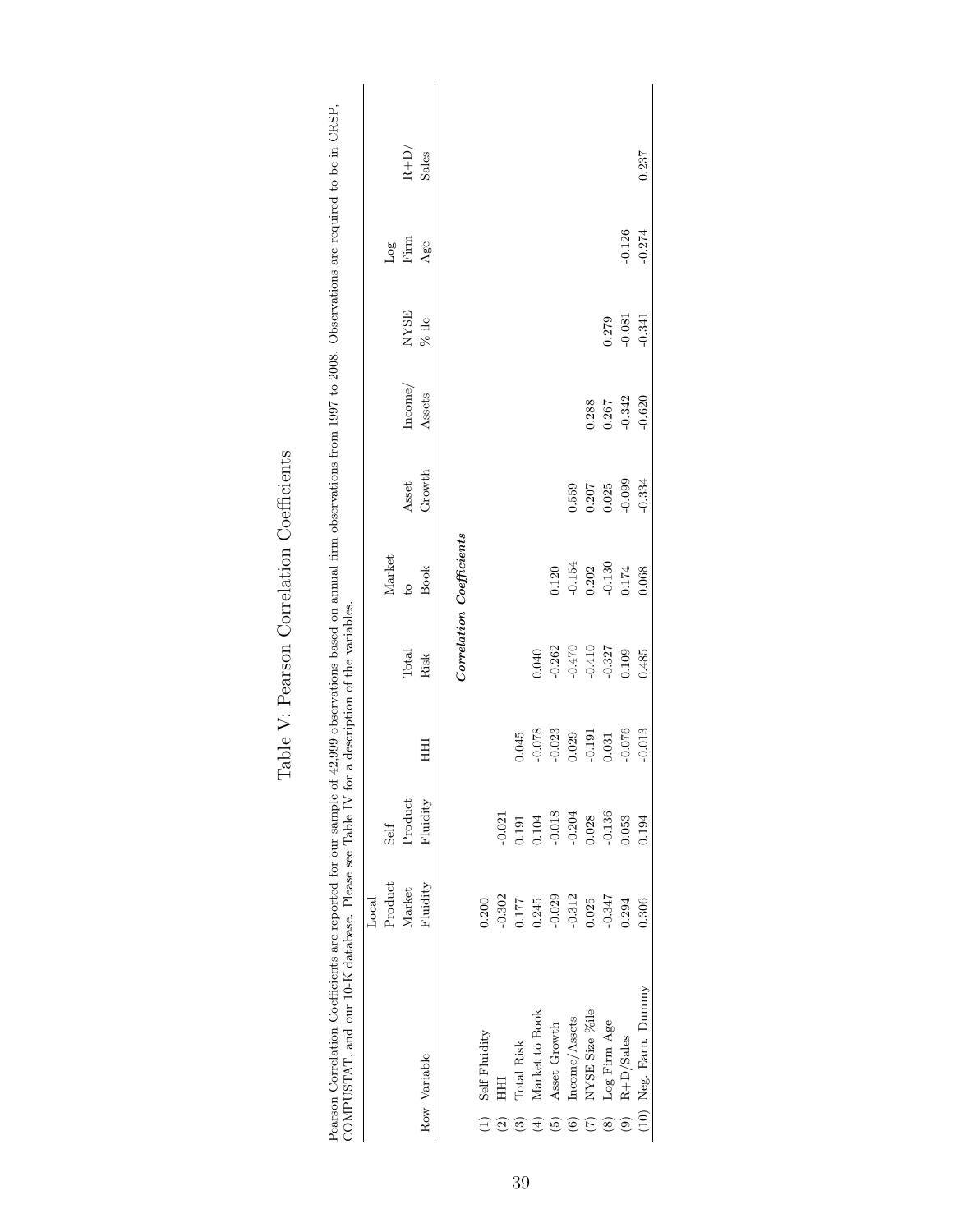# Table V: Pearson Correlation Coefficients

Pearson Correlation Coefficients are reported for our sample of 42,999 observations based on annual firm observations from 1997 to 2008. Observations are required to be in CRSP, COMPUSTAT, and our 10-K database. Please see Table IV for a description of the variables.

| Row | Variable | Local Product Market Fluidity | Self Product Fluidity | HHI | Total Risk | Market to Book | Asset Growth | Income/ Assets | NYSE % ile | Log Firm Age | R+D/ Sales |
|---|---|---|---|---|---|---|---|---|---|---|---|
| | | | | | *Correlation Coefficients* | | | | | | |
| (1) | Self Fluidity | 0.200 | | | | | | | | | |
| (2) | HHI | -0.302 | -0.021 | | | | | | | | |
| (3) | Total Risk | 0.177 | 0.191 | 0.045 | | | | | | | |
| (4) | Market to Book | 0.245 | 0.104 | -0.078 | 0.040 | | | | | | |
| (5) | Asset Growth | -0.029 | -0.018 | -0.023 | -0.262 | 0.120 | | | | | |
| (6) | Income/Assets | -0.312 | -0.204 | 0.029 | -0.470 | -0.154 | 0.559 | | | | |
| (7) | NYSE Size %ile | 0.025 | 0.028 | -0.191 | -0.410 | 0.202 | 0.207 | 0.288 | | | |
| (8) | Log Firm Age | -0.347 | -0.136 | 0.031 | -0.327 | -0.130 | 0.025 | 0.267 | 0.279 | | |
| (9) | R+D/Sales | 0.294 | 0.053 | -0.076 | 0.109 | 0.174 | -0.099 | -0.342 | -0.081 | -0.126 | |
| (10) | Neg. Earn. Dummy | 0.306 | 0.194 | -0.013 | 0.485 | 0.068 | -0.334 | -0.620 | -0.341 | -0.274 | 0.237 |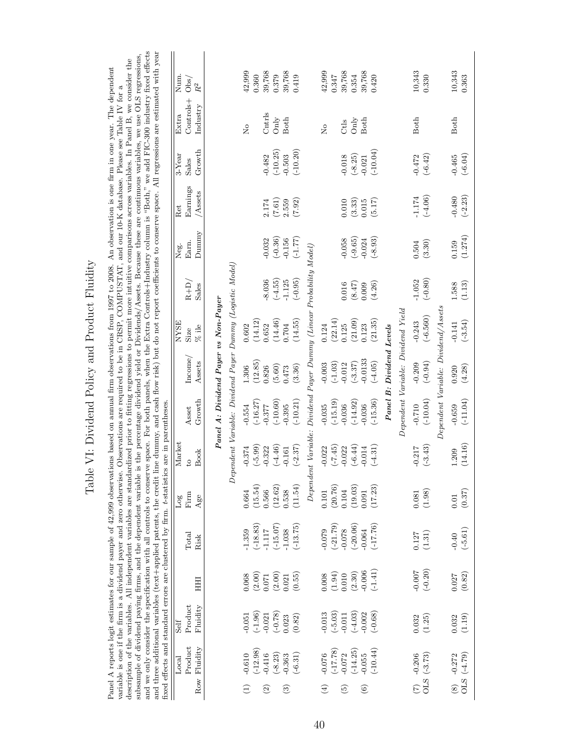# Table VI: Dividend Policy and Product Fluidity

Panel A reports logit estimates for our sample of 42,999 observations based on annual firm observations from 1997 to 2008. An observation is one firm in one year. The dependent variable is one if the firm is a dividend payer and zero otherwise. Observations are required to be in CRSP, COMPUSTAT, and our 10-K database. Please see Table IV for a description of the variables. All independent variables are standardized prior to fitting regressions to permit more intuitive comparisons across variables. In Panel B, we consider the subsample of dividend paying firms, and the dependent variable is the percentage dividend yield or Dividends/Assets. Because these are continuous variables, we use OLS regressions, and we only consider the specification with all controls to conserve space. For both panels, when the Extra Controls+Industry column is "Both," we add FIC-300 industry fixed effects and three additional variables (text+applied patents, the credit line dummy, and cash flow risk) but do not report coefficients to conserve space. All regressions are estimated with year fixed effects and standard errors are clustered by firm. $t$-statistics are in parentheses.

| Row | Local Product Fluidity | Self Product Fluidity | HHI | Total Risk | Log Firm Age | Market to Book | Asset Growth | Income/ Assets | NYSE Size % ile | R+D/ Sales | Neg. Earn. Dummy | Ret Earnings /Assets | 3-Year Sales Growth | Extra Controls+ Industry | Num. Obs/ $R^2$ |
|---|---|---|---|---|---|---|---|---|---|---|---|---|---|---|---|
| | ***Panel A: Dividend Payer vs Non-Payer*** | | | | | | | | | | | | | | |
| | *Dependent Variable: Dividend Payer Dummy (Logistic Model)* | | | | | | | | | | | | | | |
| (1) | -0.610 | -0.051 | 0.068 | -1.359 | 0.664 | -0.374 | -0.554 | 1.306 | 0.602 | | | | | No | 42,999 |
| | (-12.98) | (-1.96) | (2.00) | (-18.83) | (15.54) | (-5.99) | (-16.27) | (12.85) | (14.12) | | | | | | 0.360 |
| (2) | -0.416 | -0.021 | 0.071 | -1.117 | 0.566 | -0.322 | -0.377 | 0.826 | 0.652 | -8.036 | -0.032 | 2.174 | -0.482 | Cntrls | 39,768 |
| | (-8.23) | (-0.78) | (2.00) | (-15.07) | (12.62) | (-4.46) | (-10.60) | (5.60) | (14.46) | (-4.55) | (-0.36) | (7.61) | (-10.25) | Only | 0.379 |
| (3) | -0.363 | 0.023 | 0.021 | -1.038 | 0.538 | -0.161 | -0.395 | 0.473 | 0.704 | -1.125 | -0.156 | 2.559 | -0.503 | Both | 39,768 |
| | (-6.31) | (0.82) | (0.55) | (-13.75) | (11.54) | (-2.37) | (-10.21) | (3.36) | (14.55) | (-0.95) | (-1.77) | (7.92) | (-10.20) | | 0.419 |
| | *Dependent Variable: Dividend Payer Dummy (Linear Probability Model)* | | | | | | | | | | | | | | |
| (4) | -0.076 | -0.013 | 0.008 | -0.079 | 0.101 | -0.022 | -0.035 | -0.003 | 0.124 | | | | | No | 42,999 |
| | (-17.78) | (-5.03) | (1.94) | (-21.79) | (20.76) | (-7.45) | (-15.19) | (-1.03) | (22.14) | | | | | | 0.347 |
| (5) | -0.072 | -0.011 | 0.010 | -0.078 | 0.104 | -0.022 | -0.036 | -0.012 | 0.125 | 0.016 | -0.058 | 0.010 | -0.018 | Ctls | 39,768 |
| | (-14.25) | (-4.03) | (2.30) | (-20.06) | (19.03) | (-6.44) | (-14.92) | (-3.37) | (21.09) | (8.47) | (-9.65) | (3.33) | (-8.25) | Only | 0.354 |
| (6) | -0.055 | -0.002 | -0.006 | -0.064 | 0.091 | -0.014 | -0.036 | -0.0133 | 0.123 | 0.009 | -0.024 | 0.015 | -0.021 | Both | 39,768 |
| | (-10.44) | (-0.68) | (-1.41) | (-17.76) | (17.23) | (-4.31) | (-15.36) | (-4.05) | (21.35) | (4.26) | (-8.93) | (5.17) | (-10.04) | | 0.420 |
| | ***Panel B: Dividend Levels*** | | | | | | | | | | | | | | |
| | *Dependent Variable: Dividend Yield* | | | | | | | | | | | | | | |
| (7) OLS | -0.206 (-3.73) | 0.032 | -0.007 | 0.127 | 0.081 | -0.217 | -0.710 | -0.209 | -0.243 | -1.052 | 0.504 | -1.174 | -0.472 | Both | 10,343 |
| | | (1.25) | (-0.20) | (1.31) | (1.98) | (-3.43) | (-10.04) | (-0.94) | (-6.560) | (-0.80) | (3.30) | (-4.06) | (-6.42) | | 0.330 |
| | *Dependent Variable: Dividend/Assets* | | | | | | | | | | | | | | |
| (8) OLS | -0.272 (-4.79) | 0.032 | 0.027 | -0.40 | 0.01 | 1.209 | -0.659 | 0.920 | -0.141 | 1.588 | 0.159 | -0.480 | -0.465 | Both | 10,343 |
| | | (1.19) | (0.82) | (-5.61) | (0.37) | (14.16) | (-11.04) | (4.28) | (-3.54) | (1.13) | (1.274) | (-2.23) | (-6.04) | | 0.363 |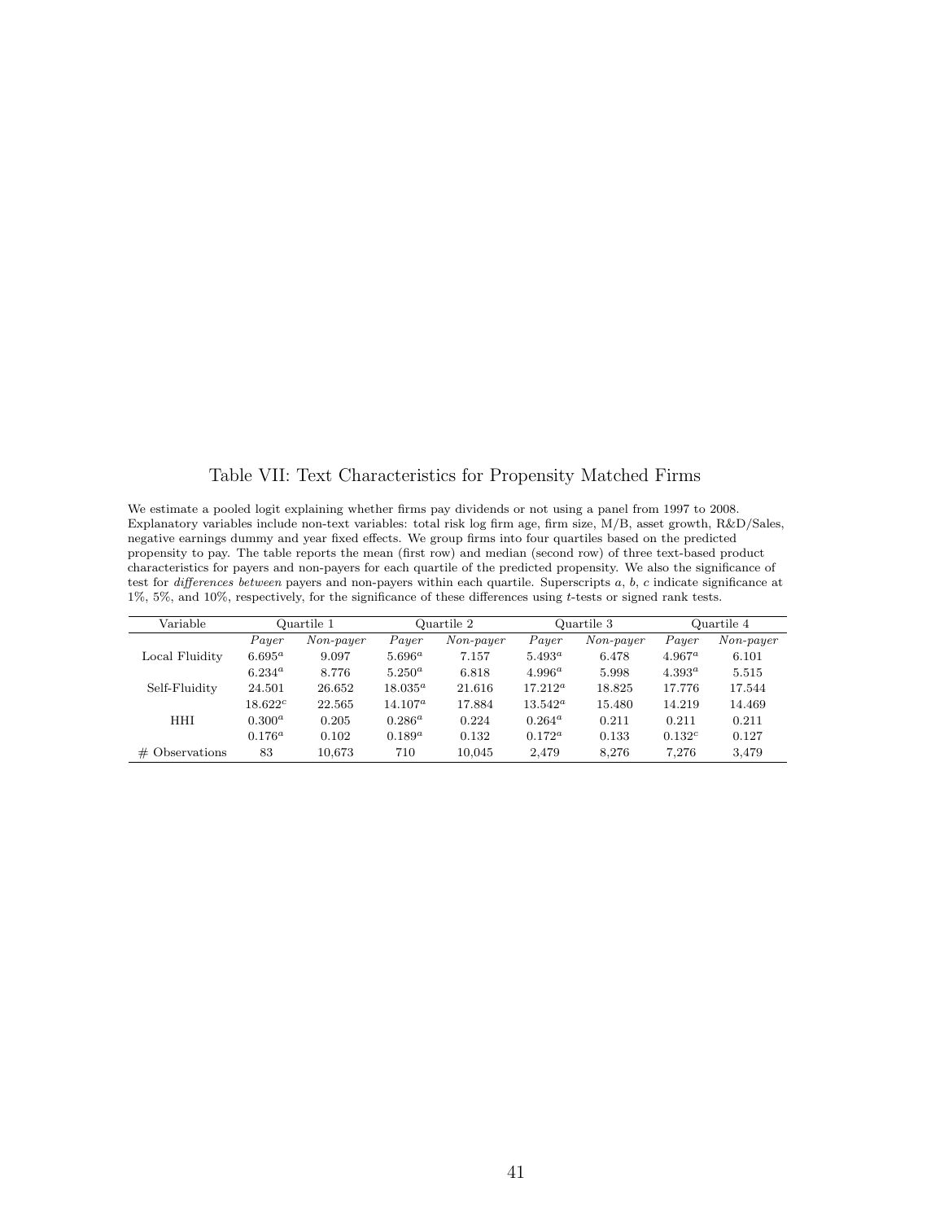# Table VII: Text Characteristics for Propensity Matched Firms

We estimate a pooled logit explaining whether firms pay dividends or not using a panel from 1997 to 2008. Explanatory variables include non-text variables: total risk log firm age, firm size, M/B, asset growth, R&D/Sales, negative earnings dummy and year fixed effects. We group firms into four quartiles based on the predicted propensity to pay. The table reports the mean (first row) and median (second row) of three text-based product characteristics for payers and non-payers for each quartile of the predicted propensity. We also the significance of test for *differences between* payers and non-payers within each quartile. Superscripts $a$, $b$, $c$ indicate significance at 1%, 5%, and 10%, respectively, for the significance of these differences using $t$-tests or signed rank tests.

| Variable | Quartile 1 | | Quartile 2 | | Quartile 3 | | Quartile 4 | |
|---|---|---|---|---|---|---|---|---|
| | *Payer* | *Non-payer* | *Payer* | *Non-payer* | *Payer* | *Non-payer* | *Payer* | *Non-payer* |
| Local Fluidity | $6.695^a$ | 9.097 | $5.696^a$ | 7.157 | $5.493^a$ | 6.478 | $4.967^a$ | 6.101 |
| | $6.234^a$ | 8.776 | $5.250^a$ | 6.818 | $4.996^a$ | 5.998 | $4.393^a$ | 5.515 |
| Self-Fluidity | 24.501 | 26.652 | $18.035^a$ | 21.616 | $17.212^a$ | 18.825 | 17.776 | 17.544 |
| | $18.622^c$ | 22.565 | $14.107^a$ | 17.884 | $13.542^a$ | 15.480 | 14.219 | 14.469 |
| HHI | $0.300^a$ | 0.205 | $0.286^a$ | 0.224 | $0.264^a$ | 0.211 | 0.211 | 0.211 |
| | $0.176^a$ | 0.102 | $0.189^a$ | 0.132 | $0.172^a$ | 0.133 | $0.132^c$ | 0.127 |
| # Observations | 83 | 10,673 | 710 | 10,045 | 2,479 | 8,276 | 7,276 | 3,479 |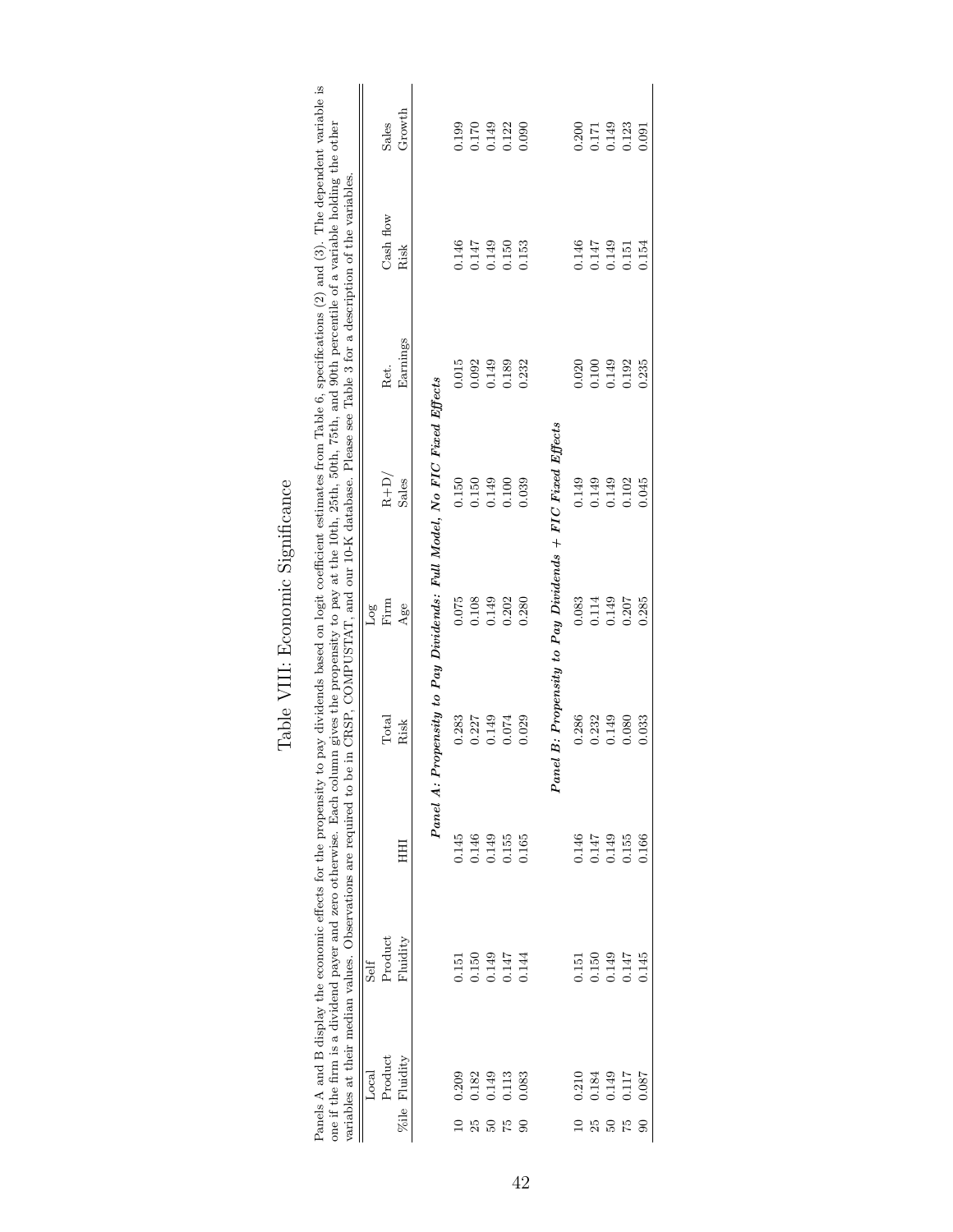# Table VIII: Economic Significance

Panels A and B display the economic effects for the propensity to pay dividends based on logit coefficient estimates from Table 6, specifications (2) and (3). The dependent variable is one if the firm is a dividend payer and zero otherwise. Each column gives the propensity to pay at the 10th, 25th, 50th, 75th, and 90th percentile of a variable holding the other variables at their median values. Observations are required to be in CRSP, COMPUSTAT, and our 10-K database. Please see Table 3 for a description of the variables.

| %ile | Local Product Fluidity | Self Product Fluidity | HHI | Total Risk | Log Firm Age | R+D/ Sales | Ret. Earnings | Cash flow Risk | Sales Growth |
|---|---|---|---|---|---|---|---|---|---|
| | | | ***Panel A: Propensity to Pay Dividends: Full Model, No FIC Fixed Effects*** | | | | | | |
| 10 | 0.209 | 0.151 | 0.145 | 0.283 | 0.075 | 0.150 | 0.015 | 0.146 | 0.199 |
| 25 | 0.182 | 0.150 | 0.146 | 0.227 | 0.108 | 0.150 | 0.092 | 0.147 | 0.170 |
| 50 | 0.149 | 0.149 | 0.149 | 0.149 | 0.149 | 0.149 | 0.149 | 0.149 | 0.149 |
| 75 | 0.113 | 0.147 | 0.155 | 0.074 | 0.202 | 0.100 | 0.189 | 0.150 | 0.122 |
| 90 | 0.083 | 0.144 | 0.165 | 0.029 | 0.280 | 0.039 | 0.232 | 0.153 | 0.090 |
| | | | ***Panel B: Propensity to Pay Dividends + FIC Fixed Effects*** | | | | | | |
| 10 | 0.210 | 0.151 | 0.146 | 0.286 | 0.083 | 0.149 | 0.020 | 0.146 | 0.200 |
| 25 | 0.184 | 0.150 | 0.147 | 0.232 | 0.114 | 0.149 | 0.100 | 0.147 | 0.171 |
| 50 | 0.149 | 0.149 | 0.149 | 0.149 | 0.149 | 0.149 | 0.149 | 0.149 | 0.149 |
| 75 | 0.117 | 0.147 | 0.155 | 0.080 | 0.207 | 0.102 | 0.192 | 0.151 | 0.123 |
| 90 | 0.087 | 0.145 | 0.166 | 0.033 | 0.285 | 0.045 | 0.235 | 0.154 | 0.091 |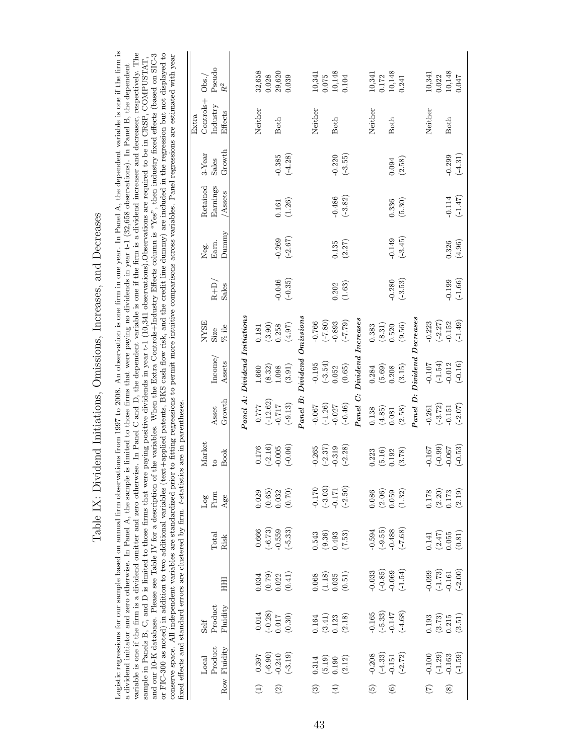# Table IX: Dividend Initiations, Omissions, Increases, and Decreases

Logistic regressions for our sample based on annual firm observations from 1997 to 2008. An observation is one firm in one year. In Panel A, the dependent variable is one if the firm is a dividend initiator and zero otherwise. In Panel A, the sample is limited to those firms that were paying no dividends in year t-1 (32,658 observations). In Panel B, the dependent variable is one if the firm is a dividend omitter and zero otherwise. In Panel C and D, the dependent variable is one if the firm is a dividend increaser and decreaser, respectively. The sample in Panels B, C, and D is limited to those firms that were paying positive dividends in year t-1 (10,341 observations). Observations are required to be in CRSP, COMPUSTAT, and our 10-K database. Please see Table IV for a description of the variables. When the Extra Controls+Industry Effects column is "Yes", then industry fixed effects (based on SIC-3 or FIC-300 as noted) in addition to two additional variables (text+applied patents, BKS cash flow risk, and the credit line dummy) are included in the regression but not displayed to conserve space. All independent variables are standardized prior to fitting regressions to permit more intuitive comparisons across variables. Panel regressions are estimated with year fixed effects and standard errors are clustered by firm. $t$-statistics are in parentheses.

| Row | Local Product Fluidity | Self Product Fluidity | HHI | Total Risk | Log Firm Age | Market to Book | Asset Growth | Income/ Assets | NYSE Size % ile | R+D/ Sales | Neg. Earn. Dummy | Retained Earnings /Assets | 3-Year Sales Growth | Extra Controls+ Industry Effects | Obs./ Pseudo $R^2$ |
|---|---|---|---|---|---|---|---|---|---|---|---|---|---|---|---|
| | | | | | | | *Panel A: Dividend Initiations* | | | | | | | | |
| (1) | -0.397 | -0.014 | 0.034 | -0.666 | 0.029 | -0.176 | -0.777 | 1.660 | 0.181 | | | | | Neither | 32,658 |
| | (-6.90) | (-0.28) | (0.79) | (-6.73) | (0.65) | (-2.16) | (-12.62) | (8.32) | (3.90) | | | | | | 0.028 |
| (2) | -0.240 | 0.017 | 0.022 | -0.559 | 0.032 | -0.005 | -0.717 | 1.098 | 0.258 | -0.046 | -0.269 | 0.161 | -0.385 | Both | 29,620 |
| | (-3.19) | (0.30) | (0.41) | (-5.33) | (0.70) | (-0.06) | (-9.13) | (3.91) | (4.97) | (-0.35) | (-2.67) | (1.26) | (-4.28) | | 0.039 |
| | | | | | | | *Panel B: Dividend Omissions* | | | | | | | | |
| (3) | 0.314 | 0.164 | 0.068 | 0.543 | -0.170 | -0.265 | -0.067 | -0.195 | -0.766 | | | | | Neither | 10,341 |
| | (5.19) | (3.41) | (1.18) | (9.36) | (-3.03) | (-2.37) | (-1.26) | (-3.54) | (-7.80) | | | | | | 0.075 |
| (4) | 0.190 | 0.123 | 0.035 | 0.493 | -0.171 | -0.319 | -0.027 | 0.052 | -0.893 | 0.202 | 0.135 | -0.486 | -0.220 | Both | 10,148 |
| | (2.12) | (2.18) | (0.51) | (7.53) | (-2.50) | (-2.28) | (-0.46) | (0.65) | (-7.79) | (1.63) | (2.27) | (-3.82) | (-3.55) | | 0.104 |
| | | | | | | | *Panel C: Dividend Increases* | | | | | | | | |
| (5) | -0.208 | -0.165 | -0.033 | -0.594 | 0.086 | 0.223 | 0.138 | 0.284 | 0.383 | | | | | Neither | 10,341 |
| | (-4.33) | (-5.33) | (-0.85) | (-9.55) | (2.06) | (5.16) | (4.85) | (5.69) | (8.31) | | | | | | 0.172 |
| (6) | -0.151 | -0.147 | -0.069 | -0.488 | 0.059 | 0.192 | 0.081 | 0.208 | 0.520 | -0.280 | -0.149 | 0.336 | 0.094 | Both | 10,148 |
| | (-2.72) | (-4.68) | (-1.54) | (-7.68) | (1.32) | (3.78) | (2.58) | (3.15) | (9.56) | (-3.53) | (-3.45) | (5.30) | (2.58) | | 0.241 |
| | | | | | | | *Panel D: Dividend Decreases* | | | | | | | | |
| (7) | -0.100 | 0.193 | -0.099 | 0.141 | 0.178 | -0.167 | -0.261 | -0.107 | -0.223 | | | | | Neither | 10,341 |
| | (-1.29) | (3.73) | (-1.73) | (2.47) | (2.20) | (-0.99) | (-3.72) | (-1.54) | (-2.27) | | | | | | 0.022 |
| (8) | -0.163 | 0.215 | -0.161 | 0.055 | 0.173 | -0.067 | -0.151 | -0.012 | -0.152 | -0.199 | 0.326 | -0.114 | -0.299 | Both | 10,148 |
| | (-1.59) | (3.51) | (-2.00) | (0.81) | (2.19) | (-0.53) | (-2.07) | (-0.16) | (-1.49) | (-1.66) | (4.96) | (-1.47) | (-4.31) | | 0.047 |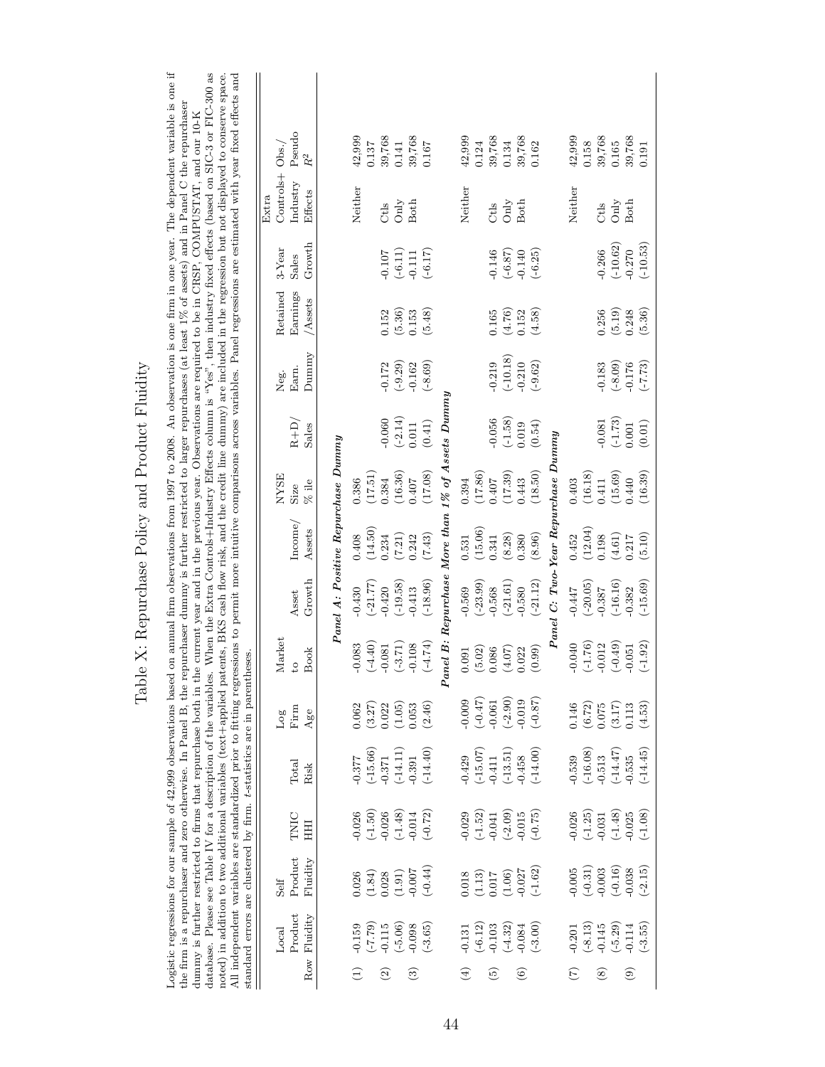# Table X: Repurchase Policy and Product Fluidity

Logistic regressions for our sample of 42,999 observations based on annual firm observations from 1997 to 2008. An observation is one firm in one year. The dependent variable is one if the firm is a repurchaser and zero otherwise. In Panel B, the repurchaser dummy is further restricted to larger repurchases (at least 1% of assets) and in Panel C the repurchaser dummy is further restricted to firms that repurchase both in the current year and in the previous year. Observations are required to be in CRSP, COMPUSTAT, and our 10-K database. Please see Table IV for a description of the variables. When the Extra Controls+Industry Effects column is "Yes", then industry fixed effects (based on SIC-3 or FIC-300 as noted) in addition to two additional variables (text+applied patents, BKS cash flow risk, and the credit line dummy) are included in the regression but not displayed to conserve space. All independent variables are standardized prior to fitting regressions to permit more intuitive comparisons across variables. Panel regressions are estimated with year fixed effects and standard errors are clustered by firm. $t$-statistics are in parentheses.

| Row | Local Product Fluidity | Self Product Fluidity | TNIC HHI | Total Risk | Log Firm Age | Market to Book | Asset Growth | Income/ Assets | NYSE Size % ile | R+D/ Sales | Neg. Earn. Dummy | Retained Earnings /Assets | 3-Year Sales Growth | Extra Controls+ Industry Effects | Obs./ Pseudo $R^2$ |
|---|---|---|---|---|---|---|---|---|---|---|---|---|---|---|---|
| | *Panel A: Positive Repurchase Dummy* | | | | | | | | | | | | | | |
| (1) | -0.159 | 0.026 | -0.026 | -0.377 | 0.062 | -0.083 | -0.430 | 0.408 | 0.386 | | | | | Neither | 42,999 |
| | (-7.79) | (1.84) | (-1.50) | (-15.66) | (3.27) | (-4.40) | (-21.77) | (14.50) | (17.51) | | | | | | 0.137 |
| (2) | -0.115 | 0.028 | -0.026 | -0.371 | 0.022 | -0.081 | -0.420 | 0.234 | 0.384 | -0.060 | -0.172 | 0.152 | -0.107 | Ctls | 39,768 |
| | (-5.06) | (1.91) | (-1.48) | (-14.11) | (1.05) | (-3.71) | (-19.58) | (7.21) | (16.36) | (-2.14) | (-9.29) | (5.36) | (-6.11) | Only | 0.141 |
| (3) | -0.098 | -0.007 | -0.014 | -0.391 | 0.053 | -0.108 | -0.413 | 0.242 | 0.407 | 0.011 | -0.162 | 0.153 | -0.111 | Both | 39,768 |
| | (-3.65) | (-0.44) | (-0.72) | (-14.40) | (2.46) | (-4.74) | (-18.96) | (7.43) | (17.08) | (0.41) | (-8.69) | (5.48) | (-6.17) | | 0.167 |
| | *Panel B: Repurchase More than 1% of Assets Dummy* | | | | | | | | | | | | | | |
| (4) | -0.131 | 0.018 | -0.029 | -0.429 | -0.009 | 0.091 | -0.569 | 0.531 | 0.394 | | | | | Neither | 42,999 |
| | (-6.12) | (1.13) | (-1.52) | (-15.07) | (-0.47) | (5.02) | (-23.99) | (15.06) | (17.86) | | | | | | 0.124 |
| (5) | -0.103 | 0.017 | -0.041 | -0.411 | -0.061 | 0.086 | -0.568 | 0.341 | 0.407 | -0.056 | -0.219 | 0.165 | -0.146 | Ctls | 39,768 |
| | (-4.32) | (1.06) | (-2.09) | (-13.51) | (-2.90) | (4.07) | (-21.61) | (8.28) | (17.39) | (-1.58) | (-10.18) | (4.76) | (-6.87) | Only | 0.134 |
| (6) | -0.084 | -0.027 | -0.015 | -0.458 | -0.019 | 0.022 | -0.580 | 0.380 | 0.443 | 0.019 | -0.210 | 0.152 | -0.140 | Both | 39,768 |
| | (-3.00) | (-1.62) | (-0.75) | (-14.00) | (-0.87) | (0.99) | (-21.12) | (8.96) | (18.50) | (0.54) | (-9.62) | (4.58) | (-6.25) | | 0.162 |
| | *Panel C: Two-Year Repurchase Dummy* | | | | | | | | | | | | | | |
| (7) | -0.201 | -0.005 | -0.026 | -0.539 | 0.146 | -0.040 | -0.447 | 0.452 | 0.403 | | | | | Neither | 42,999 |
| | (-8.13) | (-0.31) | (-1.25) | (-16.08) | (6.72) | (-1.76) | (-20.05) | (12.04) | (16.18) | | | | | | 0.158 |
| (8) | -0.145 | -0.003 | -0.031 | -0.513 | 0.075 | -0.012 | -0.387 | 0.198 | 0.411 | -0.081 | -0.183 | 0.256 | -0.266 | Ctls | 39,768 |
| | (-5.29) | (-0.16) | (-1.48) | (-14.47) | (3.17) | (-0.49) | (-16.16) | (4.61) | (15.69) | (-1.73) | (-8.09) | (5.19) | (-10.62) | Only | 0.165 |
| (9) | -0.114 | -0.038 | -0.025 | -0.535 | 0.113 | -0.051 | -0.382 | 0.217 | 0.440 | 0.001 | -0.176 | 0.248 | -0.270 | Both | 39,768 |
| | (-3.55) | (-2.15) | (-1.08) | (-14.45) | (4.53) | (-1.92) | (-15.69) | (5.10) | (16.39) | (0.01) | (-7.73) | (5.36) | (-10.53) | | 0.191 |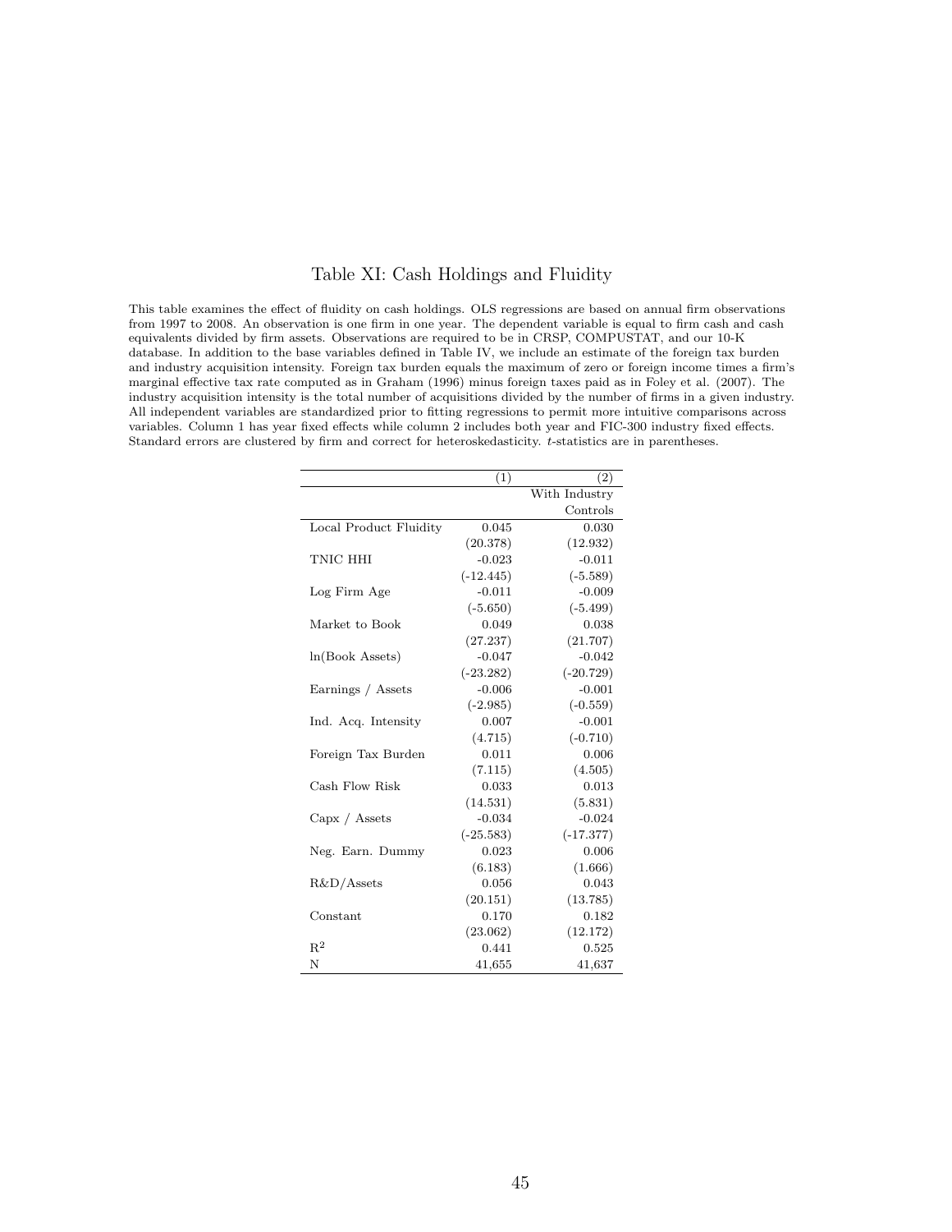# Table XI: Cash Holdings and Fluidity

This table examines the effect of fluidity on cash holdings. OLS regressions are based on annual firm observations from 1997 to 2008. An observation is one firm in one year. The dependent variable is equal to firm cash and cash equivalents divided by firm assets. Observations are required to be in CRSP, COMPUSTAT, and our 10-K database. In addition to the base variables defined in Table IV, we include an estimate of the foreign tax burden and industry acquisition intensity. Foreign tax burden equals the maximum of zero or foreign income times a firm's marginal effective tax rate computed as in Graham (1996) minus foreign taxes paid as in Foley et al. (2007). The industry acquisition intensity is the total number of acquisitions divided by the number of firms in a given industry. All independent variables are standardized prior to fitting regressions to permit more intuitive comparisons across variables. Column 1 has year fixed effects while column 2 includes both year and FIC-300 industry fixed effects. Standard errors are clustered by firm and correct for heteroskedasticity. *t*-statistics are in parentheses.

| | (1) | (2) With Industry Controls |
|---|---|---|
| Local Product Fluidity | 0.045 | 0.030 |
| | (20.378) | (12.932) |
| TNIC HHI | -0.023 | -0.011 |
| | (-12.445) | (-5.589) |
| Log Firm Age | -0.011 | -0.009 |
| | (-5.650) | (-5.499) |
| Market to Book | 0.049 | 0.038 |
| | (27.237) | (21.707) |
| ln(Book Assets) | -0.047 | -0.042 |
| | (-23.282) | (-20.729) |
| Earnings / Assets | -0.006 | -0.001 |
| | (-2.985) | (-0.559) |
| Ind. Acq. Intensity | 0.007 | -0.001 |
| | (4.715) | (-0.710) |
| Foreign Tax Burden | 0.011 | 0.006 |
| | (7.115) | (4.505) |
| Cash Flow Risk | 0.033 | 0.013 |
| | (14.531) | (5.831) |
| Capx / Assets | -0.034 | -0.024 |
| | (-25.583) | (-17.377) |
| Neg. Earn. Dummy | 0.023 | 0.006 |
| | (6.183) | (1.666) |
| R&D/Assets | 0.056 | 0.043 |
| | (20.151) | (13.785) |
| Constant | 0.170 | 0.182 |
| | (23.062) | (12.172) |
| $R^2$ | 0.441 | 0.525 |
| N | 41,655 | 41,637 |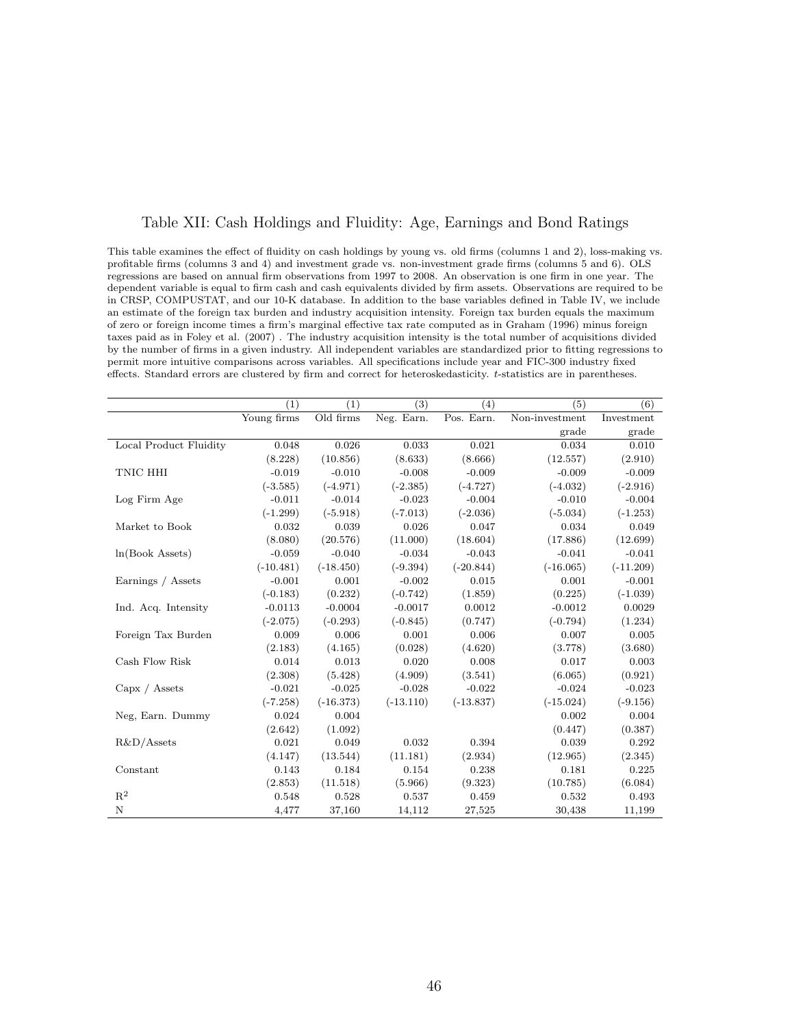## Table XII: Cash Holdings and Fluidity: Age, Earnings and Bond Ratings

This table examines the effect of fluidity on cash holdings by young vs. old firms (columns 1 and 2), loss-making vs. profitable firms (columns 3 and 4) and investment grade vs. non-investment grade firms (columns 5 and 6). OLS regressions are based on annual firm observations from 1997 to 2008. An observation is one firm in one year. The dependent variable is equal to firm cash and cash equivalents divided by firm assets. Observations are required to be in CRSP, COMPUSTAT, and our 10-K database. In addition to the base variables defined in Table IV, we include an estimate of the foreign tax burden and industry acquisition intensity. Foreign tax burden equals the maximum of zero or foreign income times a firm's marginal effective tax rate computed as in Graham (1996) minus foreign taxes paid as in Foley et al. (2007) . The industry acquisition intensity is the total number of acquisitions divided by the number of firms in a given industry. All independent variables are standardized prior to fitting regressions to permit more intuitive comparisons across variables. All specifications include year and FIC-300 industry fixed effects. Standard errors are clustered by firm and correct for heteroskedasticity. *t*-statistics are in parentheses.

| | (1) | (1) | (3) | (4) | (5) | (6) |
|---|---|---|---|---|---|---|
| | Young firms | Old firms | Neg. Earn. | Pos. Earn. | Non-investment grade | Investment grade |
| Local Product Fluidity | 0.048 | 0.026 | 0.033 | 0.021 | 0.034 | 0.010 |
| | (8.228) | (10.856) | (8.633) | (8.666) | (12.557) | (2.910) |
| TNIC HHI | -0.019 | -0.010 | -0.008 | -0.009 | -0.009 | -0.009 |
| | (-3.585) | (-4.971) | (-2.385) | (-4.727) | (-4.032) | (-2.916) |
| Log Firm Age | -0.011 | -0.014 | -0.023 | -0.004 | -0.010 | -0.004 |
| | (-1.299) | (-5.918) | (-7.013) | (-2.036) | (-5.034) | (-1.253) |
| Market to Book | 0.032 | 0.039 | 0.026 | 0.047 | 0.034 | 0.049 |
| | (8.080) | (20.576) | (11.000) | (18.604) | (17.886) | (12.699) |
| ln(Book Assets) | -0.059 | -0.040 | -0.034 | -0.043 | -0.041 | -0.041 |
| | (-10.481) | (-18.450) | (-9.394) | (-20.844) | (-16.065) | (-11.209) |
| Earnings / Assets | -0.001 | 0.001 | -0.002 | 0.015 | 0.001 | -0.001 |
| | (-0.183) | (0.232) | (-0.742) | (1.859) | (0.225) | (-1.039) |
| Ind. Acq. Intensity | -0.0113 | -0.0004 | -0.0017 | 0.0012 | -0.0012 | 0.0029 |
| | (-2.075) | (-0.293) | (-0.845) | (0.747) | (-0.794) | (1.234) |
| Foreign Tax Burden | 0.009 | 0.006 | 0.001 | 0.006 | 0.007 | 0.005 |
| | (2.183) | (4.165) | (0.028) | (4.620) | (3.778) | (3.680) |
| Cash Flow Risk | 0.014 | 0.013 | 0.020 | 0.008 | 0.017 | 0.003 |
| | (2.308) | (5.428) | (4.909) | (3.541) | (6.065) | (0.921) |
| Capx / Assets | -0.021 | -0.025 | -0.028 | -0.022 | -0.024 | -0.023 |
| | (-7.258) | (-16.373) | (-13.110) | (-13.837) | (-15.024) | (-9.156) |
| Neg, Earn. Dummy | 0.024 | 0.004 | | | 0.002 | 0.004 |
| | (2.642) | (1.092) | | | (0.447) | (0.387) |
| R&D/Assets | 0.021 | 0.049 | 0.032 | 0.394 | 0.039 | 0.292 |
| | (4.147) | (13.544) | (11.181) | (2.934) | (12.965) | (2.345) |
| Constant | 0.143 | 0.184 | 0.154 | 0.238 | 0.181 | 0.225 |
| | (2.853) | (11.518) | (5.966) | (9.323) | (10.785) | (6.084) |
| $R^2$ | 0.548 | 0.528 | 0.537 | 0.459 | 0.532 | 0.493 |
| N | 4,477 | 37,160 | 14,112 | 27,525 | 30,438 | 11,199 |